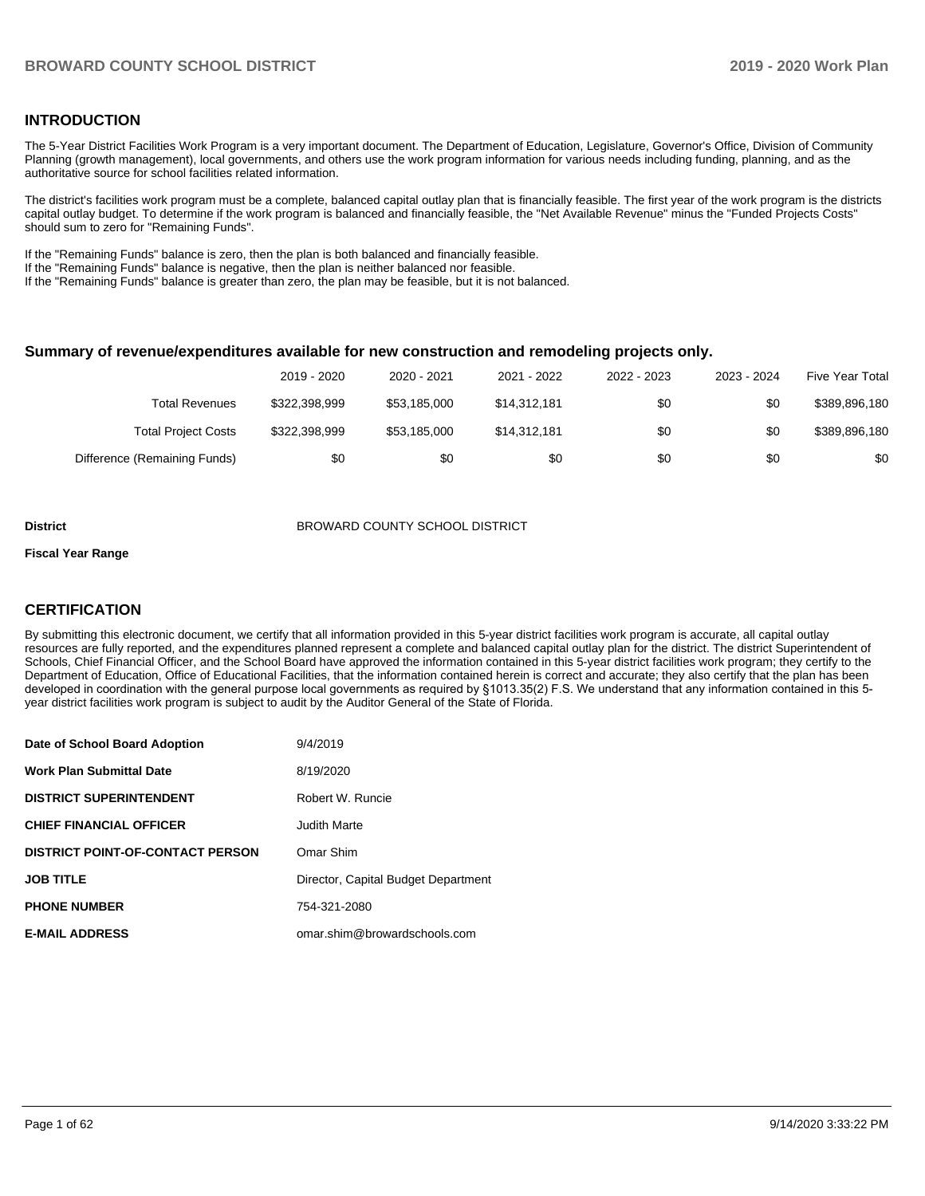## INTRODUCTION

The 5-Year District Facilities Work Program is a very important document. The Department of Education, Legislature, Governor's Office, Division of Community Planning (growth management), local governments, and others use the work program information for various needs including funding, planning, and as the authoritative source for school facilities related information.

The district's facilities work program must be a complete, balanced capital outlay plan that is financially feasible. The first year of the work program is the districts capital outlay budget. To determine if the work program is balanced and financially feasible, the "Net Available Revenue" minus the "Funded Projects Costs" should sum to zero for "Remaining Funds".

If the "Remaining Funds" balance is zero, then the plan is both balanced and financially feasible.
If the "Remaining Funds" balance is negative, then the plan is neither balanced nor feasible.
If the "Remaining Funds" balance is greater than zero, the plan may be feasible, but it is not balanced.

### Summary of revenue/expenditures available for new construction and remodeling projects only.

| | 2019 - 2020 | 2020 - 2021 | 2021 - 2022 | 2022 - 2023 | 2023 - 2024 | Five Year Total |
|---|---|---|---|---|---|---|
| Total Revenues | $322,398,999 | $53,185,000 | $14,312,181 | $0 | $0 | $389,896,180 |
| Total Project Costs | $322,398,999 | $53,185,000 | $14,312,181 | $0 | $0 | $389,896,180 |
| Difference (Remaining Funds) | $0 | $0 | $0 | $0 | $0 | $0 |

**District** BROWARD COUNTY SCHOOL DISTRICT

**Fiscal Year Range**

## CERTIFICATION

By submitting this electronic document, we certify that all information provided in this 5-year district facilities work program is accurate, all capital outlay resources are fully reported, and the expenditures planned represent a complete and balanced capital outlay plan for the district. The district Superintendent of Schools, Chief Financial Officer, and the School Board have approved the information contained in this 5-year district facilities work program; they certify to the Department of Education, Office of Educational Facilities, that the information contained herein is correct and accurate; they also certify that the plan has been developed in coordination with the general purpose local governments as required by §1013.35(2) F.S. We understand that any information contained in this 5-year district facilities work program is subject to audit by the Auditor General of the State of Florida.

| | |
|---|---|
| **Date of School Board Adoption** | 9/4/2019 |
| **Work Plan Submittal Date** | 8/19/2020 |
| **DISTRICT SUPERINTENDENT** | Robert W. Runcie |
| **CHIEF FINANCIAL OFFICER** | Judith Marte |
| **DISTRICT POINT-OF-CONTACT PERSON** | Omar Shim |
| **JOB TITLE** | Director, Capital Budget Department |
| **PHONE NUMBER** | 754-321-2080 |
| **E-MAIL ADDRESS** | omar.shim@browardschools.com |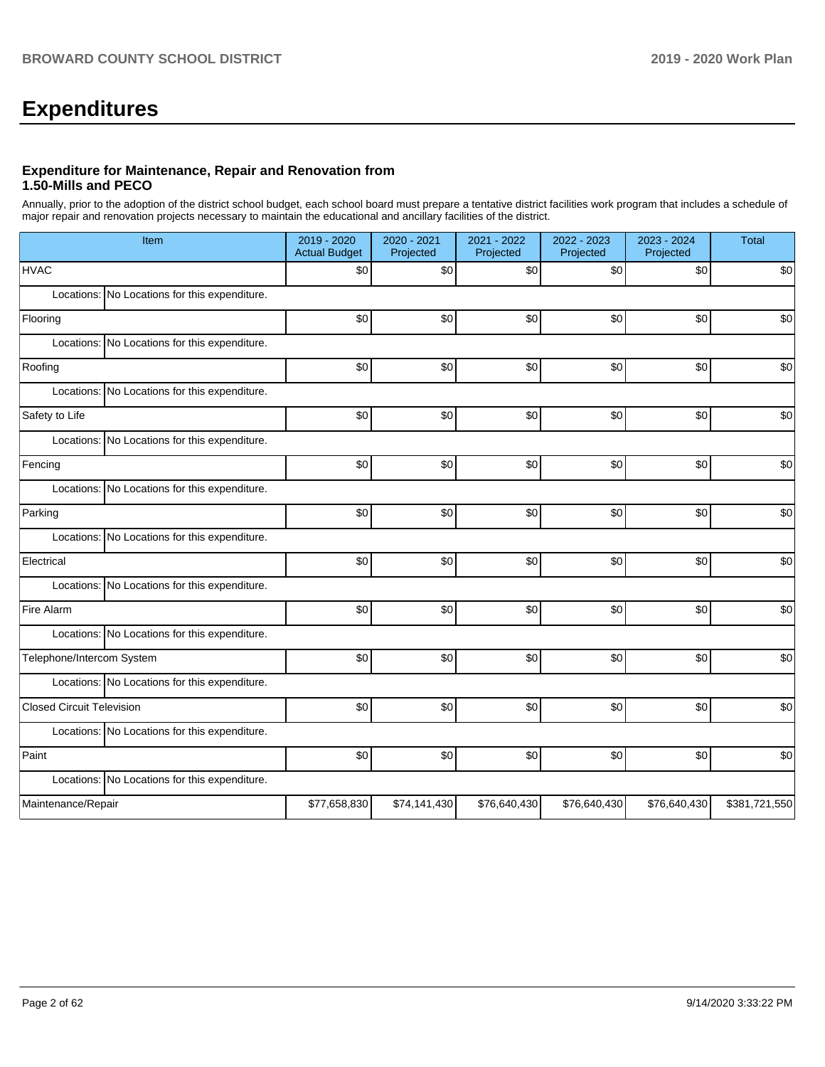# Expenditures

### Expenditure for Maintenance, Repair and Renovation from 1.50-Mills and PECO

Annually, prior to the adoption of the district school budget, each school board must prepare a tentative district facilities work program that includes a schedule of major repair and renovation projects necessary to maintain the educational and ancillary facilities of the district.

| Item | 2019 - 2020 Actual Budget | 2020 - 2021 Projected | 2021 - 2022 Projected | 2022 - 2023 Projected | 2023 - 2024 Projected | Total |
|---|---|---|---|---|---|---|
| HVAC | $0 | $0 | $0 | $0 | $0 | $0 |
| Locations: No Locations for this expenditure. | | | | | | |
| Flooring | $0 | $0 | $0 | $0 | $0 | $0 |
| Locations: No Locations for this expenditure. | | | | | | |
| Roofing | $0 | $0 | $0 | $0 | $0 | $0 |
| Locations: No Locations for this expenditure. | | | | | | |
| Safety to Life | $0 | $0 | $0 | $0 | $0 | $0 |
| Locations: No Locations for this expenditure. | | | | | | |
| Fencing | $0 | $0 | $0 | $0 | $0 | $0 |
| Locations: No Locations for this expenditure. | | | | | | |
| Parking | $0 | $0 | $0 | $0 | $0 | $0 |
| Locations: No Locations for this expenditure. | | | | | | |
| Electrical | $0 | $0 | $0 | $0 | $0 | $0 |
| Locations: No Locations for this expenditure. | | | | | | |
| Fire Alarm | $0 | $0 | $0 | $0 | $0 | $0 |
| Locations: No Locations for this expenditure. | | | | | | |
| Telephone/Intercom System | $0 | $0 | $0 | $0 | $0 | $0 |
| Locations: No Locations for this expenditure. | | | | | | |
| Closed Circuit Television | $0 | $0 | $0 | $0 | $0 | $0 |
| Locations: No Locations for this expenditure. | | | | | | |
| Paint | $0 | $0 | $0 | $0 | $0 | $0 |
| Locations: No Locations for this expenditure. | | | | | | |
| Maintenance/Repair | $77,658,830 | $74,141,430 | $76,640,430 | $76,640,430 | $76,640,430 | $381,721,550 |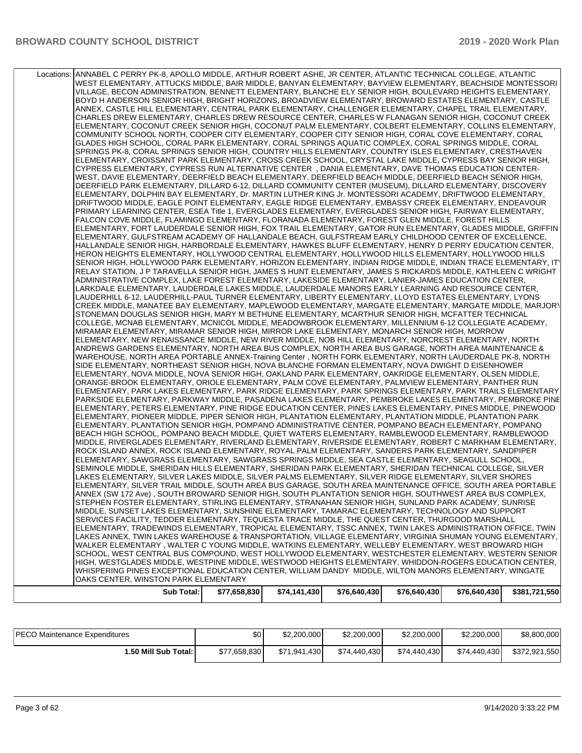| | | | | | | |
|---|---|---|---|---|---|---|
| Locations: | ANNABEL C PERRY PK-8, APOLLO MIDDLE, ARTHUR ROBERT ASHE, JR CENTER, ATLANTIC TECHNICAL COLLEGE, ATLANTIC WEST ELEMENTARY, ATTUCKS MIDDLE, BAIR MIDDLE, BANYAN ELEMENTARY, BAYVIEW ELEMENTARY, BEACHSIDE MONTESSORI VILLAGE, BECON ADMINISTRATION, BENNETT ELEMENTARY, BLANCHE ELY SENIOR HIGH, BOULEVARD HEIGHTS ELEMENTARY, BOYD H ANDERSON SENIOR HIGH, BRIGHT HORIZONS, BROADVIEW ELEMENTARY, BROWARD ESTATES ELEMENTARY, CASTLE ANNEX, CASTLE HILL ELEMENTARY, CENTRAL PARK ELEMENTARY, CHALLENGER ELEMENTARY, CHAPEL TRAIL ELEMENTARY, CHARLES DREW ELEMENTARY, CHARLES DREW RESOURCE CENTER, CHARLES W FLANAGAN SENIOR HIGH, COCONUT CREEK ELEMENTARY, COCONUT CREEK SENIOR HIGH, COCONUT PALM ELEMENTARY, COLBERT ELEMENTARY, COLLINS ELEMENTARY, COMMUNITY SCHOOL NORTH, COOPER CITY ELEMENTARY, COOPER CITY SENIOR HIGH, CORAL COVE ELEMENTARY, CORAL GLADES HIGH SCHOOL, CORAL PARK ELEMENTARY, CORAL SPRINGS AQUATIC COMPLEX, CORAL SPRINGS MIDDLE, CORAL SPRINGS PK-8, CORAL SPRINGS SENIOR HIGH, COUNTRY HILLS ELEMENTARY, COUNTRY ISLES ELEMENTARY, CRESTHAVEN ELEMENTARY, CROISSANT PARK ELEMENTARY, CROSS CREEK SCHOOL, CRYSTAL LAKE MIDDLE, CYPRESS BAY SENIOR HIGH, CYPRESS ELEMENTARY, CYPRESS RUN ALTERNATIVE CENTER , DANIA ELEMENTARY, DAVE THOMAS EDUCATION CENTER-WEST, DAVIE ELEMENTARY, DEERFIELD BEACH ELEMENTARY, DEERFIELD BEACH MIDDLE, DEERFIELD BEACH SENIOR HIGH, DEERFIELD PARK ELEMENTARY, DILLARD 6-12, DILLARD COMMUNITY CENTER (MUSEUM), DILLARD ELEMENTARY, DISCOVERY ELEMENTARY, DOLPHIN BAY ELEMENTARY, Dr. MARTIN LUTHER KING Jr. MONTESSORI ACADEMY, DRIFTWOOD ELEMENTARY, DRIFTWOOD MIDDLE, EAGLE POINT ELEMENTARY, EAGLE RIDGE ELEMENTARY, EMBASSY CREEK ELEMENTARY, ENDEAVOUR PRIMARY LEARNING CENTER, ESEA Title 1, EVERGLADES ELEMENTARY, EVERGLADES SENIOR HIGH, FAIRWAY ELEMENTARY, FALCON COVE MIDDLE, FLAMINGO ELEMENTARY, FLORANADA ELEMENTARY, FOREST GLEN MIDDLE, FOREST HILLS ELEMENTARY, FORT LAUDERDALE SENIOR HIGH, FOX TRAIL ELEMENTARY, GATOR RUN ELEMENTARY, GLADES MIDDLE, GRIFFIN ELEMENTARY, GULFSTREAM ACADEMY OF HALLANDALE BEACH, GULFSTREAM EARLY CHILDHOOD CENTER OF EXCELLENCE, HALLANDALE SENIOR HIGH, HARBORDALE ELEMENTARY, HAWKES BLUFF ELEMENTARY, HENRY D PERRY EDUCATION CENTER, HERON HEIGHTS ELEMENTARY, HOLLYWOOD CENTRAL ELEMENTARY, HOLLYWOOD HILLS ELEMENTARY, HOLLYWOOD HILLS SENIOR HIGH, HOLLYWOOD PARK ELEMENTARY, HORIZON ELEMENTARY, INDIAN RIDGE MIDDLE, INDIAN TRACE ELEMENTARY, ITV RELAY STATION, J P TARAVELLA SENIOR HIGH, JAMES S HUNT ELEMENTARY, JAMES S RICKARDS MIDDLE, KATHLEEN C WRIGHT ADMINISTRATIVE COMPLEX, LAKE FOREST ELEMENTARY, LAKESIDE ELEMENTARY, LANIER-JAMES EDUCATION CENTER, LARKDALE ELEMENTARY, LAUDERDALE LAKES MIDDLE, LAUDERDALE MANORS EARLY LEARNING AND RESOURCE CENTER, LAUDERHILL 6-12, LAUDERHILL-PAUL TURNER ELEMENTARY, LIBERTY ELEMENTARY, LLOYD ESTATES ELEMENTARY, LYONS CREEK MIDDLE, MANATEE BAY ELEMENTARY, MAPLEWOOD ELEMENTARY, MARGATE ELEMENTARY, MARGATE MIDDLE, MARJORY STONEMAN DOUGLAS SENIOR HIGH, MARY M BETHUNE ELEMENTARY, MCARTHUR SENIOR HIGH, MCFATTER TECHNICAL COLLEGE, MCNAB ELEMENTARY, MCNICOL MIDDLE, MEADOWBROOK ELEMENTARY, MILLENNIUM 6-12 COLLEGIATE ACADEMY, MIRAMAR ELEMENTARY, MIRAMAR SENIOR HIGH, MIRROR LAKE ELEMENTARY, MONARCH SENIOR HIGH, MORROW ELEMENTARY, NEW RENAISSANCE MIDDLE, NEW RIVER MIDDLE, NOB HILL ELEMENTARY, NORCREST ELEMENTARY, NORTH ANDREWS GARDENS ELEMENTARY, NORTH AREA BUS COMPLEX, NORTH AREA BUS GARAGE, NORTH AREA MAINTENANCE & WAREHOUSE, NORTH AREA PORTABLE ANNEX-Training Center , NORTH FORK ELEMENTARY, NORTH LAUDERDALE PK-8, NORTH SIDE ELEMENTARY, NORTHEAST SENIOR HIGH, NOVA BLANCHE FORMAN ELEMENTARY, NOVA DWIGHT D EISENHOWER ELEMENTARY, NOVA MIDDLE, NOVA SENIOR HIGH, OAKLAND PARK ELEMENTARY, OAKRIDGE ELEMENTARY, OLSEN MIDDLE, ORANGE-BROOK ELEMENTARY, ORIOLE ELEMENTARY, PALM COVE ELEMENTARY, PALMVIEW ELEMENTARY, PANTHER RUN ELEMENTARY, PARK LAKES ELEMENTARY, PARK RIDGE ELEMENTARY, PARK SPRINGS ELEMENTARY, PARK TRAILS ELEMENTARY, PARKSIDE ELEMENTARY, PARKWAY MIDDLE, PASADENA LAKES ELEMENTARY, PEMBROKE LAKES ELEMENTARY, PEMBROKE PINES ELEMENTARY, PETERS ELEMENTARY, PINE RIDGE EDUCATION CENTER, PINES LAKES ELEMENTARY, PINES MIDDLE, PINEWOOD ELEMENTARY, PIONEER MIDDLE, PIPER SENIOR HIGH, PLANTATION ELEMENTARY, PLANTATION MIDDLE, PLANTATION PARK ELEMENTARY, PLANTATION SENIOR HIGH, POMPANO ADMINISTRATIVE CENTER, POMPANO BEACH ELEMENTARY, POMPANO BEACH HIGH SCHOOL, POMPANO BEACH MIDDLE, QUIET WATERS ELEMENTARY, RAMBLEWOOD ELEMENTARY, RAMBLEWOOD MIDDLE, RIVERGLADES ELEMENTARY, RIVERLAND ELEMENTARY, RIVERSIDE ELEMENTARY, ROBERT C MARKHAM ELEMENTARY, ROCK ISLAND ANNEX, ROCK ISLAND ELEMENTARY, ROYAL PALM ELEMENTARY, SANDERS PARK ELEMENTARY, SANDPIPER ELEMENTARY, SAWGRASS ELEMENTARY, SAWGRASS SPRINGS MIDDLE, SEA CASTLE ELEMENTARY, SEAGULL SCHOOL, SEMINOLE MIDDLE, SHERIDAN HILLS ELEMENTARY, SHERIDAN PARK ELEMENTARY, SHERIDAN TECHNICAL COLLEGE, SILVER LAKES ELEMENTARY, SILVER LAKES MIDDLE, SILVER PALMS ELEMENTARY, SILVER RIDGE ELEMENTARY, SILVER SHORES ELEMENTARY, SILVER TRAIL MIDDLE, SOUTH AREA BUS GARAGE, SOUTH AREA MAINTENANCE OFFICE, SOUTH AREA PORTABLE ANNEX (SW 172 Ave) , SOUTH BROWARD SENIOR HIGH, SOUTH PLANTATION SENIOR HIGH, SOUTHWEST AREA BUS COMPLEX, STEPHEN FOSTER ELEMENTARY, STIRLING ELEMENTARY, STRANAHAN SENIOR HIGH, SUNLAND PARK ACADEMY, SUNRISE MIDDLE, SUNSET LAKES ELEMENTARY, SUNSHINE ELEMENTARY, TAMARAC ELEMENTARY, TECHNOLOGY AND SUPPORT SERVICES FACILITY, TEDDER ELEMENTARY, TEQUESTA TRACE MIDDLE, THE QUEST CENTER, THURGOOD MARSHALL ELEMENTARY, TRADEWINDS ELEMENTARY, TROPICAL ELEMENTARY, TSSC ANNEX, TWIN LAKES ADMINISTRATION OFFICE, TWIN LAKES ANNEX, TWIN LAKES WAREHOUSE & TRANSPORTATION, VILLAGE ELEMENTARY, VIRGINIA SHUMAN YOUNG ELEMENTARY, WALKER ELEMENTARY , WALTER C YOUNG MIDDLE, WATKINS ELEMENTARY, WELLEBY ELEMENTARY, WEST BROWARD HIGH SCHOOL, WEST CENTRAL BUS COMPOUND, WEST HOLLYWOOD ELEMENTARY, WESTCHESTER ELEMENTARY, WESTERN SENIOR HIGH, WESTGLADES MIDDLE, WESTPINE MIDDLE, WESTWOOD HEIGHTS ELEMENTARY, WHIDDON-ROGERS EDUCATION CENTER, WHISPERING PINES EXCEPTIONAL EDUCATION CENTER, WILLIAM DANDY MIDDLE, WILTON MANORS ELEMENTARY, WINGATE OAKS CENTER, WINSTON PARK ELEMENTARY | | | | | |
| **Sub Total:** | $77,658,830 | $74,141,430 | $76,640,430 | $76,640,430 | $76,640,430 | $381,721,550 |

| | | | | | | |
|---|---|---|---|---|---|---|
| PECO Maintenance Expenditures | $0 | $2,200,000 | $2,200,000 | $2,200,000 | $2,200,000 | $8,800,000 |
| **1.50 Mill Sub Total:** | $77,658,830 | $71,941,430 | $74,440,430 | $74,440,430 | $74,440,430 | $372,921,550 |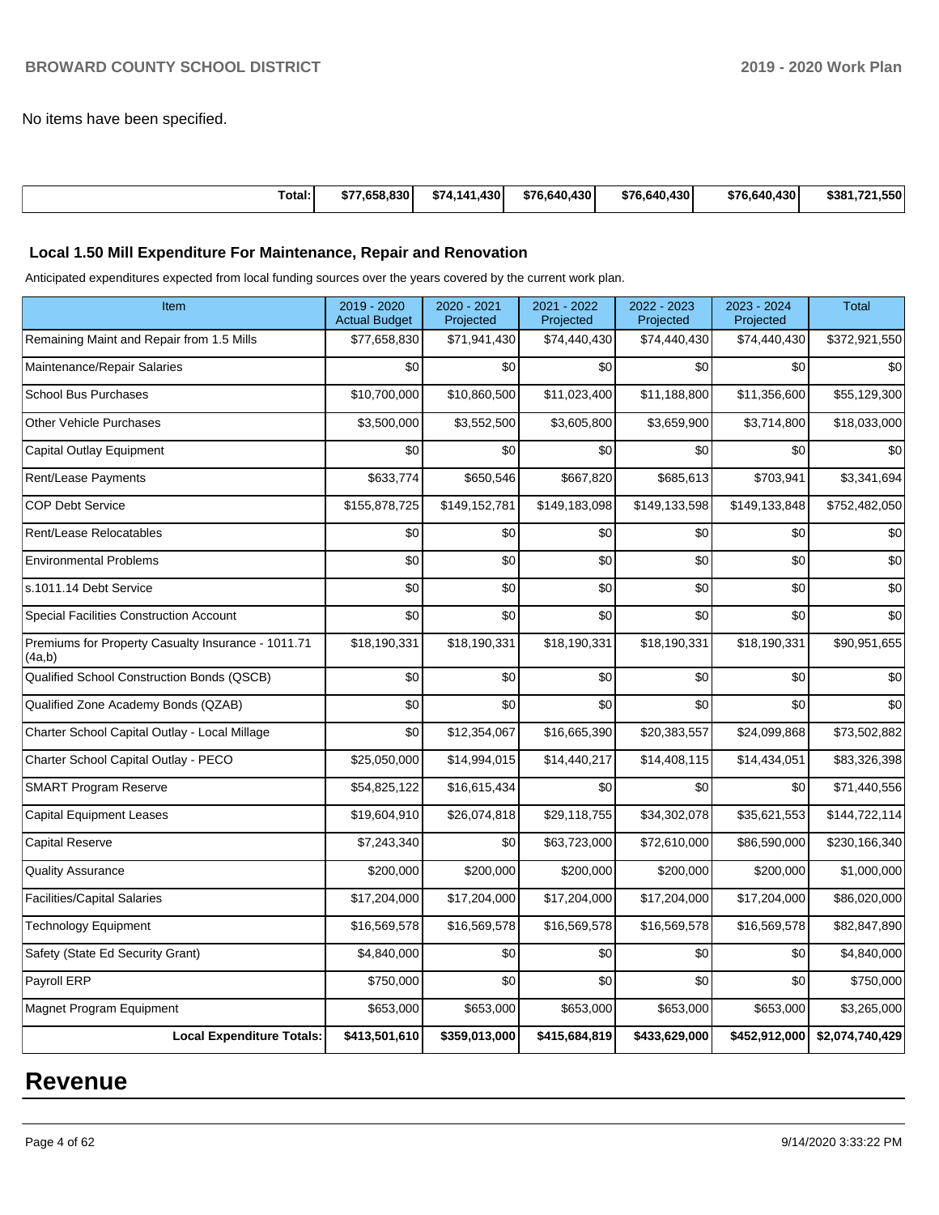No items have been specified.

| Total: | $77,658,830 | $74,141,430 | $76,640,430 | $76,640,430 | $76,640,430 | $381,721,550 |
|---|---|---|---|---|---|---|

### Local 1.50 Mill Expenditure For Maintenance, Repair and Renovation

Anticipated expenditures expected from local funding sources over the years covered by the current work plan.

| Item | 2019 - 2020 Actual Budget | 2020 - 2021 Projected | 2021 - 2022 Projected | 2022 - 2023 Projected | 2023 - 2024 Projected | Total |
|---|---|---|---|---|---|---|
| Remaining Maint and Repair from 1.5 Mills | $77,658,830 | $71,941,430 | $74,440,430 | $74,440,430 | $74,440,430 | $372,921,550 |
| Maintenance/Repair Salaries | $0 | $0 | $0 | $0 | $0 | $0 |
| School Bus Purchases | $10,700,000 | $10,860,500 | $11,023,400 | $11,188,800 | $11,356,600 | $55,129,300 |
| Other Vehicle Purchases | $3,500,000 | $3,552,500 | $3,605,800 | $3,659,900 | $3,714,800 | $18,033,000 |
| Capital Outlay Equipment | $0 | $0 | $0 | $0 | $0 | $0 |
| Rent/Lease Payments | $633,774 | $650,546 | $667,820 | $685,613 | $703,941 | $3,341,694 |
| COP Debt Service | $155,878,725 | $149,152,781 | $149,183,098 | $149,133,598 | $149,133,848 | $752,482,050 |
| Rent/Lease Relocatables | $0 | $0 | $0 | $0 | $0 | $0 |
| Environmental Problems | $0 | $0 | $0 | $0 | $0 | $0 |
| s.1011.14 Debt Service | $0 | $0 | $0 | $0 | $0 | $0 |
| Special Facilities Construction Account | $0 | $0 | $0 | $0 | $0 | $0 |
| Premiums for Property Casualty Insurance - 1011.71 (4a,b) | $18,190,331 | $18,190,331 | $18,190,331 | $18,190,331 | $18,190,331 | $90,951,655 |
| Qualified School Construction Bonds (QSCB) | $0 | $0 | $0 | $0 | $0 | $0 |
| Qualified Zone Academy Bonds (QZAB) | $0 | $0 | $0 | $0 | $0 | $0 |
| Charter School Capital Outlay - Local Millage | $0 | $12,354,067 | $16,665,390 | $20,383,557 | $24,099,868 | $73,502,882 |
| Charter School Capital Outlay - PECO | $25,050,000 | $14,994,015 | $14,440,217 | $14,408,115 | $14,434,051 | $83,326,398 |
| SMART Program Reserve | $54,825,122 | $16,615,434 | $0 | $0 | $0 | $71,440,556 |
| Capital Equipment Leases | $19,604,910 | $26,074,818 | $29,118,755 | $34,302,078 | $35,621,553 | $144,722,114 |
| Capital Reserve | $7,243,340 | $0 | $63,723,000 | $72,610,000 | $86,590,000 | $230,166,340 |
| Quality Assurance | $200,000 | $200,000 | $200,000 | $200,000 | $200,000 | $1,000,000 |
| Facilities/Capital Salaries | $17,204,000 | $17,204,000 | $17,204,000 | $17,204,000 | $17,204,000 | $86,020,000 |
| Technology Equipment | $16,569,578 | $16,569,578 | $16,569,578 | $16,569,578 | $16,569,578 | $82,847,890 |
| Safety (State Ed Security Grant) | $4,840,000 | $0 | $0 | $0 | $0 | $4,840,000 |
| Payroll ERP | $750,000 | $0 | $0 | $0 | $0 | $750,000 |
| Magnet Program Equipment | $653,000 | $653,000 | $653,000 | $653,000 | $653,000 | $3,265,000 |
| **Local Expenditure Totals:** | **$413,501,610** | **$359,013,000** | **$415,684,819** | **$433,629,000** | **$452,912,000** | **$2,074,740,429** |

# Revenue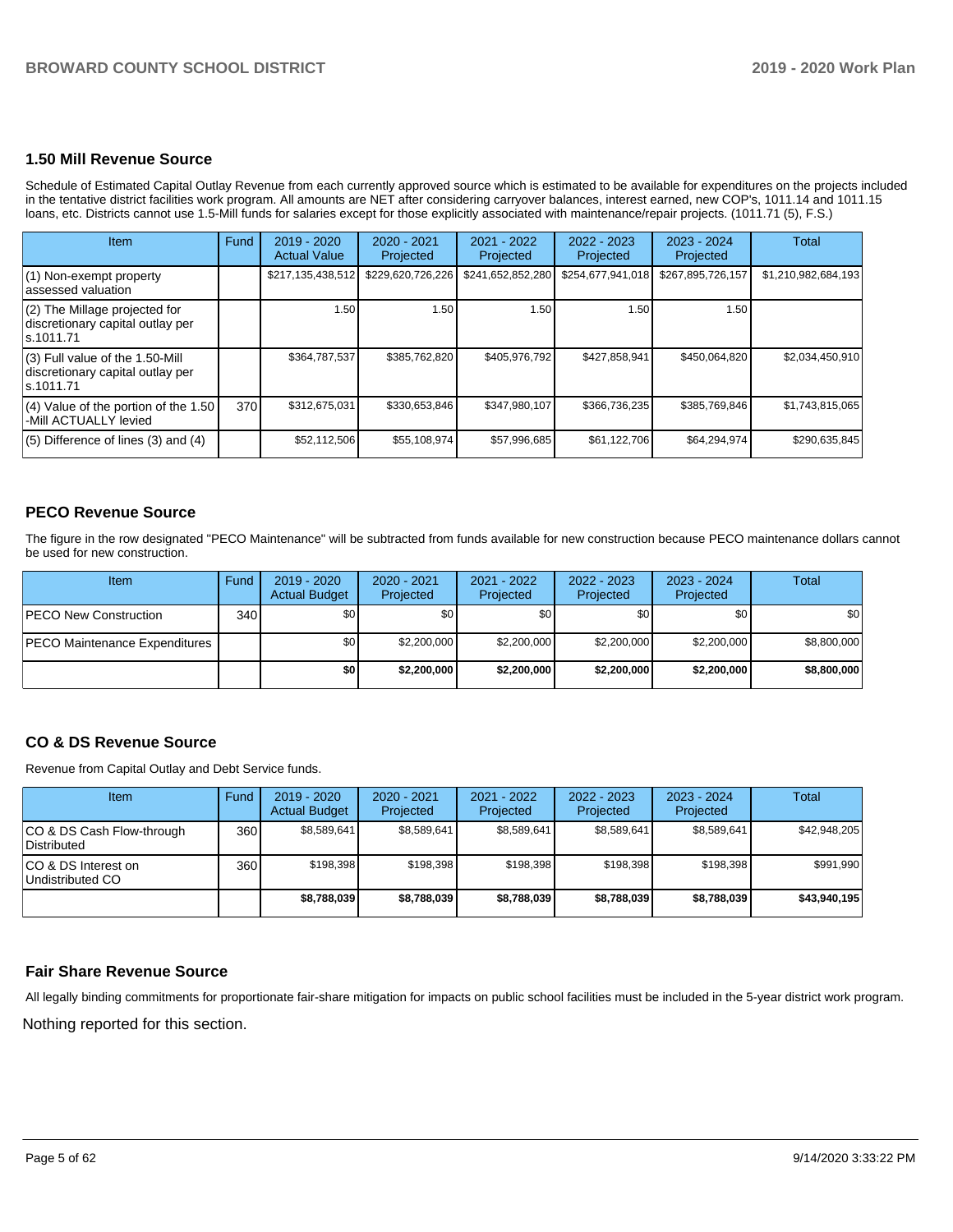## 1.50 Mill Revenue Source

Schedule of Estimated Capital Outlay Revenue from each currently approved source which is estimated to be available for expenditures on the projects included in the tentative district facilities work program. All amounts are NET after considering carryover balances, interest earned, new COP's, 1011.14 and 1011.15 loans, etc. Districts cannot use 1.5-Mill funds for salaries except for those explicitly associated with maintenance/repair projects. (1011.71 (5), F.S.)

| Item | Fund | 2019 - 2020 Actual Value | 2020 - 2021 Projected | 2021 - 2022 Projected | 2022 - 2023 Projected | 2023 - 2024 Projected | Total |
|---|---|---|---|---|---|---|---|
| (1) Non-exempt property assessed valuation | | $217,135,438,512 | $229,620,726,226 | $241,652,852,280 | $254,677,941,018 | $267,895,726,157 | $1,210,982,684,193 |
| (2) The Millage projected for discretionary capital outlay per s.1011.71 | | 1.50 | 1.50 | 1.50 | 1.50 | 1.50 | |
| (3) Full value of the 1.50-Mill discretionary capital outlay per s.1011.71 | | $364,787,537 | $385,762,820 | $405,976,792 | $427,858,941 | $450,064,820 | $2,034,450,910 |
| (4) Value of the portion of the 1.50 -Mill ACTUALLY levied | 370 | $312,675,031 | $330,653,846 | $347,980,107 | $366,736,235 | $385,769,846 | $1,743,815,065 |
| (5) Difference of lines (3) and (4) | | $52,112,506 | $55,108,974 | $57,996,685 | $61,122,706 | $64,294,974 | $290,635,845 |

## PECO Revenue Source

The figure in the row designated "PECO Maintenance" will be subtracted from funds available for new construction because PECO maintenance dollars cannot be used for new construction.

| Item | Fund | 2019 - 2020 Actual Budget | 2020 - 2021 Projected | 2021 - 2022 Projected | 2022 - 2023 Projected | 2023 - 2024 Projected | Total |
|---|---|---|---|---|---|---|---|
| PECO New Construction | 340 | $0 | $0 | $0 | $0 | $0 | $0 |
| PECO Maintenance Expenditures | | $0 | $2,200,000 | $2,200,000 | $2,200,000 | $2,200,000 | $8,800,000 |
| | | **$0** | **$2,200,000** | **$2,200,000** | **$2,200,000** | **$2,200,000** | **$8,800,000** |

## CO & DS Revenue Source

Revenue from Capital Outlay and Debt Service funds.

| Item | Fund | 2019 - 2020 Actual Budget | 2020 - 2021 Projected | 2021 - 2022 Projected | 2022 - 2023 Projected | 2023 - 2024 Projected | Total |
|---|---|---|---|---|---|---|---|
| CO & DS Cash Flow-through Distributed | 360 | $8,589,641 | $8,589,641 | $8,589,641 | $8,589,641 | $8,589,641 | $42,948,205 |
| CO & DS Interest on Undistributed CO | 360 | $198,398 | $198,398 | $198,398 | $198,398 | $198,398 | $991,990 |
| | | **$8,788,039** | **$8,788,039** | **$8,788,039** | **$8,788,039** | **$8,788,039** | **$43,940,195** |

## Fair Share Revenue Source

All legally binding commitments for proportionate fair-share mitigation for impacts on public school facilities must be included in the 5-year district work program.

Nothing reported for this section.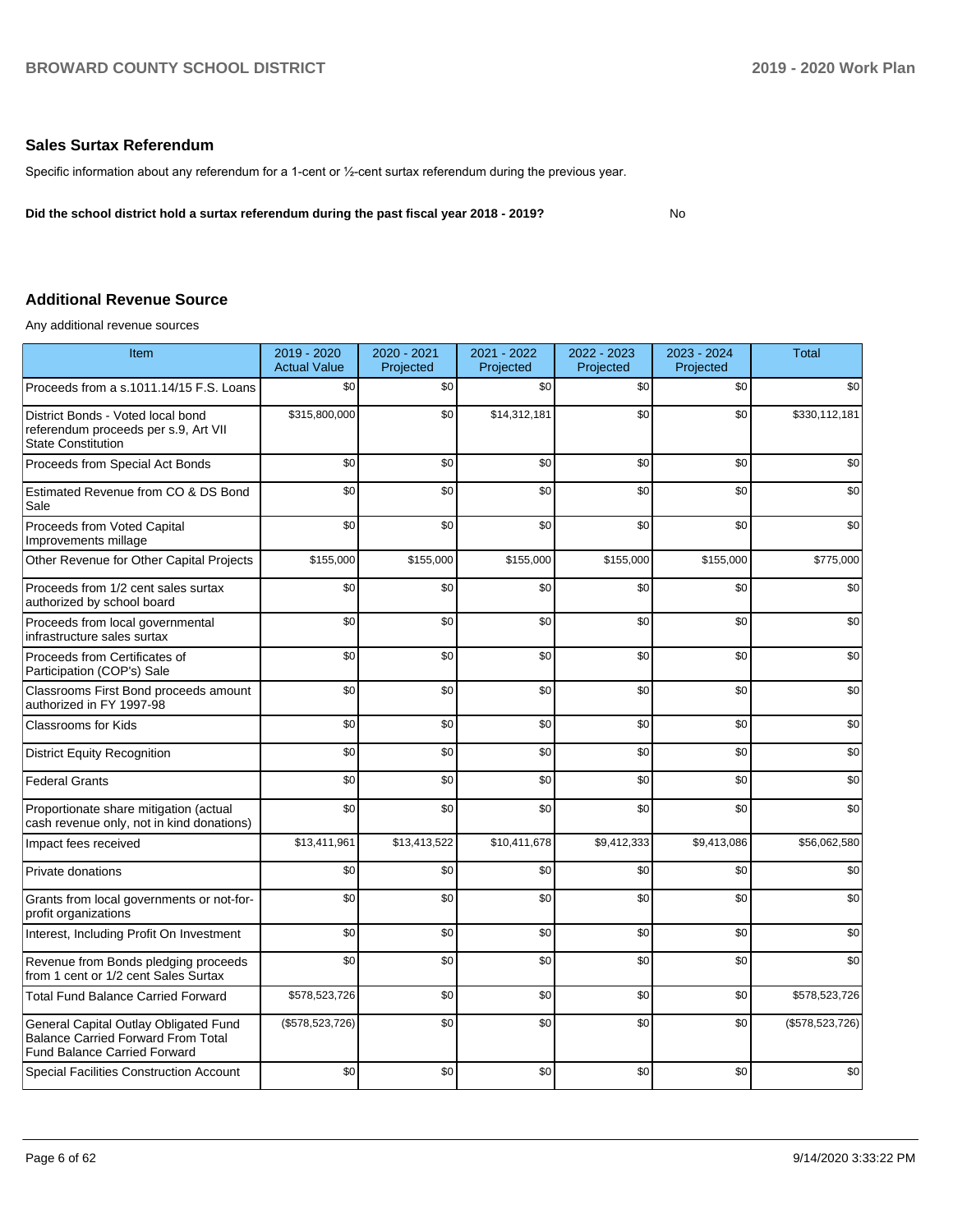## Sales Surtax Referendum

Specific information about any referendum for a 1-cent or ½-cent surtax referendum during the previous year.

**Did the school district hold a surtax referendum during the past fiscal year 2018 - 2019?** No

## Additional Revenue Source

Any additional revenue sources

| Item | 2019 - 2020 Actual Value | 2020 - 2021 Projected | 2021 - 2022 Projected | 2022 - 2023 Projected | 2023 - 2024 Projected | Total |
|---|---|---|---|---|---|---|
| Proceeds from a s.1011.14/15 F.S. Loans | $0 | $0 | $0 | $0 | $0 | $0 |
| District Bonds - Voted local bond referendum proceeds per s.9, Art VII State Constitution | $315,800,000 | $0 | $14,312,181 | $0 | $0 | $330,112,181 |
| Proceeds from Special Act Bonds | $0 | $0 | $0 | $0 | $0 | $0 |
| Estimated Revenue from CO & DS Bond Sale | $0 | $0 | $0 | $0 | $0 | $0 |
| Proceeds from Voted Capital Improvements millage | $0 | $0 | $0 | $0 | $0 | $0 |
| Other Revenue for Other Capital Projects | $155,000 | $155,000 | $155,000 | $155,000 | $155,000 | $775,000 |
| Proceeds from 1/2 cent sales surtax authorized by school board | $0 | $0 | $0 | $0 | $0 | $0 |
| Proceeds from local governmental infrastructure sales surtax | $0 | $0 | $0 | $0 | $0 | $0 |
| Proceeds from Certificates of Participation (COP's) Sale | $0 | $0 | $0 | $0 | $0 | $0 |
| Classrooms First Bond proceeds amount authorized in FY 1997-98 | $0 | $0 | $0 | $0 | $0 | $0 |
| Classrooms for Kids | $0 | $0 | $0 | $0 | $0 | $0 |
| District Equity Recognition | $0 | $0 | $0 | $0 | $0 | $0 |
| Federal Grants | $0 | $0 | $0 | $0 | $0 | $0 |
| Proportionate share mitigation (actual cash revenue only, not in kind donations) | $0 | $0 | $0 | $0 | $0 | $0 |
| Impact fees received | $13,411,961 | $13,413,522 | $10,411,678 | $9,412,333 | $9,413,086 | $56,062,580 |
| Private donations | $0 | $0 | $0 | $0 | $0 | $0 |
| Grants from local governments or not-for-profit organizations | $0 | $0 | $0 | $0 | $0 | $0 |
| Interest, Including Profit On Investment | $0 | $0 | $0 | $0 | $0 | $0 |
| Revenue from Bonds pledging proceeds from 1 cent or 1/2 cent Sales Surtax | $0 | $0 | $0 | $0 | $0 | $0 |
| Total Fund Balance Carried Forward | $578,523,726 | $0 | $0 | $0 | $0 | $578,523,726 |
| General Capital Outlay Obligated Fund Balance Carried Forward From Total Fund Balance Carried Forward | ($578,523,726) | $0 | $0 | $0 | $0 | ($578,523,726) |
| Special Facilities Construction Account | $0 | $0 | $0 | $0 | $0 | $0 |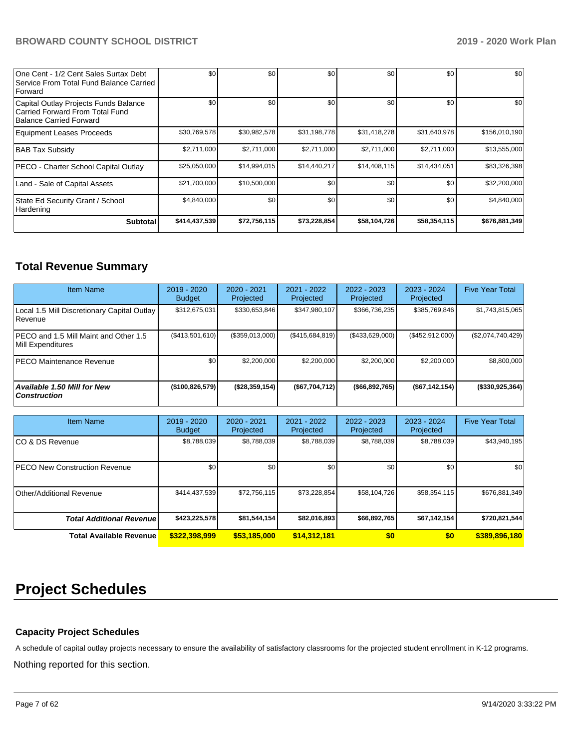| | | | | | | |
|---|---|---|---|---|---|---|
| One Cent - 1/2 Cent Sales Surtax Debt Service From Total Fund Balance Carried Forward | $0 | $0 | $0 | $0 | $0 | $0 |
| Capital Outlay Projects Funds Balance Carried Forward From Total Fund Balance Carried Forward | $0 | $0 | $0 | $0 | $0 | $0 |
| Equipment Leases Proceeds | $30,769,578 | $30,982,578 | $31,198,778 | $31,418,278 | $31,640,978 | $156,010,190 |
| BAB Tax Subsidy | $2,711,000 | $2,711,000 | $2,711,000 | $2,711,000 | $2,711,000 | $13,555,000 |
| PECO - Charter School Capital Outlay | $25,050,000 | $14,994,015 | $14,440,217 | $14,408,115 | $14,434,051 | $83,326,398 |
| Land - Sale of Capital Assets | $21,700,000 | $10,500,000 | $0 | $0 | $0 | $32,200,000 |
| State Ed Security Grant / School Hardening | $4,840,000 | $0 | $0 | $0 | $0 | $4,840,000 |
| **Subtotal** | **$414,437,539** | **$72,756,115** | **$73,228,854** | **$58,104,726** | **$58,354,115** | **$676,881,349** |

## Total Revenue Summary

| Item Name | 2019 - 2020 Budget | 2020 - 2021 Projected | 2021 - 2022 Projected | 2022 - 2023 Projected | 2023 - 2024 Projected | Five Year Total |
|---|---|---|---|---|---|---|
| Local 1.5 Mill Discretionary Capital Outlay Revenue | $312,675,031 | $330,653,846 | $347,980,107 | $366,736,235 | $385,769,846 | $1,743,815,065 |
| PECO and 1.5 Mill Maint and Other 1.5 Mill Expenditures | ($413,501,610) | ($359,013,000) | ($415,684,819) | ($433,629,000) | ($452,912,000) | ($2,074,740,429) |
| PECO Maintenance Revenue | $0 | $2,200,000 | $2,200,000 | $2,200,000 | $2,200,000 | $8,800,000 |
| ***Available 1.50 Mill for New Construction*** | **($100,826,579)** | **($28,359,154)** | **($67,704,712)** | **($66,892,765)** | **($67,142,154)** | **($330,925,364)** |

| Item Name | 2019 - 2020 Budget | 2020 - 2021 Projected | 2021 - 2022 Projected | 2022 - 2023 Projected | 2023 - 2024 Projected | Five Year Total |
|---|---|---|---|---|---|---|
| CO & DS Revenue | $8,788,039 | $8,788,039 | $8,788,039 | $8,788,039 | $8,788,039 | $43,940,195 |
| PECO New Construction Revenue | $0 | $0 | $0 | $0 | $0 | $0 |
| Other/Additional Revenue | $414,437,539 | $72,756,115 | $73,228,854 | $58,104,726 | $58,354,115 | $676,881,349 |
| ***Total Additional Revenue*** | **$423,225,578** | **$81,544,154** | **$82,016,893** | **$66,892,765** | **$67,142,154** | **$720,821,544** |
| **Total Available Revenue** | **$322,398,999** | **$53,185,000** | **$14,312,181** | **$0** | **$0** | **$389,896,180** |

# Project Schedules

### Capacity Project Schedules

A schedule of capital outlay projects necessary to ensure the availability of satisfactory classrooms for the projected student enrollment in K-12 programs.

Nothing reported for this section.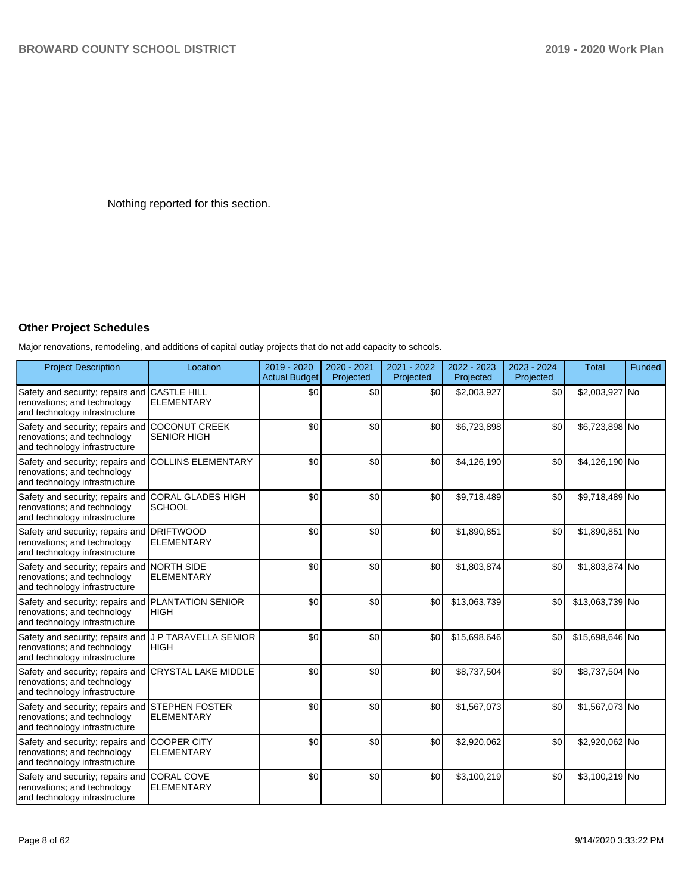Nothing reported for this section.

## Other Project Schedules

Major renovations, remodeling, and additions of capital outlay projects that do not add capacity to schools.

| Project Description | Location | 2019 - 2020 Actual Budget | 2020 - 2021 Projected | 2021 - 2022 Projected | 2022 - 2023 Projected | 2023 - 2024 Projected | Total | Funded |
|---|---|---|---|---|---|---|---|---|
| Safety and security; repairs and renovations; and technology and technology infrastructure | CASTLE HILL ELEMENTARY | $0 | $0 | $0 | $2,003,927 | $0 | $2,003,927 | No |
| Safety and security; repairs and renovations; and technology and technology infrastructure | COCONUT CREEK SENIOR HIGH | $0 | $0 | $0 | $6,723,898 | $0 | $6,723,898 | No |
| Safety and security; repairs and renovations; and technology and technology infrastructure | COLLINS ELEMENTARY | $0 | $0 | $0 | $4,126,190 | $0 | $4,126,190 | No |
| Safety and security; repairs and renovations; and technology and technology infrastructure | CORAL GLADES HIGH SCHOOL | $0 | $0 | $0 | $9,718,489 | $0 | $9,718,489 | No |
| Safety and security; repairs and renovations; and technology and technology infrastructure | DRIFTWOOD ELEMENTARY | $0 | $0 | $0 | $1,890,851 | $0 | $1,890,851 | No |
| Safety and security; repairs and renovations; and technology and technology infrastructure | NORTH SIDE ELEMENTARY | $0 | $0 | $0 | $1,803,874 | $0 | $1,803,874 | No |
| Safety and security; repairs and renovations; and technology and technology infrastructure | PLANTATION SENIOR HIGH | $0 | $0 | $0 | $13,063,739 | $0 | $13,063,739 | No |
| Safety and security; repairs and renovations; and technology and technology infrastructure | J P TARAVELLA SENIOR HIGH | $0 | $0 | $0 | $15,698,646 | $0 | $15,698,646 | No |
| Safety and security; repairs and renovations; and technology and technology infrastructure | CRYSTAL LAKE MIDDLE | $0 | $0 | $0 | $8,737,504 | $0 | $8,737,504 | No |
| Safety and security; repairs and renovations; and technology and technology infrastructure | STEPHEN FOSTER ELEMENTARY | $0 | $0 | $0 | $1,567,073 | $0 | $1,567,073 | No |
| Safety and security; repairs and renovations; and technology and technology infrastructure | COOPER CITY ELEMENTARY | $0 | $0 | $0 | $2,920,062 | $0 | $2,920,062 | No |
| Safety and security; repairs and renovations; and technology and technology infrastructure | CORAL COVE ELEMENTARY | $0 | $0 | $0 | $3,100,219 | $0 | $3,100,219 | No |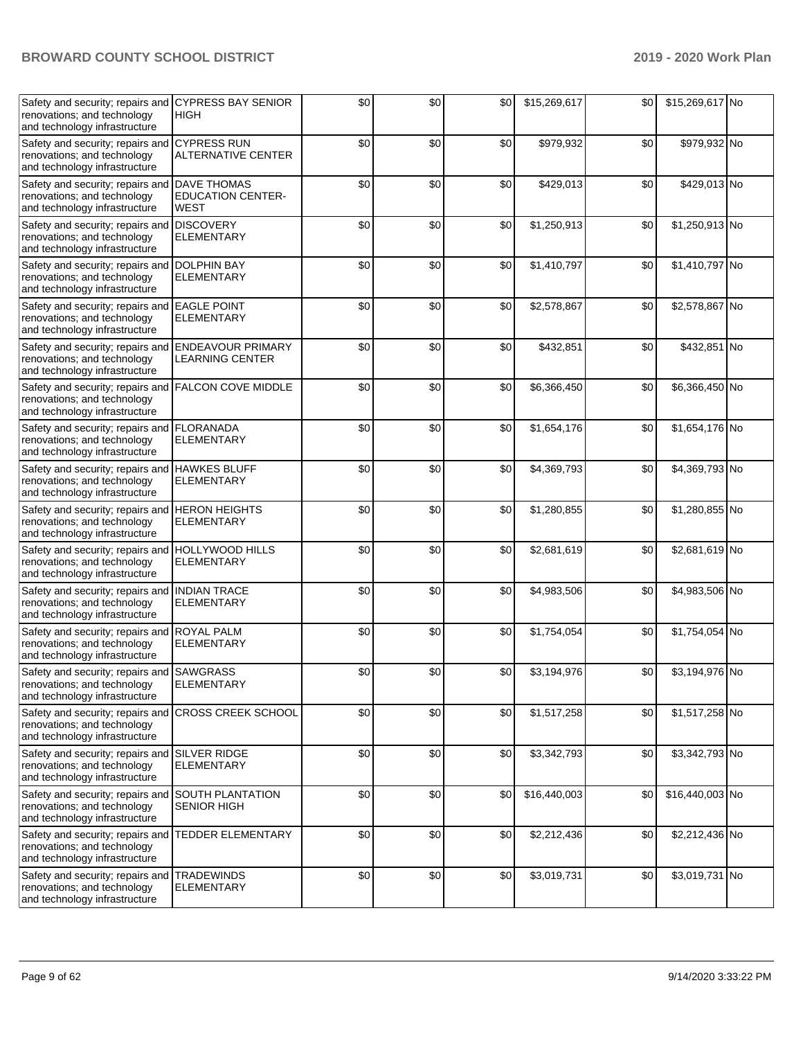| | | | | | | | | |
|---|---|---|---|---|---|---|---|---|
| Safety and security; repairs and renovations; and technology and technology infrastructure | CYPRESS BAY SENIOR HIGH | $0 | $0 | $0 | $15,269,617 | $0 | $15,269,617 | No |
| Safety and security; repairs and renovations; and technology and technology infrastructure | CYPRESS RUN ALTERNATIVE CENTER | $0 | $0 | $0 | $979,932 | $0 | $979,932 | No |
| Safety and security; repairs and renovations; and technology and technology infrastructure | DAVE THOMAS EDUCATION CENTER-WEST | $0 | $0 | $0 | $429,013 | $0 | $429,013 | No |
| Safety and security; repairs and renovations; and technology and technology infrastructure | DISCOVERY ELEMENTARY | $0 | $0 | $0 | $1,250,913 | $0 | $1,250,913 | No |
| Safety and security; repairs and renovations; and technology and technology infrastructure | DOLPHIN BAY ELEMENTARY | $0 | $0 | $0 | $1,410,797 | $0 | $1,410,797 | No |
| Safety and security; repairs and renovations; and technology and technology infrastructure | EAGLE POINT ELEMENTARY | $0 | $0 | $0 | $2,578,867 | $0 | $2,578,867 | No |
| Safety and security; repairs and renovations; and technology and technology infrastructure | ENDEAVOUR PRIMARY LEARNING CENTER | $0 | $0 | $0 | $432,851 | $0 | $432,851 | No |
| Safety and security; repairs and renovations; and technology and technology infrastructure | FALCON COVE MIDDLE | $0 | $0 | $0 | $6,366,450 | $0 | $6,366,450 | No |
| Safety and security; repairs and renovations; and technology and technology infrastructure | FLORANADA ELEMENTARY | $0 | $0 | $0 | $1,654,176 | $0 | $1,654,176 | No |
| Safety and security; repairs and renovations; and technology and technology infrastructure | HAWKES BLUFF ELEMENTARY | $0 | $0 | $0 | $4,369,793 | $0 | $4,369,793 | No |
| Safety and security; repairs and renovations; and technology and technology infrastructure | HERON HEIGHTS ELEMENTARY | $0 | $0 | $0 | $1,280,855 | $0 | $1,280,855 | No |
| Safety and security; repairs and renovations; and technology and technology infrastructure | HOLLYWOOD HILLS ELEMENTARY | $0 | $0 | $0 | $2,681,619 | $0 | $2,681,619 | No |
| Safety and security; repairs and renovations; and technology and technology infrastructure | INDIAN TRACE ELEMENTARY | $0 | $0 | $0 | $4,983,506 | $0 | $4,983,506 | No |
| Safety and security; repairs and renovations; and technology and technology infrastructure | ROYAL PALM ELEMENTARY | $0 | $0 | $0 | $1,754,054 | $0 | $1,754,054 | No |
| Safety and security; repairs and renovations; and technology and technology infrastructure | SAWGRASS ELEMENTARY | $0 | $0 | $0 | $3,194,976 | $0 | $3,194,976 | No |
| Safety and security; repairs and renovations; and technology and technology infrastructure | CROSS CREEK SCHOOL | $0 | $0 | $0 | $1,517,258 | $0 | $1,517,258 | No |
| Safety and security; repairs and renovations; and technology and technology infrastructure | SILVER RIDGE ELEMENTARY | $0 | $0 | $0 | $3,342,793 | $0 | $3,342,793 | No |
| Safety and security; repairs and renovations; and technology and technology infrastructure | SOUTH PLANTATION SENIOR HIGH | $0 | $0 | $0 | $16,440,003 | $0 | $16,440,003 | No |
| Safety and security; repairs and renovations; and technology and technology infrastructure | TEDDER ELEMENTARY | $0 | $0 | $0 | $2,212,436 | $0 | $2,212,436 | No |
| Safety and security; repairs and renovations; and technology and technology infrastructure | TRADEWINDS ELEMENTARY | $0 | $0 | $0 | $3,019,731 | $0 | $3,019,731 | No |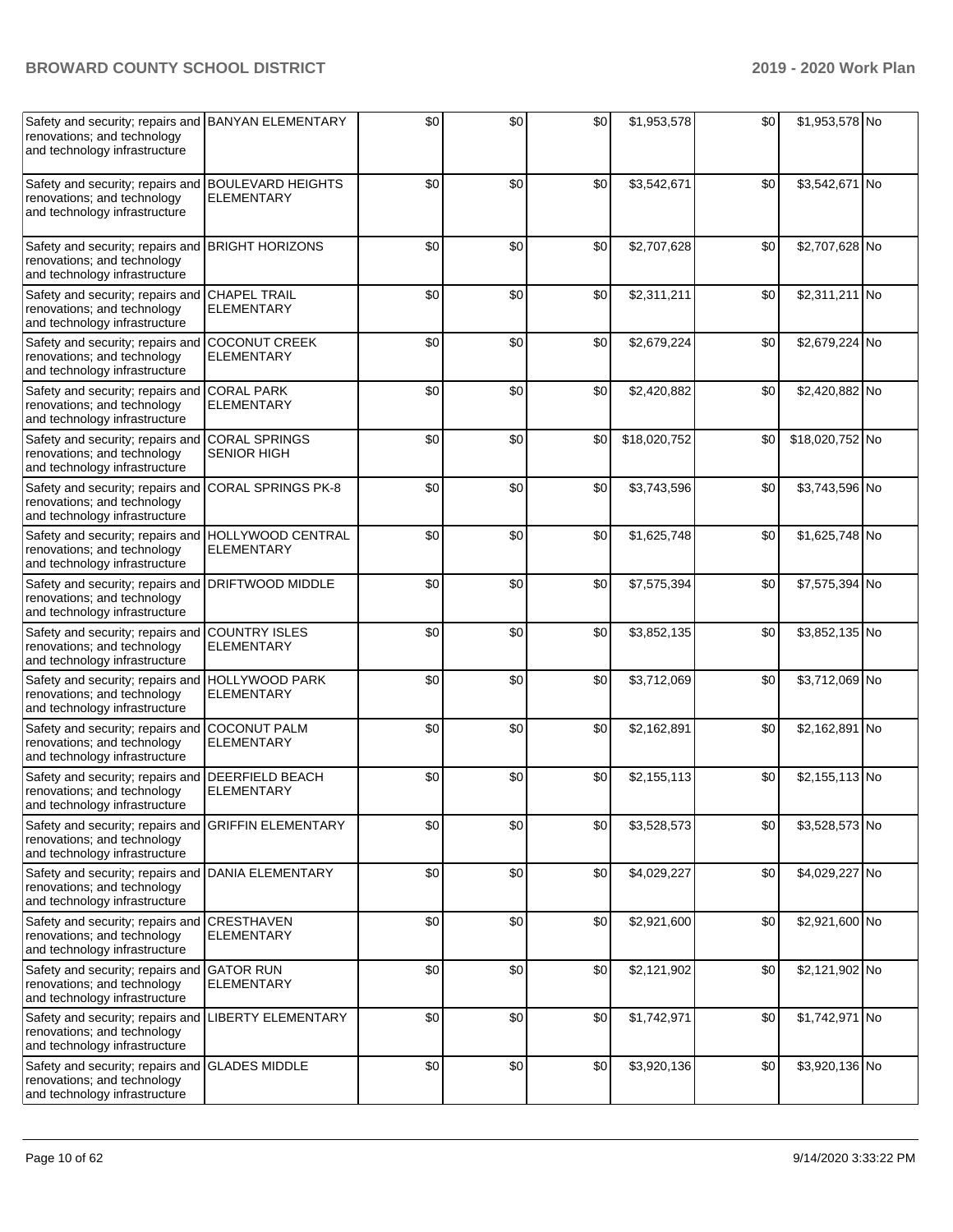| | | | | | | | | |
|---|---|---|---|---|---|---|---|---|
| Safety and security; repairs and renovations; and technology and technology infrastructure | BANYAN ELEMENTARY | $0 | $0 | $0 | $1,953,578 | $0 | $1,953,578 | No |
| Safety and security; repairs and renovations; and technology and technology infrastructure | BOULEVARD HEIGHTS ELEMENTARY | $0 | $0 | $0 | $3,542,671 | $0 | $3,542,671 | No |
| Safety and security; repairs and renovations; and technology and technology infrastructure | BRIGHT HORIZONS | $0 | $0 | $0 | $2,707,628 | $0 | $2,707,628 | No |
| Safety and security; repairs and renovations; and technology and technology infrastructure | CHAPEL TRAIL ELEMENTARY | $0 | $0 | $0 | $2,311,211 | $0 | $2,311,211 | No |
| Safety and security; repairs and renovations; and technology and technology infrastructure | COCONUT CREEK ELEMENTARY | $0 | $0 | $0 | $2,679,224 | $0 | $2,679,224 | No |
| Safety and security; repairs and renovations; and technology and technology infrastructure | CORAL PARK ELEMENTARY | $0 | $0 | $0 | $2,420,882 | $0 | $2,420,882 | No |
| Safety and security; repairs and renovations; and technology and technology infrastructure | CORAL SPRINGS SENIOR HIGH | $0 | $0 | $0 | $18,020,752 | $0 | $18,020,752 | No |
| Safety and security; repairs and renovations; and technology and technology infrastructure | CORAL SPRINGS PK-8 | $0 | $0 | $0 | $3,743,596 | $0 | $3,743,596 | No |
| Safety and security; repairs and renovations; and technology and technology infrastructure | HOLLYWOOD CENTRAL ELEMENTARY | $0 | $0 | $0 | $1,625,748 | $0 | $1,625,748 | No |
| Safety and security; repairs and renovations; and technology and technology infrastructure | DRIFTWOOD MIDDLE | $0 | $0 | $0 | $7,575,394 | $0 | $7,575,394 | No |
| Safety and security; repairs and renovations; and technology and technology infrastructure | COUNTRY ISLES ELEMENTARY | $0 | $0 | $0 | $3,852,135 | $0 | $3,852,135 | No |
| Safety and security; repairs and renovations; and technology and technology infrastructure | HOLLYWOOD PARK ELEMENTARY | $0 | $0 | $0 | $3,712,069 | $0 | $3,712,069 | No |
| Safety and security; repairs and renovations; and technology and technology infrastructure | COCONUT PALM ELEMENTARY | $0 | $0 | $0 | $2,162,891 | $0 | $2,162,891 | No |
| Safety and security; repairs and renovations; and technology and technology infrastructure | DEERFIELD BEACH ELEMENTARY | $0 | $0 | $0 | $2,155,113 | $0 | $2,155,113 | No |
| Safety and security; repairs and renovations; and technology and technology infrastructure | GRIFFIN ELEMENTARY | $0 | $0 | $0 | $3,528,573 | $0 | $3,528,573 | No |
| Safety and security; repairs and renovations; and technology and technology infrastructure | DANIA ELEMENTARY | $0 | $0 | $0 | $4,029,227 | $0 | $4,029,227 | No |
| Safety and security; repairs and renovations; and technology and technology infrastructure | CRESTHAVEN ELEMENTARY | $0 | $0 | $0 | $2,921,600 | $0 | $2,921,600 | No |
| Safety and security; repairs and renovations; and technology and technology infrastructure | GATOR RUN ELEMENTARY | $0 | $0 | $0 | $2,121,902 | $0 | $2,121,902 | No |
| Safety and security; repairs and renovations; and technology and technology infrastructure | LIBERTY ELEMENTARY | $0 | $0 | $0 | $1,742,971 | $0 | $1,742,971 | No |
| Safety and security; repairs and renovations; and technology and technology infrastructure | GLADES MIDDLE | $0 | $0 | $0 | $3,920,136 | $0 | $3,920,136 | No |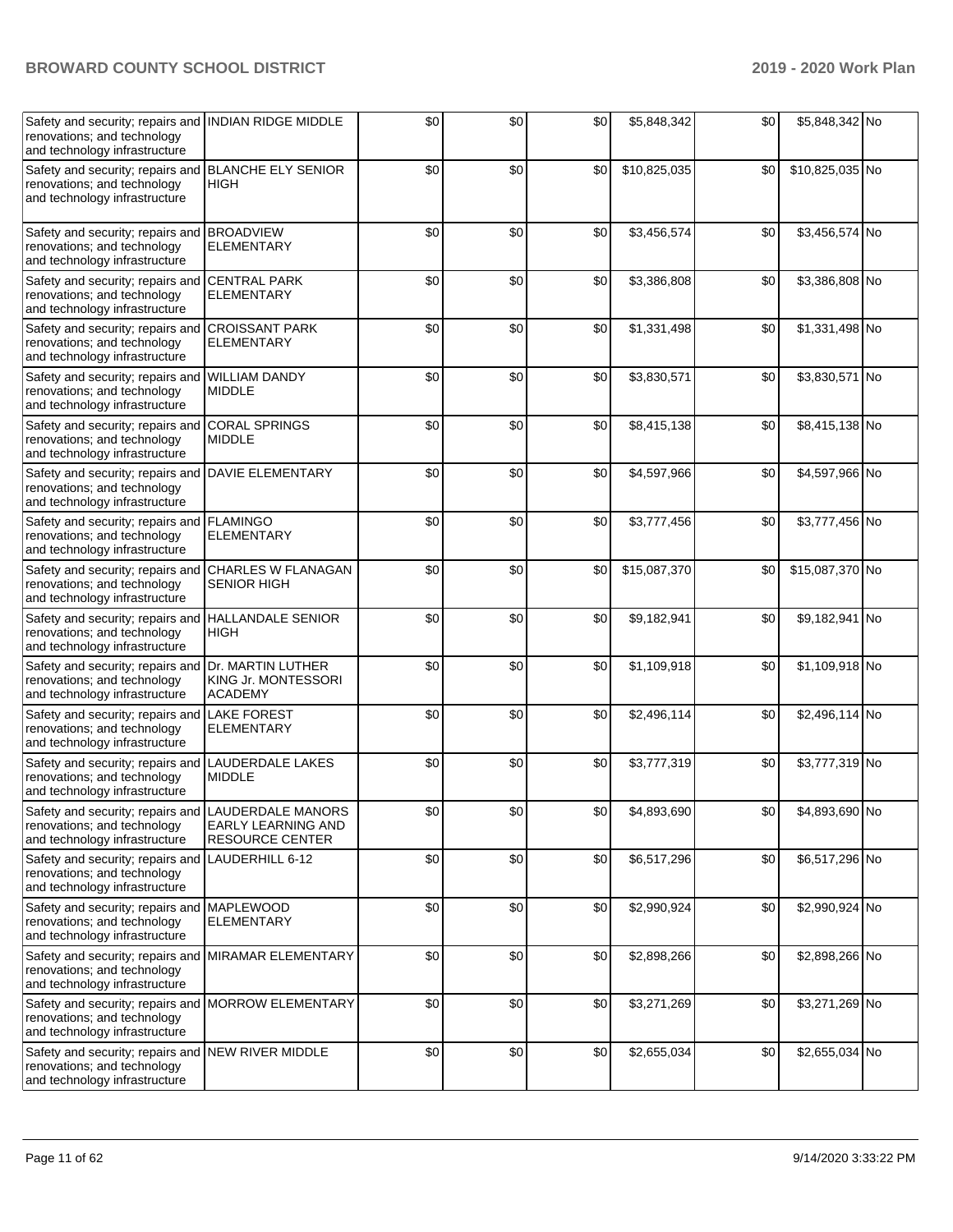| Safety and security; repairs and renovations; and technology and technology infrastructure | INDIAN RIDGE MIDDLE | $0 | $0 | $0 | $5,848,342 | $0 | $5,848,342 | No |
|---|---|---|---|---|---|---|---|---|
| Safety and security; repairs and renovations; and technology and technology infrastructure | BLANCHE ELY SENIOR HIGH | $0 | $0 | $0 | $10,825,035 | $0 | $10,825,035 | No |
| Safety and security; repairs and renovations; and technology and technology infrastructure | BROADVIEW ELEMENTARY | $0 | $0 | $0 | $3,456,574 | $0 | $3,456,574 | No |
| Safety and security; repairs and renovations; and technology and technology infrastructure | CENTRAL PARK ELEMENTARY | $0 | $0 | $0 | $3,386,808 | $0 | $3,386,808 | No |
| Safety and security; repairs and renovations; and technology and technology infrastructure | CROISSANT PARK ELEMENTARY | $0 | $0 | $0 | $1,331,498 | $0 | $1,331,498 | No |
| Safety and security; repairs and renovations; and technology and technology infrastructure | WILLIAM DANDY MIDDLE | $0 | $0 | $0 | $3,830,571 | $0 | $3,830,571 | No |
| Safety and security; repairs and renovations; and technology and technology infrastructure | CORAL SPRINGS MIDDLE | $0 | $0 | $0 | $8,415,138 | $0 | $8,415,138 | No |
| Safety and security; repairs and renovations; and technology and technology infrastructure | DAVIE ELEMENTARY | $0 | $0 | $0 | $4,597,966 | $0 | $4,597,966 | No |
| Safety and security; repairs and renovations; and technology and technology infrastructure | FLAMINGO ELEMENTARY | $0 | $0 | $0 | $3,777,456 | $0 | $3,777,456 | No |
| Safety and security; repairs and renovations; and technology and technology infrastructure | CHARLES W FLANAGAN SENIOR HIGH | $0 | $0 | $0 | $15,087,370 | $0 | $15,087,370 | No |
| Safety and security; repairs and renovations; and technology and technology infrastructure | HALLANDALE SENIOR HIGH | $0 | $0 | $0 | $9,182,941 | $0 | $9,182,941 | No |
| Safety and security; repairs and renovations; and technology and technology infrastructure | Dr. MARTIN LUTHER KING Jr. MONTESSORI ACADEMY | $0 | $0 | $0 | $1,109,918 | $0 | $1,109,918 | No |
| Safety and security; repairs and renovations; and technology and technology infrastructure | LAKE FOREST ELEMENTARY | $0 | $0 | $0 | $2,496,114 | $0 | $2,496,114 | No |
| Safety and security; repairs and renovations; and technology and technology infrastructure | LAUDERDALE LAKES MIDDLE | $0 | $0 | $0 | $3,777,319 | $0 | $3,777,319 | No |
| Safety and security; repairs and renovations; and technology and technology infrastructure | LAUDERDALE MANORS EARLY LEARNING AND RESOURCE CENTER | $0 | $0 | $0 | $4,893,690 | $0 | $4,893,690 | No |
| Safety and security; repairs and renovations; and technology and technology infrastructure | LAUDERHILL 6-12 | $0 | $0 | $0 | $6,517,296 | $0 | $6,517,296 | No |
| Safety and security; repairs and renovations; and technology and technology infrastructure | MAPLEWOOD ELEMENTARY | $0 | $0 | $0 | $2,990,924 | $0 | $2,990,924 | No |
| Safety and security; repairs and renovations; and technology and technology infrastructure | MIRAMAR ELEMENTARY | $0 | $0 | $0 | $2,898,266 | $0 | $2,898,266 | No |
| Safety and security; repairs and renovations; and technology and technology infrastructure | MORROW ELEMENTARY | $0 | $0 | $0 | $3,271,269 | $0 | $3,271,269 | No |
| Safety and security; repairs and renovations; and technology and technology infrastructure | NEW RIVER MIDDLE | $0 | $0 | $0 | $2,655,034 | $0 | $2,655,034 | No |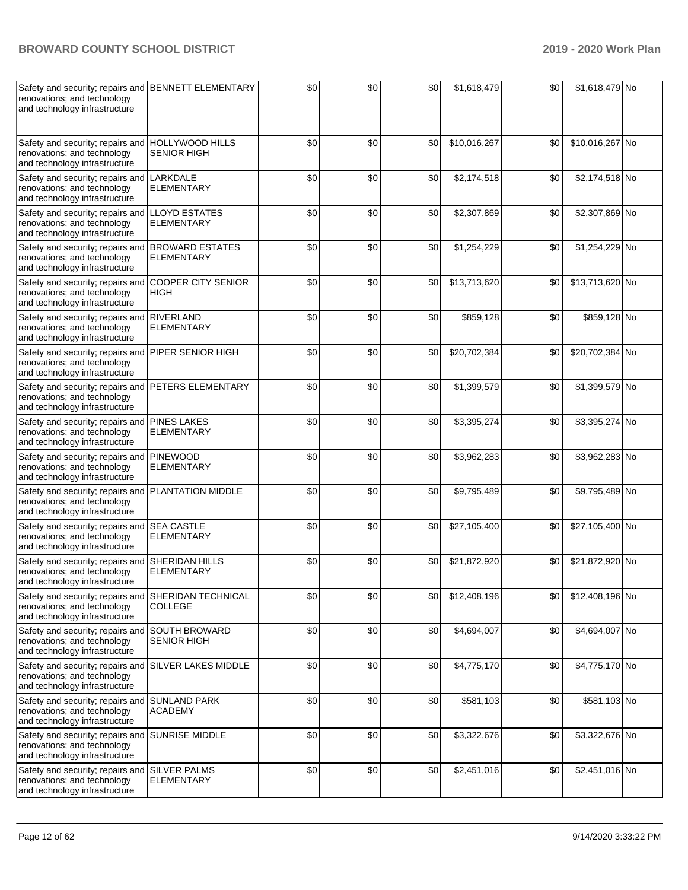| Safety and security; repairs and renovations; and technology and technology infrastructure | BENNETT ELEMENTARY | $0 | $0 | $0 | $1,618,479 | $0 | $1,618,479 | No |
|---|---|---|---|---|---|---|---|---|
| Safety and security; repairs and renovations; and technology and technology infrastructure | HOLLYWOOD HILLS SENIOR HIGH | $0 | $0 | $0 | $10,016,267 | $0 | $10,016,267 | No |
| Safety and security; repairs and renovations; and technology and technology infrastructure | LARKDALE ELEMENTARY | $0 | $0 | $0 | $2,174,518 | $0 | $2,174,518 | No |
| Safety and security; repairs and renovations; and technology and technology infrastructure | LLOYD ESTATES ELEMENTARY | $0 | $0 | $0 | $2,307,869 | $0 | $2,307,869 | No |
| Safety and security; repairs and renovations; and technology and technology infrastructure | BROWARD ESTATES ELEMENTARY | $0 | $0 | $0 | $1,254,229 | $0 | $1,254,229 | No |
| Safety and security; repairs and renovations; and technology and technology infrastructure | COOPER CITY SENIOR HIGH | $0 | $0 | $0 | $13,713,620 | $0 | $13,713,620 | No |
| Safety and security; repairs and renovations; and technology and technology infrastructure | RIVERLAND ELEMENTARY | $0 | $0 | $0 | $859,128 | $0 | $859,128 | No |
| Safety and security; repairs and renovations; and technology and technology infrastructure | PIPER SENIOR HIGH | $0 | $0 | $0 | $20,702,384 | $0 | $20,702,384 | No |
| Safety and security; repairs and renovations; and technology and technology infrastructure | PETERS ELEMENTARY | $0 | $0 | $0 | $1,399,579 | $0 | $1,399,579 | No |
| Safety and security; repairs and renovations; and technology and technology infrastructure | PINES LAKES ELEMENTARY | $0 | $0 | $0 | $3,395,274 | $0 | $3,395,274 | No |
| Safety and security; repairs and renovations; and technology and technology infrastructure | PINEWOOD ELEMENTARY | $0 | $0 | $0 | $3,962,283 | $0 | $3,962,283 | No |
| Safety and security; repairs and renovations; and technology and technology infrastructure | PLANTATION MIDDLE | $0 | $0 | $0 | $9,795,489 | $0 | $9,795,489 | No |
| Safety and security; repairs and renovations; and technology and technology infrastructure | SEA CASTLE ELEMENTARY | $0 | $0 | $0 | $27,105,400 | $0 | $27,105,400 | No |
| Safety and security; repairs and renovations; and technology and technology infrastructure | SHERIDAN HILLS ELEMENTARY | $0 | $0 | $0 | $21,872,920 | $0 | $21,872,920 | No |
| Safety and security; repairs and renovations; and technology and technology infrastructure | SHERIDAN TECHNICAL COLLEGE | $0 | $0 | $0 | $12,408,196 | $0 | $12,408,196 | No |
| Safety and security; repairs and renovations; and technology and technology infrastructure | SOUTH BROWARD SENIOR HIGH | $0 | $0 | $0 | $4,694,007 | $0 | $4,694,007 | No |
| Safety and security; repairs and renovations; and technology and technology infrastructure | SILVER LAKES MIDDLE | $0 | $0 | $0 | $4,775,170 | $0 | $4,775,170 | No |
| Safety and security; repairs and renovations; and technology and technology infrastructure | SUNLAND PARK ACADEMY | $0 | $0 | $0 | $581,103 | $0 | $581,103 | No |
| Safety and security; repairs and renovations; and technology and technology infrastructure | SUNRISE MIDDLE | $0 | $0 | $0 | $3,322,676 | $0 | $3,322,676 | No |
| Safety and security; repairs and renovations; and technology and technology infrastructure | SILVER PALMS ELEMENTARY | $0 | $0 | $0 | $2,451,016 | $0 | $2,451,016 | No |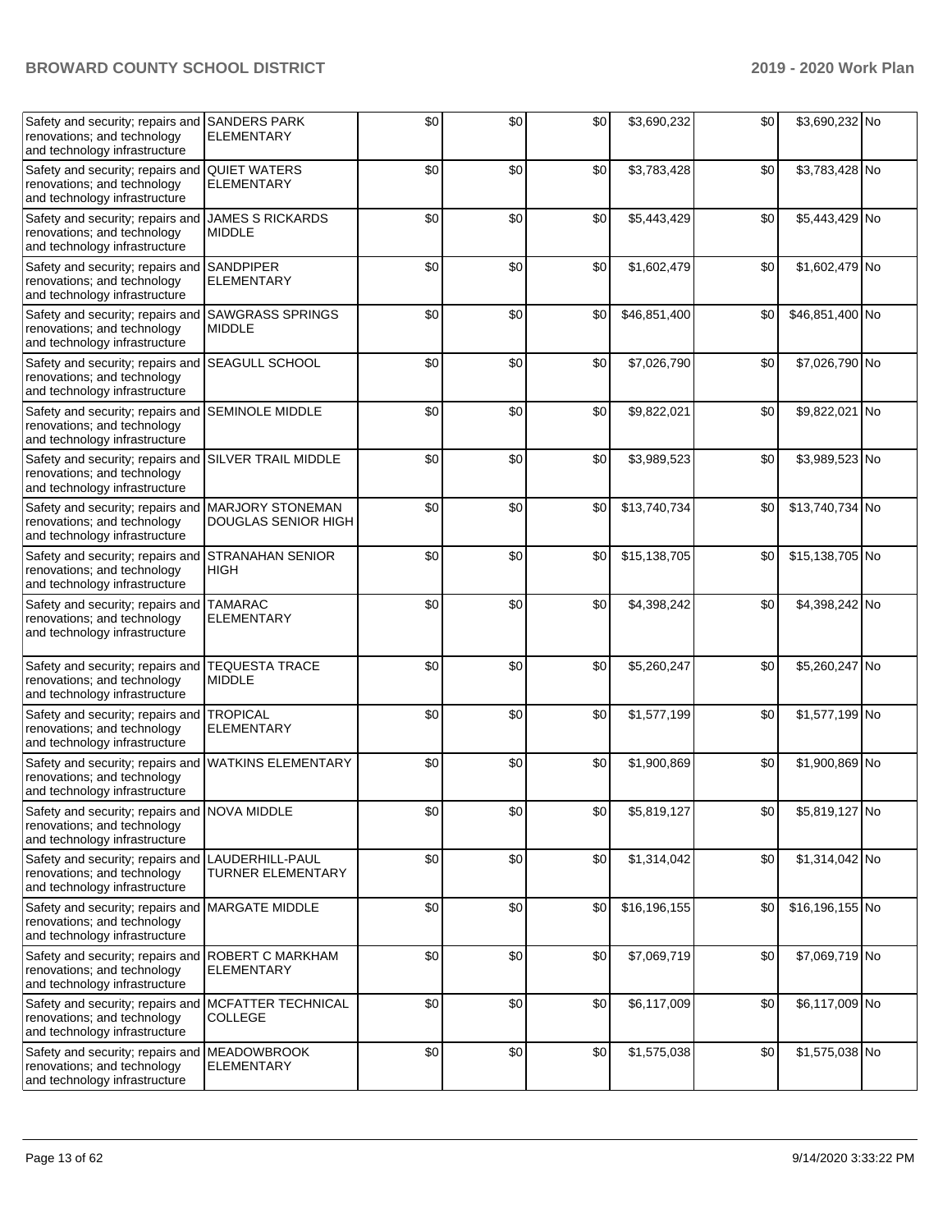| | | | | | | | | |
|---|---|---|---|---|---|---|---|---|
| Safety and security; repairs and renovations; and technology and technology infrastructure | SANDERS PARK ELEMENTARY | $0 | $0 | $0 | $3,690,232 | $0 | $3,690,232 | No |
| Safety and security; repairs and renovations; and technology and technology infrastructure | QUIET WATERS ELEMENTARY | $0 | $0 | $0 | $3,783,428 | $0 | $3,783,428 | No |
| Safety and security; repairs and renovations; and technology and technology infrastructure | JAMES S RICKARDS MIDDLE | $0 | $0 | $0 | $5,443,429 | $0 | $5,443,429 | No |
| Safety and security; repairs and renovations; and technology and technology infrastructure | SANDPIPER ELEMENTARY | $0 | $0 | $0 | $1,602,479 | $0 | $1,602,479 | No |
| Safety and security; repairs and renovations; and technology and technology infrastructure | SAWGRASS SPRINGS MIDDLE | $0 | $0 | $0 | $46,851,400 | $0 | $46,851,400 | No |
| Safety and security; repairs and renovations; and technology and technology infrastructure | SEAGULL SCHOOL | $0 | $0 | $0 | $7,026,790 | $0 | $7,026,790 | No |
| Safety and security; repairs and renovations; and technology and technology infrastructure | SEMINOLE MIDDLE | $0 | $0 | $0 | $9,822,021 | $0 | $9,822,021 | No |
| Safety and security; repairs and renovations; and technology and technology infrastructure | SILVER TRAIL MIDDLE | $0 | $0 | $0 | $3,989,523 | $0 | $3,989,523 | No |
| Safety and security; repairs and renovations; and technology and technology infrastructure | MARJORY STONEMAN DOUGLAS SENIOR HIGH | $0 | $0 | $0 | $13,740,734 | $0 | $13,740,734 | No |
| Safety and security; repairs and renovations; and technology and technology infrastructure | STRANAHAN SENIOR HIGH | $0 | $0 | $0 | $15,138,705 | $0 | $15,138,705 | No |
| Safety and security; repairs and renovations; and technology and technology infrastructure | TAMARAC ELEMENTARY | $0 | $0 | $0 | $4,398,242 | $0 | $4,398,242 | No |
| Safety and security; repairs and renovations; and technology and technology infrastructure | TEQUESTA TRACE MIDDLE | $0 | $0 | $0 | $5,260,247 | $0 | $5,260,247 | No |
| Safety and security; repairs and renovations; and technology and technology infrastructure | TROPICAL ELEMENTARY | $0 | $0 | $0 | $1,577,199 | $0 | $1,577,199 | No |
| Safety and security; repairs and renovations; and technology and technology infrastructure | WATKINS ELEMENTARY | $0 | $0 | $0 | $1,900,869 | $0 | $1,900,869 | No |
| Safety and security; repairs and renovations; and technology and technology infrastructure | NOVA MIDDLE | $0 | $0 | $0 | $5,819,127 | $0 | $5,819,127 | No |
| Safety and security; repairs and renovations; and technology and technology infrastructure | LAUDERHILL-PAUL TURNER ELEMENTARY | $0 | $0 | $0 | $1,314,042 | $0 | $1,314,042 | No |
| Safety and security; repairs and renovations; and technology and technology infrastructure | MARGATE MIDDLE | $0 | $0 | $0 | $16,196,155 | $0 | $16,196,155 | No |
| Safety and security; repairs and renovations; and technology and technology infrastructure | ROBERT C MARKHAM ELEMENTARY | $0 | $0 | $0 | $7,069,719 | $0 | $7,069,719 | No |
| Safety and security; repairs and renovations; and technology and technology infrastructure | MCFATTER TECHNICAL COLLEGE | $0 | $0 | $0 | $6,117,009 | $0 | $6,117,009 | No |
| Safety and security; repairs and renovations; and technology and technology infrastructure | MEADOWBROOK ELEMENTARY | $0 | $0 | $0 | $1,575,038 | $0 | $1,575,038 | No |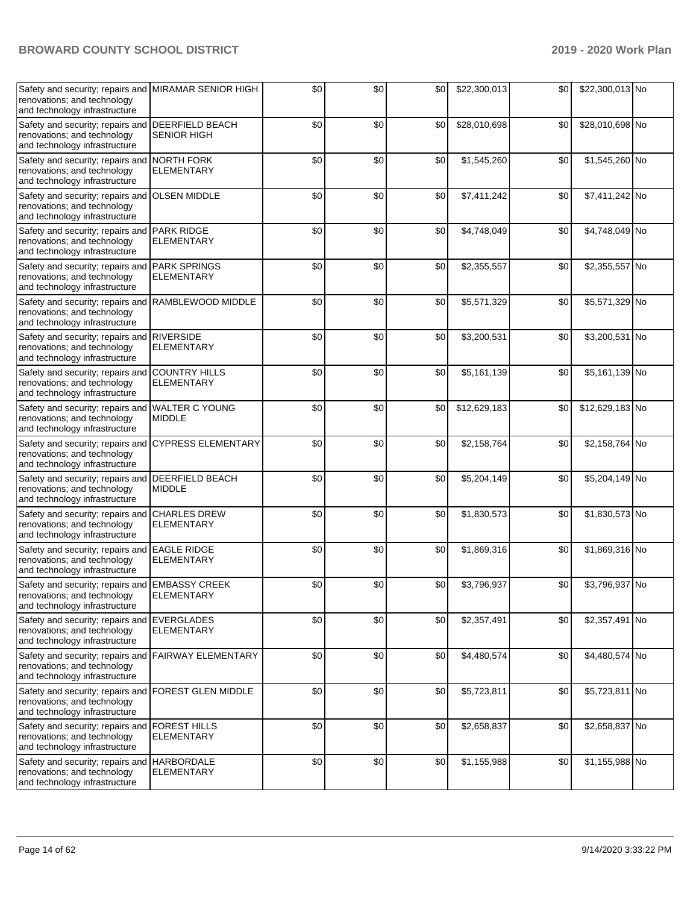| Safety and security; repairs and renovations; and technology and technology infrastructure | MIRAMAR SENIOR HIGH | $0 | $0 | $0 | $22,300,013 | $0 | $22,300,013 | No |
|---|---|---|---|---|---|---|---|---|
| Safety and security; repairs and renovations; and technology and technology infrastructure | DEERFIELD BEACH SENIOR HIGH | $0 | $0 | $0 | $28,010,698 | $0 | $28,010,698 | No |
| Safety and security; repairs and renovations; and technology and technology infrastructure | NORTH FORK ELEMENTARY | $0 | $0 | $0 | $1,545,260 | $0 | $1,545,260 | No |
| Safety and security; repairs and renovations; and technology and technology infrastructure | OLSEN MIDDLE | $0 | $0 | $0 | $7,411,242 | $0 | $7,411,242 | No |
| Safety and security; repairs and renovations; and technology and technology infrastructure | PARK RIDGE ELEMENTARY | $0 | $0 | $0 | $4,748,049 | $0 | $4,748,049 | No |
| Safety and security; repairs and renovations; and technology and technology infrastructure | PARK SPRINGS ELEMENTARY | $0 | $0 | $0 | $2,355,557 | $0 | $2,355,557 | No |
| Safety and security; repairs and renovations; and technology and technology infrastructure | RAMBLEWOOD MIDDLE | $0 | $0 | $0 | $5,571,329 | $0 | $5,571,329 | No |
| Safety and security; repairs and renovations; and technology and technology infrastructure | RIVERSIDE ELEMENTARY | $0 | $0 | $0 | $3,200,531 | $0 | $3,200,531 | No |
| Safety and security; repairs and renovations; and technology and technology infrastructure | COUNTRY HILLS ELEMENTARY | $0 | $0 | $0 | $5,161,139 | $0 | $5,161,139 | No |
| Safety and security; repairs and renovations; and technology and technology infrastructure | WALTER C YOUNG MIDDLE | $0 | $0 | $0 | $12,629,183 | $0 | $12,629,183 | No |
| Safety and security; repairs and renovations; and technology and technology infrastructure | CYPRESS ELEMENTARY | $0 | $0 | $0 | $2,158,764 | $0 | $2,158,764 | No |
| Safety and security; repairs and renovations; and technology and technology infrastructure | DEERFIELD BEACH MIDDLE | $0 | $0 | $0 | $5,204,149 | $0 | $5,204,149 | No |
| Safety and security; repairs and renovations; and technology and technology infrastructure | CHARLES DREW ELEMENTARY | $0 | $0 | $0 | $1,830,573 | $0 | $1,830,573 | No |
| Safety and security; repairs and renovations; and technology and technology infrastructure | EAGLE RIDGE ELEMENTARY | $0 | $0 | $0 | $1,869,316 | $0 | $1,869,316 | No |
| Safety and security; repairs and renovations; and technology and technology infrastructure | EMBASSY CREEK ELEMENTARY | $0 | $0 | $0 | $3,796,937 | $0 | $3,796,937 | No |
| Safety and security; repairs and renovations; and technology and technology infrastructure | EVERGLADES ELEMENTARY | $0 | $0 | $0 | $2,357,491 | $0 | $2,357,491 | No |
| Safety and security; repairs and renovations; and technology and technology infrastructure | FAIRWAY ELEMENTARY | $0 | $0 | $0 | $4,480,574 | $0 | $4,480,574 | No |
| Safety and security; repairs and renovations; and technology and technology infrastructure | FOREST GLEN MIDDLE | $0 | $0 | $0 | $5,723,811 | $0 | $5,723,811 | No |
| Safety and security; repairs and renovations; and technology and technology infrastructure | FOREST HILLS ELEMENTARY | $0 | $0 | $0 | $2,658,837 | $0 | $2,658,837 | No |
| Safety and security; repairs and renovations; and technology and technology infrastructure | HARBORDALE ELEMENTARY | $0 | $0 | $0 | $1,155,988 | $0 | $1,155,988 | No |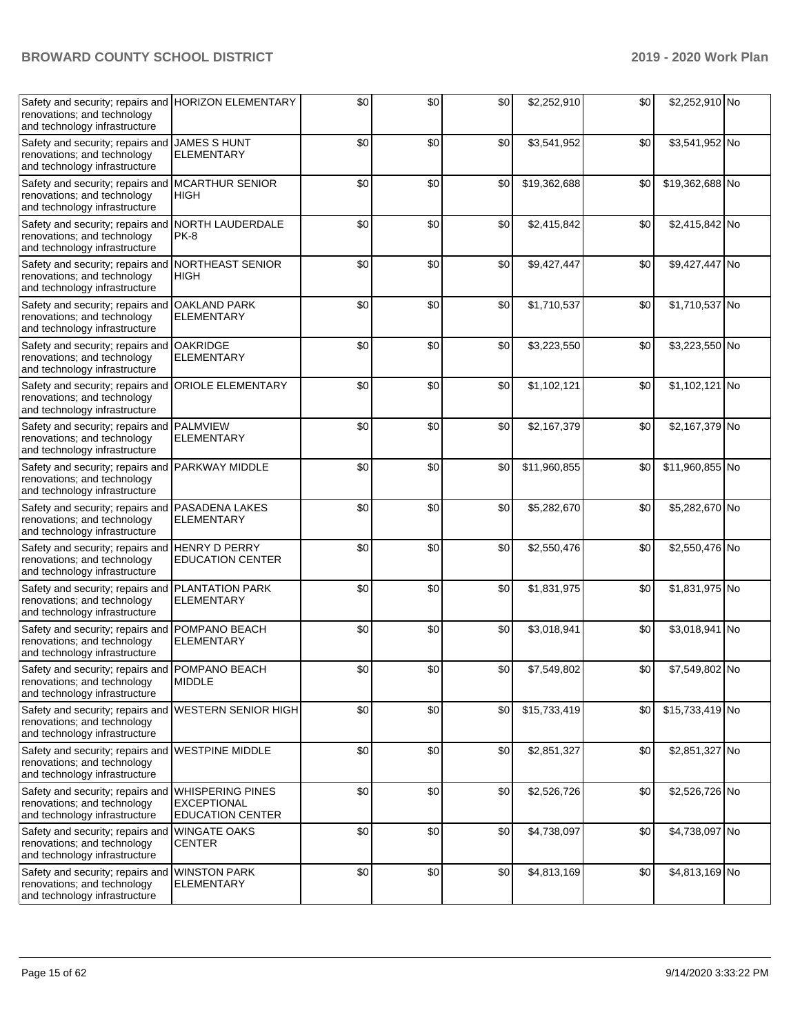| Safety and security; repairs and renovations; and technology and technology infrastructure | HORIZON ELEMENTARY | $0 | $0 | $0 | $2,252,910 | $0 | $2,252,910 | No |
|---|---|---|---|---|---|---|---|---|
| Safety and security; repairs and renovations; and technology and technology infrastructure | JAMES S HUNT ELEMENTARY | $0 | $0 | $0 | $3,541,952 | $0 | $3,541,952 | No |
| Safety and security; repairs and renovations; and technology and technology infrastructure | MCARTHUR SENIOR HIGH | $0 | $0 | $0 | $19,362,688 | $0 | $19,362,688 | No |
| Safety and security; repairs and renovations; and technology and technology infrastructure | NORTH LAUDERDALE PK-8 | $0 | $0 | $0 | $2,415,842 | $0 | $2,415,842 | No |
| Safety and security; repairs and renovations; and technology and technology infrastructure | NORTHEAST SENIOR HIGH | $0 | $0 | $0 | $9,427,447 | $0 | $9,427,447 | No |
| Safety and security; repairs and renovations; and technology and technology infrastructure | OAKLAND PARK ELEMENTARY | $0 | $0 | $0 | $1,710,537 | $0 | $1,710,537 | No |
| Safety and security; repairs and renovations; and technology and technology infrastructure | OAKRIDGE ELEMENTARY | $0 | $0 | $0 | $3,223,550 | $0 | $3,223,550 | No |
| Safety and security; repairs and renovations; and technology and technology infrastructure | ORIOLE ELEMENTARY | $0 | $0 | $0 | $1,102,121 | $0 | $1,102,121 | No |
| Safety and security; repairs and renovations; and technology and technology infrastructure | PALMVIEW ELEMENTARY | $0 | $0 | $0 | $2,167,379 | $0 | $2,167,379 | No |
| Safety and security; repairs and renovations; and technology and technology infrastructure | PARKWAY MIDDLE | $0 | $0 | $0 | $11,960,855 | $0 | $11,960,855 | No |
| Safety and security; repairs and renovations; and technology and technology infrastructure | PASADENA LAKES ELEMENTARY | $0 | $0 | $0 | $5,282,670 | $0 | $5,282,670 | No |
| Safety and security; repairs and renovations; and technology and technology infrastructure | HENRY D PERRY EDUCATION CENTER | $0 | $0 | $0 | $2,550,476 | $0 | $2,550,476 | No |
| Safety and security; repairs and renovations; and technology and technology infrastructure | PLANTATION PARK ELEMENTARY | $0 | $0 | $0 | $1,831,975 | $0 | $1,831,975 | No |
| Safety and security; repairs and renovations; and technology and technology infrastructure | POMPANO BEACH ELEMENTARY | $0 | $0 | $0 | $3,018,941 | $0 | $3,018,941 | No |
| Safety and security; repairs and renovations; and technology and technology infrastructure | POMPANO BEACH MIDDLE | $0 | $0 | $0 | $7,549,802 | $0 | $7,549,802 | No |
| Safety and security; repairs and renovations; and technology and technology infrastructure | WESTERN SENIOR HIGH | $0 | $0 | $0 | $15,733,419 | $0 | $15,733,419 | No |
| Safety and security; repairs and renovations; and technology and technology infrastructure | WESTPINE MIDDLE | $0 | $0 | $0 | $2,851,327 | $0 | $2,851,327 | No |
| Safety and security; repairs and renovations; and technology and technology infrastructure | WHISPERING PINES EXCEPTIONAL EDUCATION CENTER | $0 | $0 | $0 | $2,526,726 | $0 | $2,526,726 | No |
| Safety and security; repairs and renovations; and technology and technology infrastructure | WINGATE OAKS CENTER | $0 | $0 | $0 | $4,738,097 | $0 | $4,738,097 | No |
| Safety and security; repairs and renovations; and technology and technology infrastructure | WINSTON PARK ELEMENTARY | $0 | $0 | $0 | $4,813,169 | $0 | $4,813,169 | No |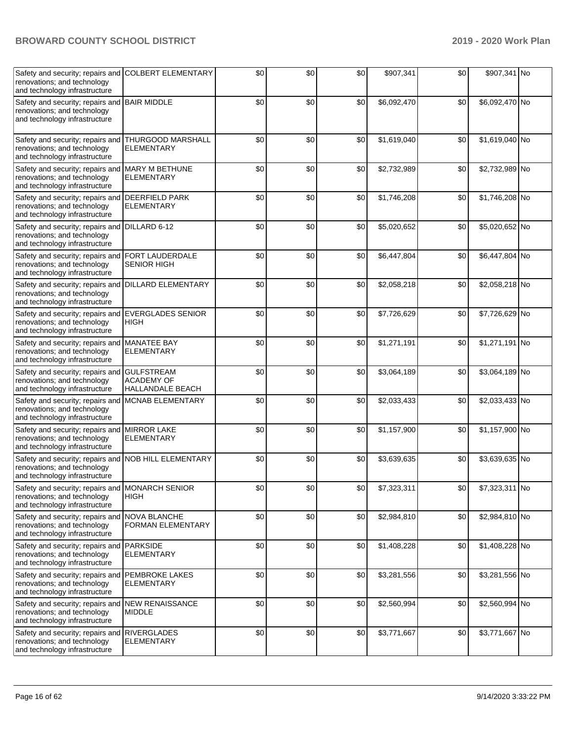| Safety and security; repairs and renovations; and technology and technology infrastructure | COLBERT ELEMENTARY | $0 | $0 | $0 | $907,341 | $0 | $907,341 | No |
|---|---|---|---|---|---|---|---|---|
| Safety and security; repairs and renovations; and technology and technology infrastructure | BAIR MIDDLE | $0 | $0 | $0 | $6,092,470 | $0 | $6,092,470 | No |
| Safety and security; repairs and renovations; and technology and technology infrastructure | THURGOOD MARSHALL ELEMENTARY | $0 | $0 | $0 | $1,619,040 | $0 | $1,619,040 | No |
| Safety and security; repairs and renovations; and technology and technology infrastructure | MARY M BETHUNE ELEMENTARY | $0 | $0 | $0 | $2,732,989 | $0 | $2,732,989 | No |
| Safety and security; repairs and renovations; and technology and technology infrastructure | DEERFIELD PARK ELEMENTARY | $0 | $0 | $0 | $1,746,208 | $0 | $1,746,208 | No |
| Safety and security; repairs and renovations; and technology and technology infrastructure | DILLARD 6-12 | $0 | $0 | $0 | $5,020,652 | $0 | $5,020,652 | No |
| Safety and security; repairs and renovations; and technology and technology infrastructure | FORT LAUDERDALE SENIOR HIGH | $0 | $0 | $0 | $6,447,804 | $0 | $6,447,804 | No |
| Safety and security; repairs and renovations; and technology and technology infrastructure | DILLARD ELEMENTARY | $0 | $0 | $0 | $2,058,218 | $0 | $2,058,218 | No |
| Safety and security; repairs and renovations; and technology and technology infrastructure | EVERGLADES SENIOR HIGH | $0 | $0 | $0 | $7,726,629 | $0 | $7,726,629 | No |
| Safety and security; repairs and renovations; and technology and technology infrastructure | MANATEE BAY ELEMENTARY | $0 | $0 | $0 | $1,271,191 | $0 | $1,271,191 | No |
| Safety and security; repairs and renovations; and technology and technology infrastructure | GULFSTREAM ACADEMY OF HALLANDALE BEACH | $0 | $0 | $0 | $3,064,189 | $0 | $3,064,189 | No |
| Safety and security; repairs and renovations; and technology and technology infrastructure | MCNAB ELEMENTARY | $0 | $0 | $0 | $2,033,433 | $0 | $2,033,433 | No |
| Safety and security; repairs and renovations; and technology and technology infrastructure | MIRROR LAKE ELEMENTARY | $0 | $0 | $0 | $1,157,900 | $0 | $1,157,900 | No |
| Safety and security; repairs and renovations; and technology and technology infrastructure | NOB HILL ELEMENTARY | $0 | $0 | $0 | $3,639,635 | $0 | $3,639,635 | No |
| Safety and security; repairs and renovations; and technology and technology infrastructure | MONARCH SENIOR HIGH | $0 | $0 | $0 | $7,323,311 | $0 | $7,323,311 | No |
| Safety and security; repairs and renovations; and technology and technology infrastructure | NOVA BLANCHE FORMAN ELEMENTARY | $0 | $0 | $0 | $2,984,810 | $0 | $2,984,810 | No |
| Safety and security; repairs and renovations; and technology and technology infrastructure | PARKSIDE ELEMENTARY | $0 | $0 | $0 | $1,408,228 | $0 | $1,408,228 | No |
| Safety and security; repairs and renovations; and technology and technology infrastructure | PEMBROKE LAKES ELEMENTARY | $0 | $0 | $0 | $3,281,556 | $0 | $3,281,556 | No |
| Safety and security; repairs and renovations; and technology and technology infrastructure | NEW RENAISSANCE MIDDLE | $0 | $0 | $0 | $2,560,994 | $0 | $2,560,994 | No |
| Safety and security; repairs and renovations; and technology and technology infrastructure | RIVERGLADES ELEMENTARY | $0 | $0 | $0 | $3,771,667 | $0 | $3,771,667 | No |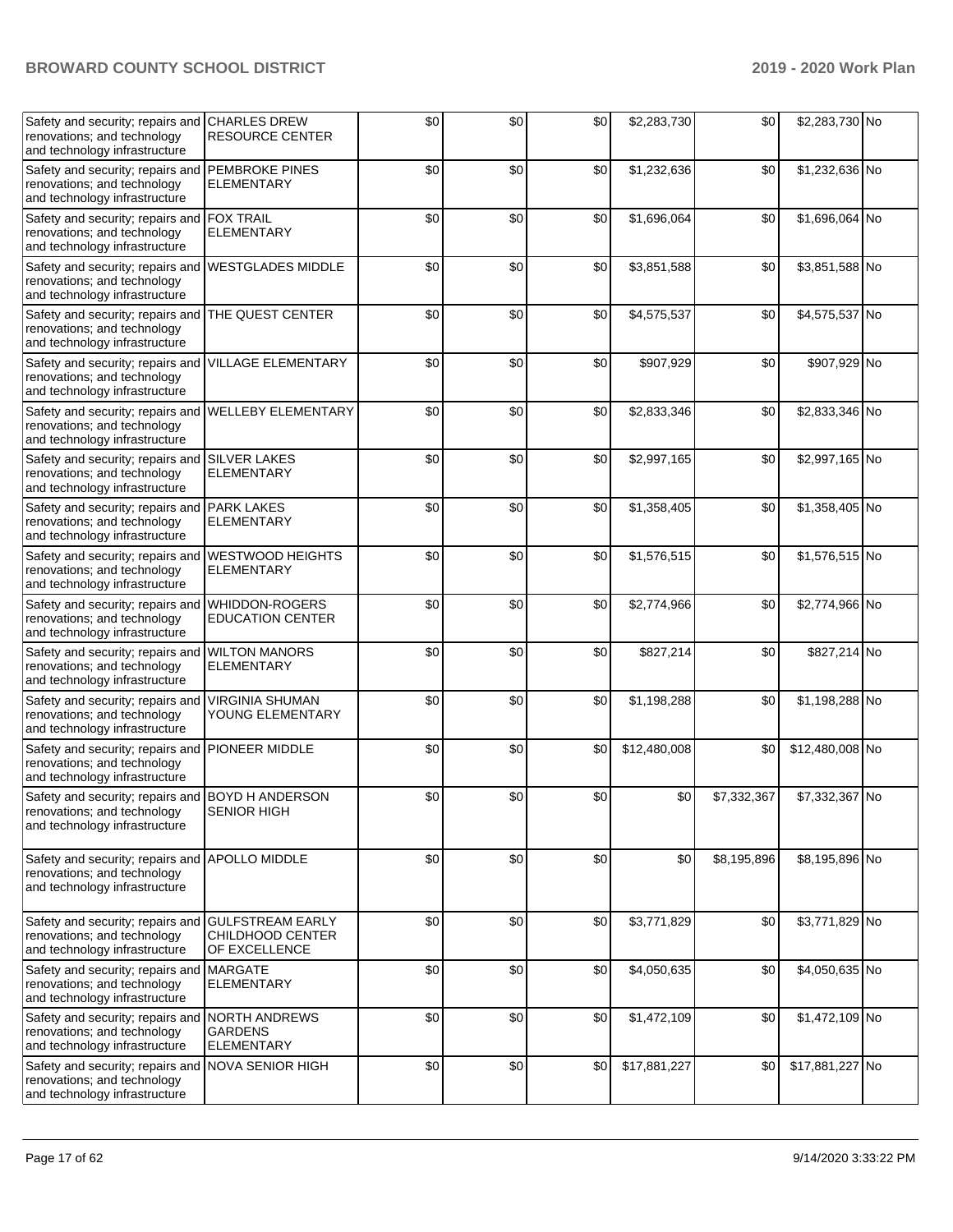| Safety and security; repairs and renovations; and technology and technology infrastructure | CHARLES DREW RESOURCE CENTER | $0 | $0 | $0 | $2,283,730 | $0 | $2,283,730 | No |
|---|---|---|---|---|---|---|---|---|
| Safety and security; repairs and renovations; and technology and technology infrastructure | PEMBROKE PINES ELEMENTARY | $0 | $0 | $0 | $1,232,636 | $0 | $1,232,636 | No |
| Safety and security; repairs and renovations; and technology and technology infrastructure | FOX TRAIL ELEMENTARY | $0 | $0 | $0 | $1,696,064 | $0 | $1,696,064 | No |
| Safety and security; repairs and renovations; and technology and technology infrastructure | WESTGLADES MIDDLE | $0 | $0 | $0 | $3,851,588 | $0 | $3,851,588 | No |
| Safety and security; repairs and renovations; and technology and technology infrastructure | THE QUEST CENTER | $0 | $0 | $0 | $4,575,537 | $0 | $4,575,537 | No |
| Safety and security; repairs and renovations; and technology and technology infrastructure | VILLAGE ELEMENTARY | $0 | $0 | $0 | $907,929 | $0 | $907,929 | No |
| Safety and security; repairs and renovations; and technology and technology infrastructure | WELLEBY ELEMENTARY | $0 | $0 | $0 | $2,833,346 | $0 | $2,833,346 | No |
| Safety and security; repairs and renovations; and technology and technology infrastructure | SILVER LAKES ELEMENTARY | $0 | $0 | $0 | $2,997,165 | $0 | $2,997,165 | No |
| Safety and security; repairs and renovations; and technology and technology infrastructure | PARK LAKES ELEMENTARY | $0 | $0 | $0 | $1,358,405 | $0 | $1,358,405 | No |
| Safety and security; repairs and renovations; and technology and technology infrastructure | WESTWOOD HEIGHTS ELEMENTARY | $0 | $0 | $0 | $1,576,515 | $0 | $1,576,515 | No |
| Safety and security; repairs and renovations; and technology and technology infrastructure | WHIDDON-ROGERS EDUCATION CENTER | $0 | $0 | $0 | $2,774,966 | $0 | $2,774,966 | No |
| Safety and security; repairs and renovations; and technology and technology infrastructure | WILTON MANORS ELEMENTARY | $0 | $0 | $0 | $827,214 | $0 | $827,214 | No |
| Safety and security; repairs and renovations; and technology and technology infrastructure | VIRGINIA SHUMAN YOUNG ELEMENTARY | $0 | $0 | $0 | $1,198,288 | $0 | $1,198,288 | No |
| Safety and security; repairs and renovations; and technology and technology infrastructure | PIONEER MIDDLE | $0 | $0 | $0 | $12,480,008 | $0 | $12,480,008 | No |
| Safety and security; repairs and renovations; and technology and technology infrastructure | BOYD H ANDERSON SENIOR HIGH | $0 | $0 | $0 | $0 | $7,332,367 | $7,332,367 | No |
| Safety and security; repairs and renovations; and technology and technology infrastructure | APOLLO MIDDLE | $0 | $0 | $0 | $0 | $8,195,896 | $8,195,896 | No |
| Safety and security; repairs and renovations; and technology and technology infrastructure | GULFSTREAM EARLY CHILDHOOD CENTER OF EXCELLENCE | $0 | $0 | $0 | $3,771,829 | $0 | $3,771,829 | No |
| Safety and security; repairs and renovations; and technology and technology infrastructure | MARGATE ELEMENTARY | $0 | $0 | $0 | $4,050,635 | $0 | $4,050,635 | No |
| Safety and security; repairs and renovations; and technology and technology infrastructure | NORTH ANDREWS GARDENS ELEMENTARY | $0 | $0 | $0 | $1,472,109 | $0 | $1,472,109 | No |
| Safety and security; repairs and renovations; and technology and technology infrastructure | NOVA SENIOR HIGH | $0 | $0 | $0 | $17,881,227 | $0 | $17,881,227 | No |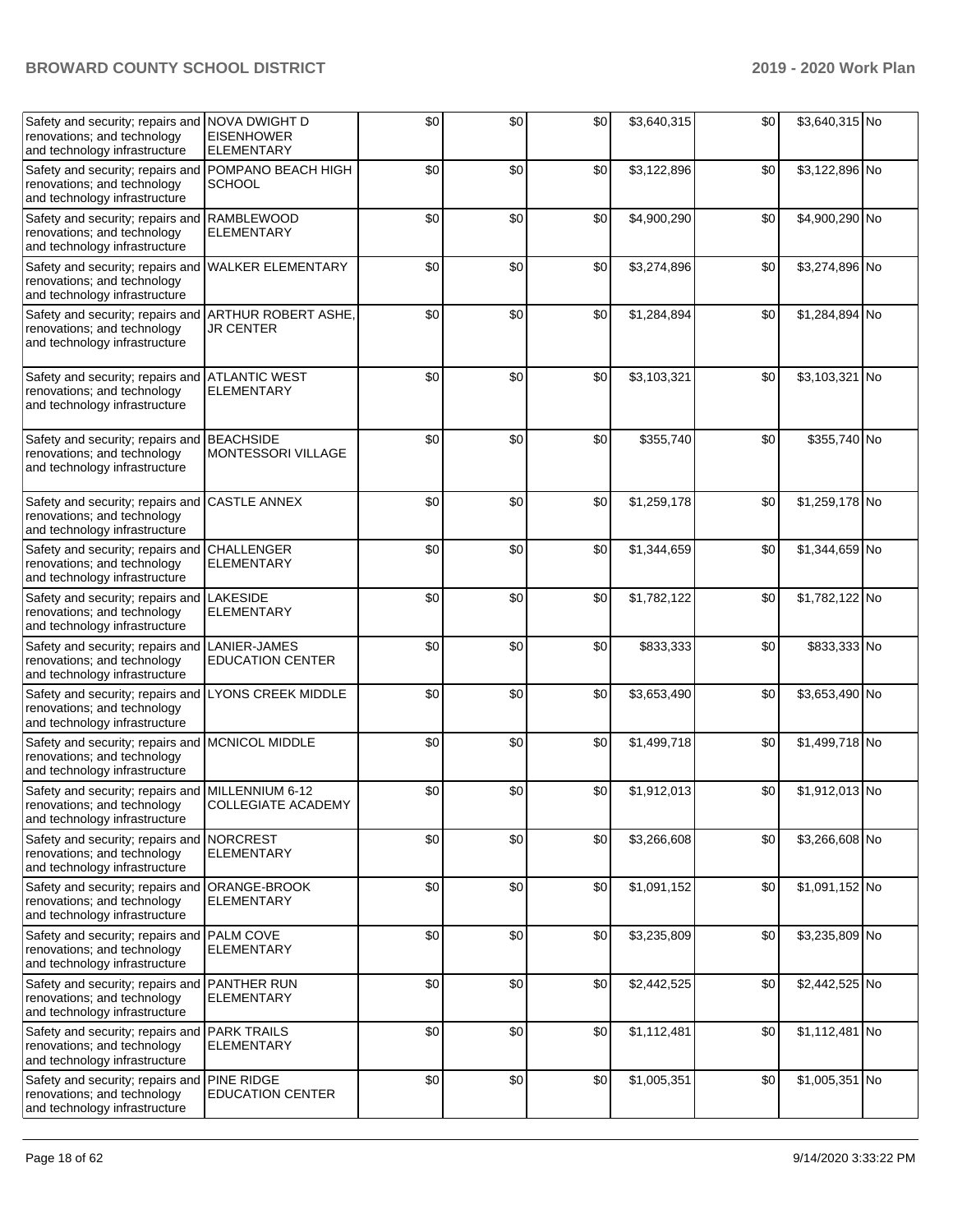| Safety and security; repairs and renovations; and technology and technology infrastructure | NOVA DWIGHT D EISENHOWER ELEMENTARY | $0 | $0 | $0 | $3,640,315 | $0 | $3,640,315 | No |
|---|---|---|---|---|---|---|---|---|
| Safety and security; repairs and renovations; and technology and technology infrastructure | POMPANO BEACH HIGH SCHOOL | $0 | $0 | $0 | $3,122,896 | $0 | $3,122,896 | No |
| Safety and security; repairs and renovations; and technology and technology infrastructure | RAMBLEWOOD ELEMENTARY | $0 | $0 | $0 | $4,900,290 | $0 | $4,900,290 | No |
| Safety and security; repairs and renovations; and technology and technology infrastructure | WALKER ELEMENTARY | $0 | $0 | $0 | $3,274,896 | $0 | $3,274,896 | No |
| Safety and security; repairs and renovations; and technology and technology infrastructure | ARTHUR ROBERT ASHE, JR CENTER | $0 | $0 | $0 | $1,284,894 | $0 | $1,284,894 | No |
| Safety and security; repairs and renovations; and technology and technology infrastructure | ATLANTIC WEST ELEMENTARY | $0 | $0 | $0 | $3,103,321 | $0 | $3,103,321 | No |
| Safety and security; repairs and renovations; and technology and technology infrastructure | BEACHSIDE MONTESSORI VILLAGE | $0 | $0 | $0 | $355,740 | $0 | $355,740 | No |
| Safety and security; repairs and renovations; and technology and technology infrastructure | CASTLE ANNEX | $0 | $0 | $0 | $1,259,178 | $0 | $1,259,178 | No |
| Safety and security; repairs and renovations; and technology and technology infrastructure | CHALLENGER ELEMENTARY | $0 | $0 | $0 | $1,344,659 | $0 | $1,344,659 | No |
| Safety and security; repairs and renovations; and technology and technology infrastructure | LAKESIDE ELEMENTARY | $0 | $0 | $0 | $1,782,122 | $0 | $1,782,122 | No |
| Safety and security; repairs and renovations; and technology and technology infrastructure | LANIER-JAMES EDUCATION CENTER | $0 | $0 | $0 | $833,333 | $0 | $833,333 | No |
| Safety and security; repairs and renovations; and technology and technology infrastructure | LYONS CREEK MIDDLE | $0 | $0 | $0 | $3,653,490 | $0 | $3,653,490 | No |
| Safety and security; repairs and renovations; and technology and technology infrastructure | MCNICOL MIDDLE | $0 | $0 | $0 | $1,499,718 | $0 | $1,499,718 | No |
| Safety and security; repairs and renovations; and technology and technology infrastructure | MILLENNIUM 6-12 COLLEGIATE ACADEMY | $0 | $0 | $0 | $1,912,013 | $0 | $1,912,013 | No |
| Safety and security; repairs and renovations; and technology and technology infrastructure | NORCREST ELEMENTARY | $0 | $0 | $0 | $3,266,608 | $0 | $3,266,608 | No |
| Safety and security; repairs and renovations; and technology and technology infrastructure | ORANGE-BROOK ELEMENTARY | $0 | $0 | $0 | $1,091,152 | $0 | $1,091,152 | No |
| Safety and security; repairs and renovations; and technology and technology infrastructure | PALM COVE ELEMENTARY | $0 | $0 | $0 | $3,235,809 | $0 | $3,235,809 | No |
| Safety and security; repairs and renovations; and technology and technology infrastructure | PANTHER RUN ELEMENTARY | $0 | $0 | $0 | $2,442,525 | $0 | $2,442,525 | No |
| Safety and security; repairs and renovations; and technology and technology infrastructure | PARK TRAILS ELEMENTARY | $0 | $0 | $0 | $1,112,481 | $0 | $1,112,481 | No |
| Safety and security; repairs and renovations; and technology and technology infrastructure | PINE RIDGE EDUCATION CENTER | $0 | $0 | $0 | $1,005,351 | $0 | $1,005,351 | No |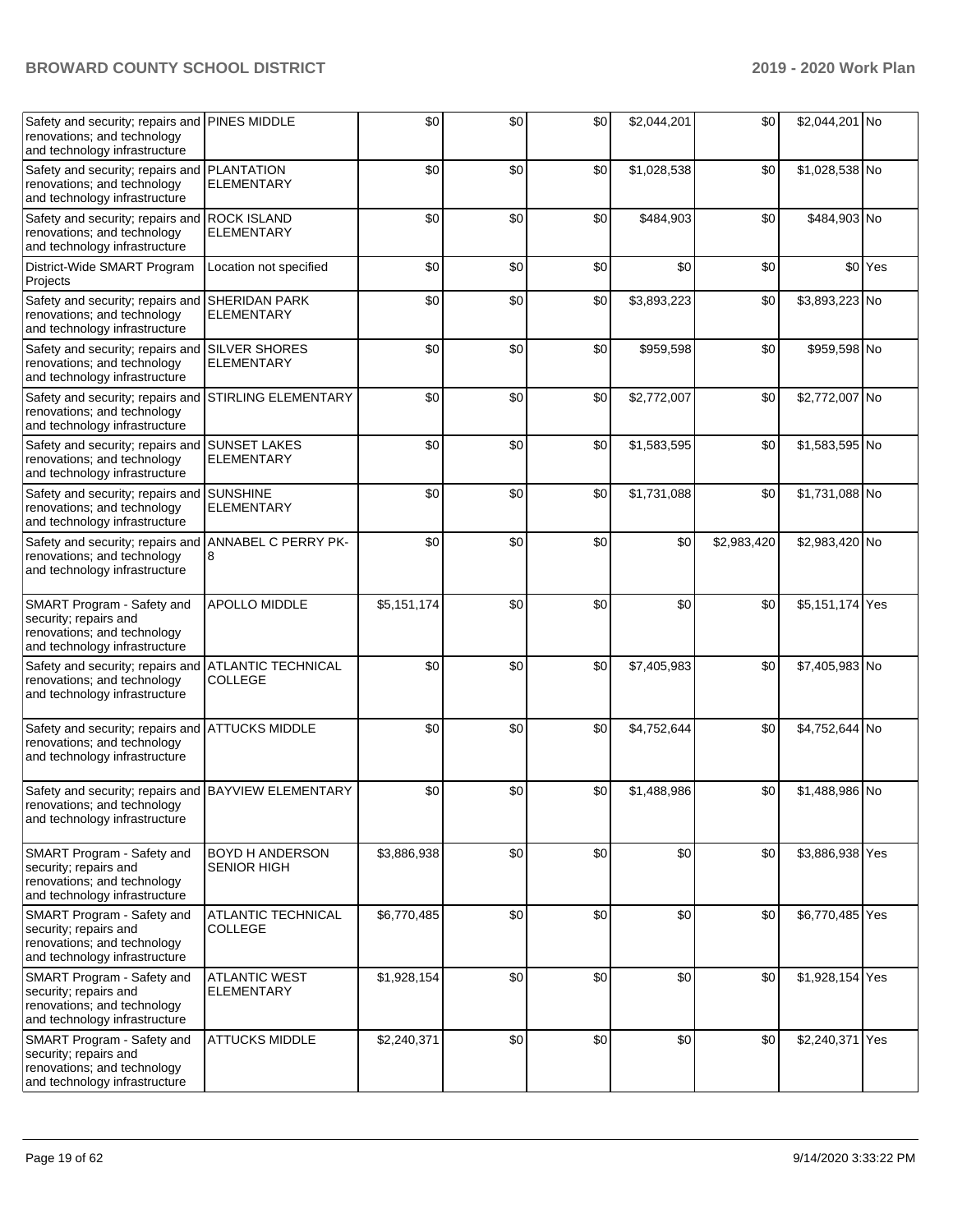| Safety and security; repairs and renovations; and technology and technology infrastructure | PINES MIDDLE | $0 | $0 | $0 | $2,044,201 | $0 | $2,044,201 | No |
|---|---|---|---|---|---|---|---|---|
| Safety and security; repairs and renovations; and technology and technology infrastructure | PLANTATION ELEMENTARY | $0 | $0 | $0 | $1,028,538 | $0 | $1,028,538 | No |
| Safety and security; repairs and renovations; and technology and technology infrastructure | ROCK ISLAND ELEMENTARY | $0 | $0 | $0 | $484,903 | $0 | $484,903 | No |
| District-Wide SMART Program Projects | Location not specified | $0 | $0 | $0 | $0 | $0 | $0 | Yes |
| Safety and security; repairs and renovations; and technology and technology infrastructure | SHERIDAN PARK ELEMENTARY | $0 | $0 | $0 | $3,893,223 | $0 | $3,893,223 | No |
| Safety and security; repairs and renovations; and technology and technology infrastructure | SILVER SHORES ELEMENTARY | $0 | $0 | $0 | $959,598 | $0 | $959,598 | No |
| Safety and security; repairs and renovations; and technology and technology infrastructure | STIRLING ELEMENTARY | $0 | $0 | $0 | $2,772,007 | $0 | $2,772,007 | No |
| Safety and security; repairs and renovations; and technology and technology infrastructure | SUNSET LAKES ELEMENTARY | $0 | $0 | $0 | $1,583,595 | $0 | $1,583,595 | No |
| Safety and security; repairs and renovations; and technology and technology infrastructure | SUNSHINE ELEMENTARY | $0 | $0 | $0 | $1,731,088 | $0 | $1,731,088 | No |
| Safety and security; repairs and renovations; and technology and technology infrastructure | ANNABEL C PERRY PK-8 | $0 | $0 | $0 | $0 | $2,983,420 | $2,983,420 | No |
| SMART Program - Safety and security; repairs and renovations; and technology and technology infrastructure | APOLLO MIDDLE | $5,151,174 | $0 | $0 | $0 | $0 | $5,151,174 | Yes |
| Safety and security; repairs and renovations; and technology and technology infrastructure | ATLANTIC TECHNICAL COLLEGE | $0 | $0 | $0 | $7,405,983 | $0 | $7,405,983 | No |
| Safety and security; repairs and renovations; and technology and technology infrastructure | ATTUCKS MIDDLE | $0 | $0 | $0 | $4,752,644 | $0 | $4,752,644 | No |
| Safety and security; repairs and renovations; and technology and technology infrastructure | BAYVIEW ELEMENTARY | $0 | $0 | $0 | $1,488,986 | $0 | $1,488,986 | No |
| SMART Program - Safety and security; repairs and renovations; and technology and technology infrastructure | BOYD H ANDERSON SENIOR HIGH | $3,886,938 | $0 | $0 | $0 | $0 | $3,886,938 | Yes |
| SMART Program - Safety and security; repairs and renovations; and technology and technology infrastructure | ATLANTIC TECHNICAL COLLEGE | $6,770,485 | $0 | $0 | $0 | $0 | $6,770,485 | Yes |
| SMART Program - Safety and security; repairs and renovations; and technology and technology infrastructure | ATLANTIC WEST ELEMENTARY | $1,928,154 | $0 | $0 | $0 | $0 | $1,928,154 | Yes |
| SMART Program - Safety and security; repairs and renovations; and technology and technology infrastructure | ATTUCKS MIDDLE | $2,240,371 | $0 | $0 | $0 | $0 | $2,240,371 | Yes |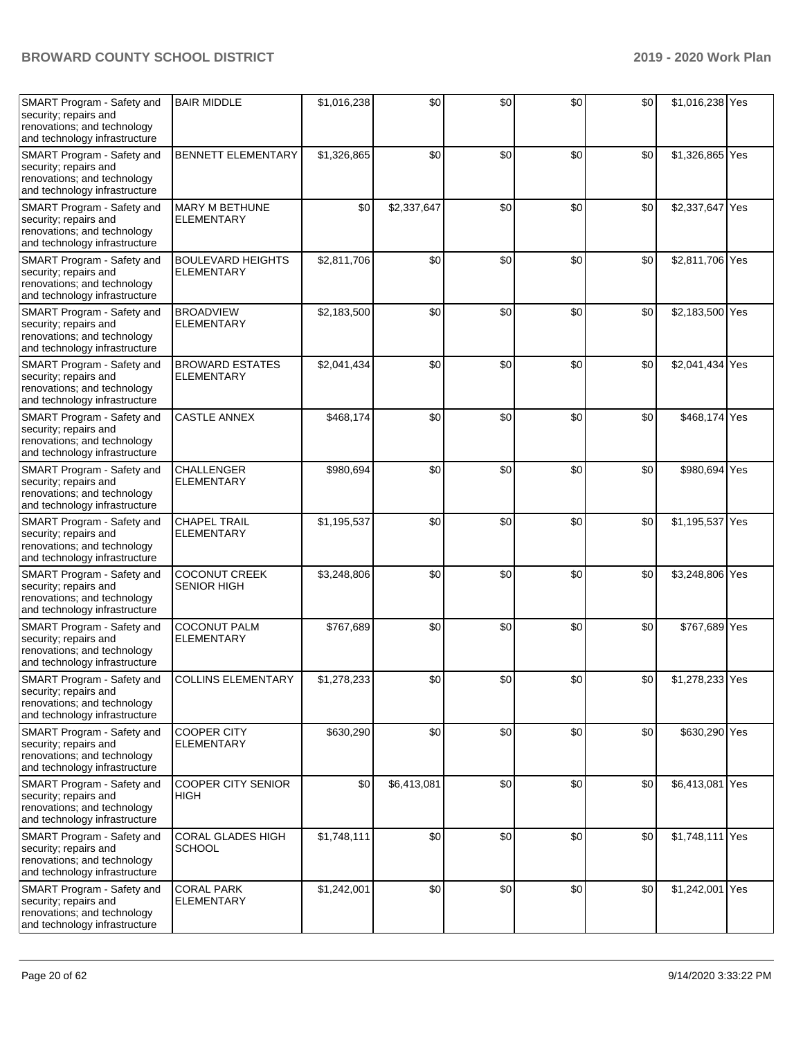| | | | | | | | | |
|---|---|---|---|---|---|---|---|---|
| SMART Program - Safety and security; repairs and renovations; and technology and technology infrastructure | BAIR MIDDLE | $1,016,238 | $0 | $0 | $0 | $0 | $1,016,238 | Yes |
| SMART Program - Safety and security; repairs and renovations; and technology and technology infrastructure | BENNETT ELEMENTARY | $1,326,865 | $0 | $0 | $0 | $0 | $1,326,865 | Yes |
| SMART Program - Safety and security; repairs and renovations; and technology and technology infrastructure | MARY M BETHUNE ELEMENTARY | $0 | $2,337,647 | $0 | $0 | $0 | $2,337,647 | Yes |
| SMART Program - Safety and security; repairs and renovations; and technology and technology infrastructure | BOULEVARD HEIGHTS ELEMENTARY | $2,811,706 | $0 | $0 | $0 | $0 | $2,811,706 | Yes |
| SMART Program - Safety and security; repairs and renovations; and technology and technology infrastructure | BROADVIEW ELEMENTARY | $2,183,500 | $0 | $0 | $0 | $0 | $2,183,500 | Yes |
| SMART Program - Safety and security; repairs and renovations; and technology and technology infrastructure | BROWARD ESTATES ELEMENTARY | $2,041,434 | $0 | $0 | $0 | $0 | $2,041,434 | Yes |
| SMART Program - Safety and security; repairs and renovations; and technology and technology infrastructure | CASTLE ANNEX | $468,174 | $0 | $0 | $0 | $0 | $468,174 | Yes |
| SMART Program - Safety and security; repairs and renovations; and technology and technology infrastructure | CHALLENGER ELEMENTARY | $980,694 | $0 | $0 | $0 | $0 | $980,694 | Yes |
| SMART Program - Safety and security; repairs and renovations; and technology and technology infrastructure | CHAPEL TRAIL ELEMENTARY | $1,195,537 | $0 | $0 | $0 | $0 | $1,195,537 | Yes |
| SMART Program - Safety and security; repairs and renovations; and technology and technology infrastructure | COCONUT CREEK SENIOR HIGH | $3,248,806 | $0 | $0 | $0 | $0 | $3,248,806 | Yes |
| SMART Program - Safety and security; repairs and renovations; and technology and technology infrastructure | COCONUT PALM ELEMENTARY | $767,689 | $0 | $0 | $0 | $0 | $767,689 | Yes |
| SMART Program - Safety and security; repairs and renovations; and technology and technology infrastructure | COLLINS ELEMENTARY | $1,278,233 | $0 | $0 | $0 | $0 | $1,278,233 | Yes |
| SMART Program - Safety and security; repairs and renovations; and technology and technology infrastructure | COOPER CITY ELEMENTARY | $630,290 | $0 | $0 | $0 | $0 | $630,290 | Yes |
| SMART Program - Safety and security; repairs and renovations; and technology and technology infrastructure | COOPER CITY SENIOR HIGH | $0 | $6,413,081 | $0 | $0 | $0 | $6,413,081 | Yes |
| SMART Program - Safety and security; repairs and renovations; and technology and technology infrastructure | CORAL GLADES HIGH SCHOOL | $1,748,111 | $0 | $0 | $0 | $0 | $1,748,111 | Yes |
| SMART Program - Safety and security; repairs and renovations; and technology and technology infrastructure | CORAL PARK ELEMENTARY | $1,242,001 | $0 | $0 | $0 | $0 | $1,242,001 | Yes |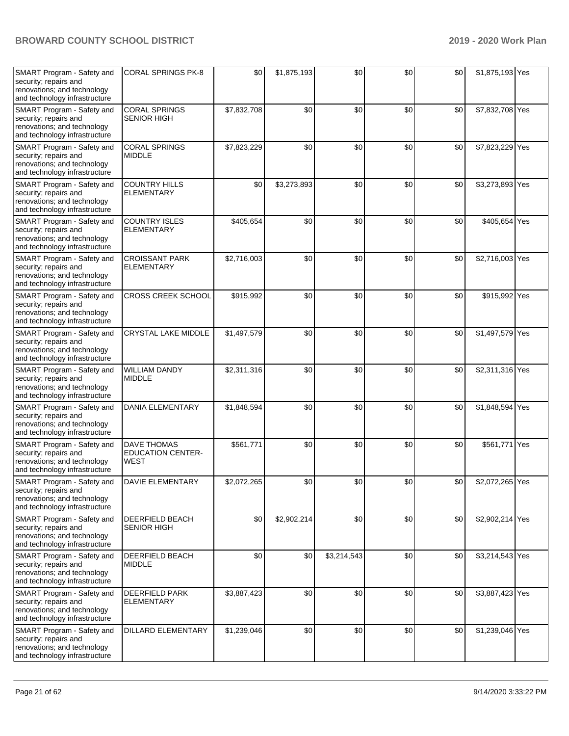| | | | | | | | | |
|---|---|---|---|---|---|---|---|---|
| SMART Program - Safety and security; repairs and renovations; and technology and technology infrastructure | CORAL SPRINGS PK-8 | $0 | $1,875,193 | $0 | $0 | $0 | $1,875,193 | Yes |
| SMART Program - Safety and security; repairs and renovations; and technology and technology infrastructure | CORAL SPRINGS SENIOR HIGH | $7,832,708 | $0 | $0 | $0 | $0 | $7,832,708 | Yes |
| SMART Program - Safety and security; repairs and renovations; and technology and technology infrastructure | CORAL SPRINGS MIDDLE | $7,823,229 | $0 | $0 | $0 | $0 | $7,823,229 | Yes |
| SMART Program - Safety and security; repairs and renovations; and technology and technology infrastructure | COUNTRY HILLS ELEMENTARY | $0 | $3,273,893 | $0 | $0 | $0 | $3,273,893 | Yes |
| SMART Program - Safety and security; repairs and renovations; and technology and technology infrastructure | COUNTRY ISLES ELEMENTARY | $405,654 | $0 | $0 | $0 | $0 | $405,654 | Yes |
| SMART Program - Safety and security; repairs and renovations; and technology and technology infrastructure | CROISSANT PARK ELEMENTARY | $2,716,003 | $0 | $0 | $0 | $0 | $2,716,003 | Yes |
| SMART Program - Safety and security; repairs and renovations; and technology and technology infrastructure | CROSS CREEK SCHOOL | $915,992 | $0 | $0 | $0 | $0 | $915,992 | Yes |
| SMART Program - Safety and security; repairs and renovations; and technology and technology infrastructure | CRYSTAL LAKE MIDDLE | $1,497,579 | $0 | $0 | $0 | $0 | $1,497,579 | Yes |
| SMART Program - Safety and security; repairs and renovations; and technology and technology infrastructure | WILLIAM DANDY MIDDLE | $2,311,316 | $0 | $0 | $0 | $0 | $2,311,316 | Yes |
| SMART Program - Safety and security; repairs and renovations; and technology and technology infrastructure | DANIA ELEMENTARY | $1,848,594 | $0 | $0 | $0 | $0 | $1,848,594 | Yes |
| SMART Program - Safety and security; repairs and renovations; and technology and technology infrastructure | DAVE THOMAS EDUCATION CENTER-WEST | $561,771 | $0 | $0 | $0 | $0 | $561,771 | Yes |
| SMART Program - Safety and security; repairs and renovations; and technology and technology infrastructure | DAVIE ELEMENTARY | $2,072,265 | $0 | $0 | $0 | $0 | $2,072,265 | Yes |
| SMART Program - Safety and security; repairs and renovations; and technology and technology infrastructure | DEERFIELD BEACH SENIOR HIGH | $0 | $2,902,214 | $0 | $0 | $0 | $2,902,214 | Yes |
| SMART Program - Safety and security; repairs and renovations; and technology and technology infrastructure | DEERFIELD BEACH MIDDLE | $0 | $0 | $3,214,543 | $0 | $0 | $3,214,543 | Yes |
| SMART Program - Safety and security; repairs and renovations; and technology and technology infrastructure | DEERFIELD PARK ELEMENTARY | $3,887,423 | $0 | $0 | $0 | $0 | $3,887,423 | Yes |
| SMART Program - Safety and security; repairs and renovations; and technology and technology infrastructure | DILLARD ELEMENTARY | $1,239,046 | $0 | $0 | $0 | $0 | $1,239,046 | Yes |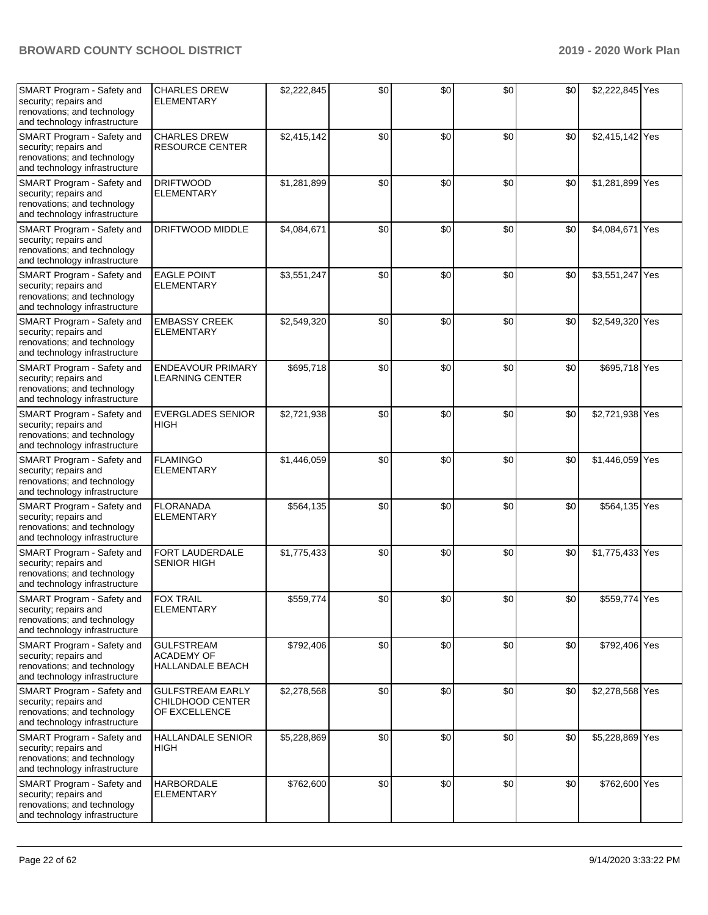| | | | | | | | | |
|---|---|---|---|---|---|---|---|---|
| SMART Program - Safety and security; repairs and renovations; and technology and technology infrastructure | CHARLES DREW ELEMENTARY | $2,222,845 | $0 | $0 | $0 | $0 | $2,222,845 | Yes |
| SMART Program - Safety and security; repairs and renovations; and technology and technology infrastructure | CHARLES DREW RESOURCE CENTER | $2,415,142 | $0 | $0 | $0 | $0 | $2,415,142 | Yes |
| SMART Program - Safety and security; repairs and renovations; and technology and technology infrastructure | DRIFTWOOD ELEMENTARY | $1,281,899 | $0 | $0 | $0 | $0 | $1,281,899 | Yes |
| SMART Program - Safety and security; repairs and renovations; and technology and technology infrastructure | DRIFTWOOD MIDDLE | $4,084,671 | $0 | $0 | $0 | $0 | $4,084,671 | Yes |
| SMART Program - Safety and security; repairs and renovations; and technology and technology infrastructure | EAGLE POINT ELEMENTARY | $3,551,247 | $0 | $0 | $0 | $0 | $3,551,247 | Yes |
| SMART Program - Safety and security; repairs and renovations; and technology and technology infrastructure | EMBASSY CREEK ELEMENTARY | $2,549,320 | $0 | $0 | $0 | $0 | $2,549,320 | Yes |
| SMART Program - Safety and security; repairs and renovations; and technology and technology infrastructure | ENDEAVOUR PRIMARY LEARNING CENTER | $695,718 | $0 | $0 | $0 | $0 | $695,718 | Yes |
| SMART Program - Safety and security; repairs and renovations; and technology and technology infrastructure | EVERGLADES SENIOR HIGH | $2,721,938 | $0 | $0 | $0 | $0 | $2,721,938 | Yes |
| SMART Program - Safety and security; repairs and renovations; and technology and technology infrastructure | FLAMINGO ELEMENTARY | $1,446,059 | $0 | $0 | $0 | $0 | $1,446,059 | Yes |
| SMART Program - Safety and security; repairs and renovations; and technology and technology infrastructure | FLORANADA ELEMENTARY | $564,135 | $0 | $0 | $0 | $0 | $564,135 | Yes |
| SMART Program - Safety and security; repairs and renovations; and technology and technology infrastructure | FORT LAUDERDALE SENIOR HIGH | $1,775,433 | $0 | $0 | $0 | $0 | $1,775,433 | Yes |
| SMART Program - Safety and security; repairs and renovations; and technology and technology infrastructure | FOX TRAIL ELEMENTARY | $559,774 | $0 | $0 | $0 | $0 | $559,774 | Yes |
| SMART Program - Safety and security; repairs and renovations; and technology and technology infrastructure | GULFSTREAM ACADEMY OF HALLANDALE BEACH | $792,406 | $0 | $0 | $0 | $0 | $792,406 | Yes |
| SMART Program - Safety and security; repairs and renovations; and technology and technology infrastructure | GULFSTREAM EARLY CHILDHOOD CENTER OF EXCELLENCE | $2,278,568 | $0 | $0 | $0 | $0 | $2,278,568 | Yes |
| SMART Program - Safety and security; repairs and renovations; and technology and technology infrastructure | HALLANDALE SENIOR HIGH | $5,228,869 | $0 | $0 | $0 | $0 | $5,228,869 | Yes |
| SMART Program - Safety and security; repairs and renovations; and technology and technology infrastructure | HARBORDALE ELEMENTARY | $762,600 | $0 | $0 | $0 | $0 | $762,600 | Yes |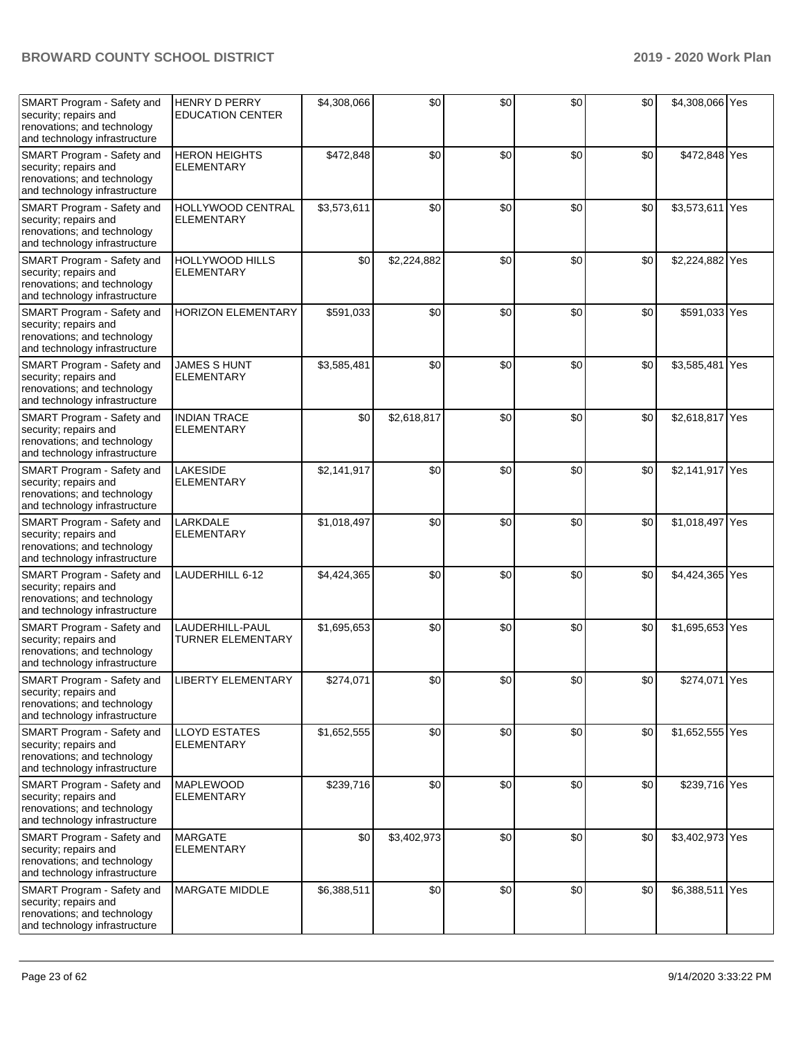| | | | | | | | | |
|---|---|---|---|---|---|---|---|---|
| SMART Program - Safety and security; repairs and renovations; and technology and technology infrastructure | HENRY D PERRY EDUCATION CENTER | $4,308,066 | $0 | $0 | $0 | $0 | $4,308,066 | Yes |
| SMART Program - Safety and security; repairs and renovations; and technology and technology infrastructure | HERON HEIGHTS ELEMENTARY | $472,848 | $0 | $0 | $0 | $0 | $472,848 | Yes |
| SMART Program - Safety and security; repairs and renovations; and technology and technology infrastructure | HOLLYWOOD CENTRAL ELEMENTARY | $3,573,611 | $0 | $0 | $0 | $0 | $3,573,611 | Yes |
| SMART Program - Safety and security; repairs and renovations; and technology and technology infrastructure | HOLLYWOOD HILLS ELEMENTARY | $0 | $2,224,882 | $0 | $0 | $0 | $2,224,882 | Yes |
| SMART Program - Safety and security; repairs and renovations; and technology and technology infrastructure | HORIZON ELEMENTARY | $591,033 | $0 | $0 | $0 | $0 | $591,033 | Yes |
| SMART Program - Safety and security; repairs and renovations; and technology and technology infrastructure | JAMES S HUNT ELEMENTARY | $3,585,481 | $0 | $0 | $0 | $0 | $3,585,481 | Yes |
| SMART Program - Safety and security; repairs and renovations; and technology and technology infrastructure | INDIAN TRACE ELEMENTARY | $0 | $2,618,817 | $0 | $0 | $0 | $2,618,817 | Yes |
| SMART Program - Safety and security; repairs and renovations; and technology and technology infrastructure | LAKESIDE ELEMENTARY | $2,141,917 | $0 | $0 | $0 | $0 | $2,141,917 | Yes |
| SMART Program - Safety and security; repairs and renovations; and technology and technology infrastructure | LARKDALE ELEMENTARY | $1,018,497 | $0 | $0 | $0 | $0 | $1,018,497 | Yes |
| SMART Program - Safety and security; repairs and renovations; and technology and technology infrastructure | LAUDERHILL 6-12 | $4,424,365 | $0 | $0 | $0 | $0 | $4,424,365 | Yes |
| SMART Program - Safety and security; repairs and renovations; and technology and technology infrastructure | LAUDERHILL-PAUL TURNER ELEMENTARY | $1,695,653 | $0 | $0 | $0 | $0 | $1,695,653 | Yes |
| SMART Program - Safety and security; repairs and renovations; and technology and technology infrastructure | LIBERTY ELEMENTARY | $274,071 | $0 | $0 | $0 | $0 | $274,071 | Yes |
| SMART Program - Safety and security; repairs and renovations; and technology and technology infrastructure | LLOYD ESTATES ELEMENTARY | $1,652,555 | $0 | $0 | $0 | $0 | $1,652,555 | Yes |
| SMART Program - Safety and security; repairs and renovations; and technology and technology infrastructure | MAPLEWOOD ELEMENTARY | $239,716 | $0 | $0 | $0 | $0 | $239,716 | Yes |
| SMART Program - Safety and security; repairs and renovations; and technology and technology infrastructure | MARGATE ELEMENTARY | $0 | $3,402,973 | $0 | $0 | $0 | $3,402,973 | Yes |
| SMART Program - Safety and security; repairs and renovations; and technology and technology infrastructure | MARGATE MIDDLE | $6,388,511 | $0 | $0 | $0 | $0 | $6,388,511 | Yes |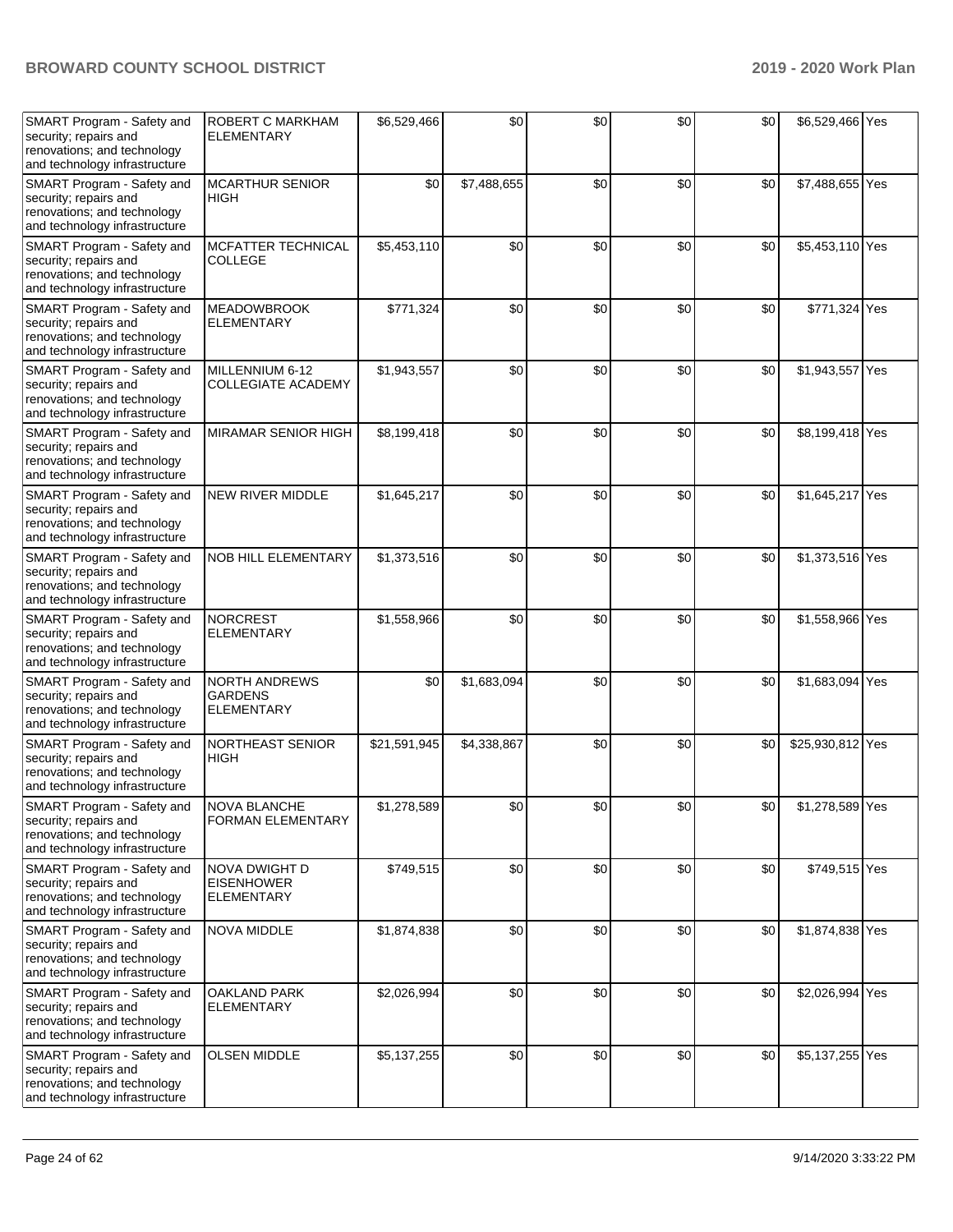| | | | | | | | | |
|---|---|---|---|---|---|---|---|---|
| SMART Program - Safety and security; repairs and renovations; and technology and technology infrastructure | ROBERT C MARKHAM ELEMENTARY | $6,529,466 | $0 | $0 | $0 | $0 | $6,529,466 | Yes |
| SMART Program - Safety and security; repairs and renovations; and technology and technology infrastructure | MCARTHUR SENIOR HIGH | $0 | $7,488,655 | $0 | $0 | $0 | $7,488,655 | Yes |
| SMART Program - Safety and security; repairs and renovations; and technology and technology infrastructure | MCFATTER TECHNICAL COLLEGE | $5,453,110 | $0 | $0 | $0 | $0 | $5,453,110 | Yes |
| SMART Program - Safety and security; repairs and renovations; and technology and technology infrastructure | MEADOWBROOK ELEMENTARY | $771,324 | $0 | $0 | $0 | $0 | $771,324 | Yes |
| SMART Program - Safety and security; repairs and renovations; and technology and technology infrastructure | MILLENNIUM 6-12 COLLEGIATE ACADEMY | $1,943,557 | $0 | $0 | $0 | $0 | $1,943,557 | Yes |
| SMART Program - Safety and security; repairs and renovations; and technology and technology infrastructure | MIRAMAR SENIOR HIGH | $8,199,418 | $0 | $0 | $0 | $0 | $8,199,418 | Yes |
| SMART Program - Safety and security; repairs and renovations; and technology and technology infrastructure | NEW RIVER MIDDLE | $1,645,217 | $0 | $0 | $0 | $0 | $1,645,217 | Yes |
| SMART Program - Safety and security; repairs and renovations; and technology and technology infrastructure | NOB HILL ELEMENTARY | $1,373,516 | $0 | $0 | $0 | $0 | $1,373,516 | Yes |
| SMART Program - Safety and security; repairs and renovations; and technology and technology infrastructure | NORCREST ELEMENTARY | $1,558,966 | $0 | $0 | $0 | $0 | $1,558,966 | Yes |
| SMART Program - Safety and security; repairs and renovations; and technology and technology infrastructure | NORTH ANDREWS GARDENS ELEMENTARY | $0 | $1,683,094 | $0 | $0 | $0 | $1,683,094 | Yes |
| SMART Program - Safety and security; repairs and renovations; and technology and technology infrastructure | NORTHEAST SENIOR HIGH | $21,591,945 | $4,338,867 | $0 | $0 | $0 | $25,930,812 | Yes |
| SMART Program - Safety and security; repairs and renovations; and technology and technology infrastructure | NOVA BLANCHE FORMAN ELEMENTARY | $1,278,589 | $0 | $0 | $0 | $0 | $1,278,589 | Yes |
| SMART Program - Safety and security; repairs and renovations; and technology and technology infrastructure | NOVA DWIGHT D EISENHOWER ELEMENTARY | $749,515 | $0 | $0 | $0 | $0 | $749,515 | Yes |
| SMART Program - Safety and security; repairs and renovations; and technology and technology infrastructure | NOVA MIDDLE | $1,874,838 | $0 | $0 | $0 | $0 | $1,874,838 | Yes |
| SMART Program - Safety and security; repairs and renovations; and technology and technology infrastructure | OAKLAND PARK ELEMENTARY | $2,026,994 | $0 | $0 | $0 | $0 | $2,026,994 | Yes |
| SMART Program - Safety and security; repairs and renovations; and technology and technology infrastructure | OLSEN MIDDLE | $5,137,255 | $0 | $0 | $0 | $0 | $5,137,255 | Yes |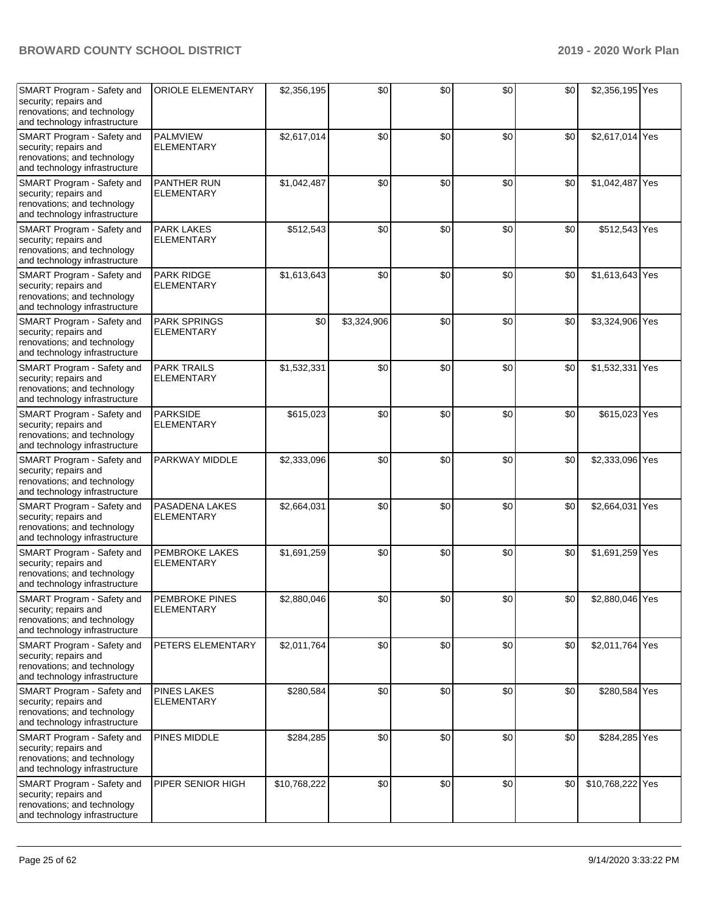| | | | | | | | | |
|---|---|---|---|---|---|---|---|---|
| SMART Program - Safety and security; repairs and renovations; and technology and technology infrastructure | ORIOLE ELEMENTARY | $2,356,195 | $0 | $0 | $0 | $0 | $2,356,195 | Yes |
| SMART Program - Safety and security; repairs and renovations; and technology and technology infrastructure | PALMVIEW ELEMENTARY | $2,617,014 | $0 | $0 | $0 | $0 | $2,617,014 | Yes |
| SMART Program - Safety and security; repairs and renovations; and technology and technology infrastructure | PANTHER RUN ELEMENTARY | $1,042,487 | $0 | $0 | $0 | $0 | $1,042,487 | Yes |
| SMART Program - Safety and security; repairs and renovations; and technology and technology infrastructure | PARK LAKES ELEMENTARY | $512,543 | $0 | $0 | $0 | $0 | $512,543 | Yes |
| SMART Program - Safety and security; repairs and renovations; and technology and technology infrastructure | PARK RIDGE ELEMENTARY | $1,613,643 | $0 | $0 | $0 | $0 | $1,613,643 | Yes |
| SMART Program - Safety and security; repairs and renovations; and technology and technology infrastructure | PARK SPRINGS ELEMENTARY | $0 | $3,324,906 | $0 | $0 | $0 | $3,324,906 | Yes |
| SMART Program - Safety and security; repairs and renovations; and technology and technology infrastructure | PARK TRAILS ELEMENTARY | $1,532,331 | $0 | $0 | $0 | $0 | $1,532,331 | Yes |
| SMART Program - Safety and security; repairs and renovations; and technology and technology infrastructure | PARKSIDE ELEMENTARY | $615,023 | $0 | $0 | $0 | $0 | $615,023 | Yes |
| SMART Program - Safety and security; repairs and renovations; and technology and technology infrastructure | PARKWAY MIDDLE | $2,333,096 | $0 | $0 | $0 | $0 | $2,333,096 | Yes |
| SMART Program - Safety and security; repairs and renovations; and technology and technology infrastructure | PASADENA LAKES ELEMENTARY | $2,664,031 | $0 | $0 | $0 | $0 | $2,664,031 | Yes |
| SMART Program - Safety and security; repairs and renovations; and technology and technology infrastructure | PEMBROKE LAKES ELEMENTARY | $1,691,259 | $0 | $0 | $0 | $0 | $1,691,259 | Yes |
| SMART Program - Safety and security; repairs and renovations; and technology and technology infrastructure | PEMBROKE PINES ELEMENTARY | $2,880,046 | $0 | $0 | $0 | $0 | $2,880,046 | Yes |
| SMART Program - Safety and security; repairs and renovations; and technology and technology infrastructure | PETERS ELEMENTARY | $2,011,764 | $0 | $0 | $0 | $0 | $2,011,764 | Yes |
| SMART Program - Safety and security; repairs and renovations; and technology and technology infrastructure | PINES LAKES ELEMENTARY | $280,584 | $0 | $0 | $0 | $0 | $280,584 | Yes |
| SMART Program - Safety and security; repairs and renovations; and technology and technology infrastructure | PINES MIDDLE | $284,285 | $0 | $0 | $0 | $0 | $284,285 | Yes |
| SMART Program - Safety and security; repairs and renovations; and technology and technology infrastructure | PIPER SENIOR HIGH | $10,768,222 | $0 | $0 | $0 | $0 | $10,768,222 | Yes |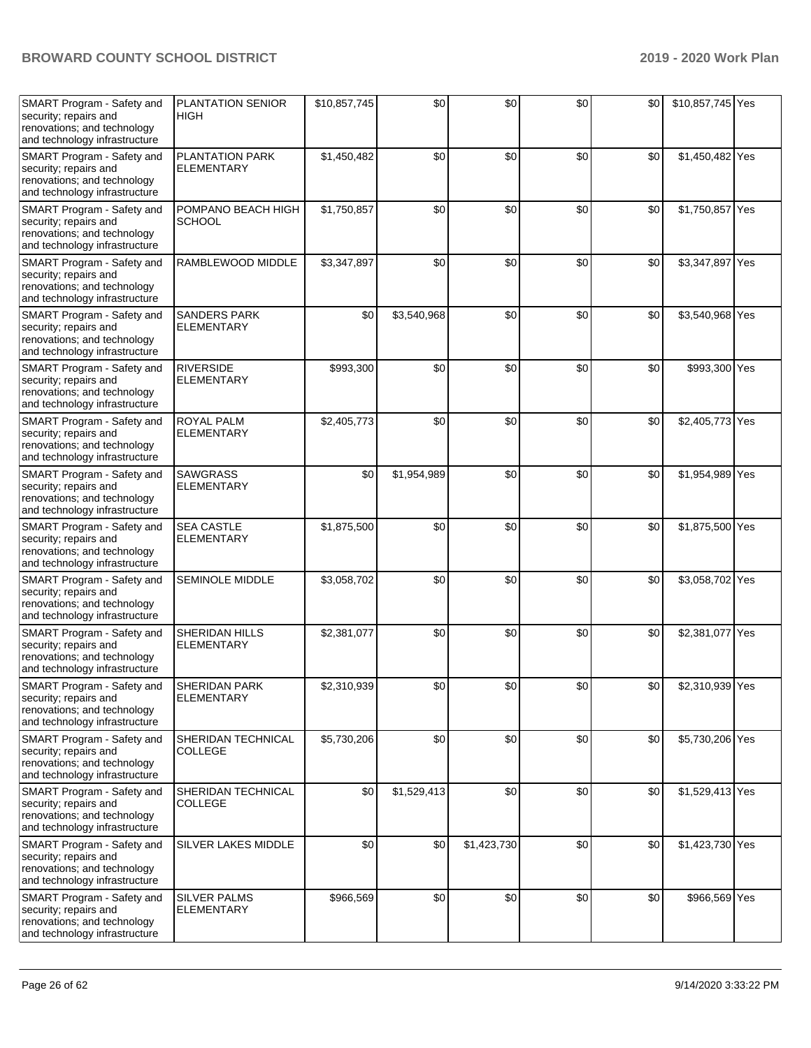| SMART Program - Safety and security; repairs and renovations; and technology and technology infrastructure | PLANTATION SENIOR HIGH | $10,857,745 | $0 | $0 | $0 | $0 | $10,857,745 | Yes |
|---|---|---|---|---|---|---|---|---|
| SMART Program - Safety and security; repairs and renovations; and technology and technology infrastructure | PLANTATION PARK ELEMENTARY | $1,450,482 | $0 | $0 | $0 | $0 | $1,450,482 | Yes |
| SMART Program - Safety and security; repairs and renovations; and technology and technology infrastructure | POMPANO BEACH HIGH SCHOOL | $1,750,857 | $0 | $0 | $0 | $0 | $1,750,857 | Yes |
| SMART Program - Safety and security; repairs and renovations; and technology and technology infrastructure | RAMBLEWOOD MIDDLE | $3,347,897 | $0 | $0 | $0 | $0 | $3,347,897 | Yes |
| SMART Program - Safety and security; repairs and renovations; and technology and technology infrastructure | SANDERS PARK ELEMENTARY | $0 | $3,540,968 | $0 | $0 | $0 | $3,540,968 | Yes |
| SMART Program - Safety and security; repairs and renovations; and technology and technology infrastructure | RIVERSIDE ELEMENTARY | $993,300 | $0 | $0 | $0 | $0 | $993,300 | Yes |
| SMART Program - Safety and security; repairs and renovations; and technology and technology infrastructure | ROYAL PALM ELEMENTARY | $2,405,773 | $0 | $0 | $0 | $0 | $2,405,773 | Yes |
| SMART Program - Safety and security; repairs and renovations; and technology and technology infrastructure | SAWGRASS ELEMENTARY | $0 | $1,954,989 | $0 | $0 | $0 | $1,954,989 | Yes |
| SMART Program - Safety and security; repairs and renovations; and technology and technology infrastructure | SEA CASTLE ELEMENTARY | $1,875,500 | $0 | $0 | $0 | $0 | $1,875,500 | Yes |
| SMART Program - Safety and security; repairs and renovations; and technology and technology infrastructure | SEMINOLE MIDDLE | $3,058,702 | $0 | $0 | $0 | $0 | $3,058,702 | Yes |
| SMART Program - Safety and security; repairs and renovations; and technology and technology infrastructure | SHERIDAN HILLS ELEMENTARY | $2,381,077 | $0 | $0 | $0 | $0 | $2,381,077 | Yes |
| SMART Program - Safety and security; repairs and renovations; and technology and technology infrastructure | SHERIDAN PARK ELEMENTARY | $2,310,939 | $0 | $0 | $0 | $0 | $2,310,939 | Yes |
| SMART Program - Safety and security; repairs and renovations; and technology and technology infrastructure | SHERIDAN TECHNICAL COLLEGE | $5,730,206 | $0 | $0 | $0 | $0 | $5,730,206 | Yes |
| SMART Program - Safety and security; repairs and renovations; and technology and technology infrastructure | SHERIDAN TECHNICAL COLLEGE | $0 | $1,529,413 | $0 | $0 | $0 | $1,529,413 | Yes |
| SMART Program - Safety and security; repairs and renovations; and technology and technology infrastructure | SILVER LAKES MIDDLE | $0 | $0 | $1,423,730 | $0 | $0 | $1,423,730 | Yes |
| SMART Program - Safety and security; repairs and renovations; and technology and technology infrastructure | SILVER PALMS ELEMENTARY | $966,569 | $0 | $0 | $0 | $0 | $966,569 | Yes |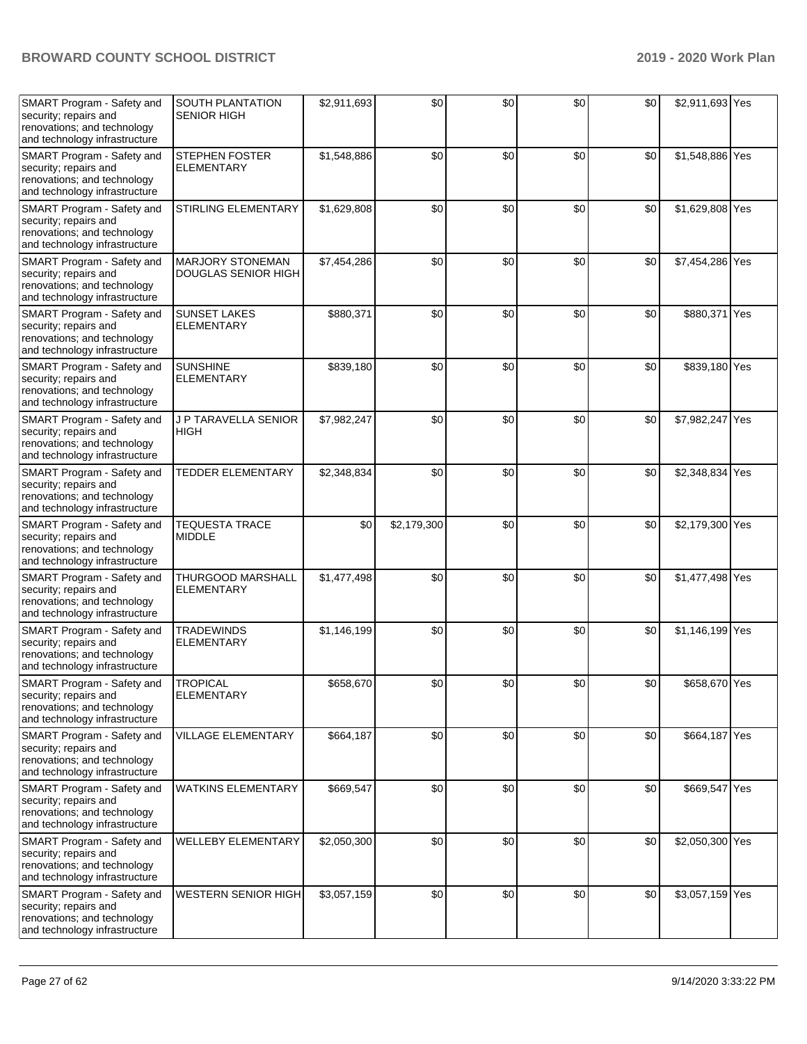| | | | | | | | | |
|---|---|---|---|---|---|---|---|---|
| SMART Program - Safety and security; repairs and renovations; and technology and technology infrastructure | SOUTH PLANTATION SENIOR HIGH | $2,911,693 | $0 | $0 | $0 | $0 | $2,911,693 | Yes |
| SMART Program - Safety and security; repairs and renovations; and technology and technology infrastructure | STEPHEN FOSTER ELEMENTARY | $1,548,886 | $0 | $0 | $0 | $0 | $1,548,886 | Yes |
| SMART Program - Safety and security; repairs and renovations; and technology and technology infrastructure | STIRLING ELEMENTARY | $1,629,808 | $0 | $0 | $0 | $0 | $1,629,808 | Yes |
| SMART Program - Safety and security; repairs and renovations; and technology and technology infrastructure | MARJORY STONEMAN DOUGLAS SENIOR HIGH | $7,454,286 | $0 | $0 | $0 | $0 | $7,454,286 | Yes |
| SMART Program - Safety and security; repairs and renovations; and technology and technology infrastructure | SUNSET LAKES ELEMENTARY | $880,371 | $0 | $0 | $0 | $0 | $880,371 | Yes |
| SMART Program - Safety and security; repairs and renovations; and technology and technology infrastructure | SUNSHINE ELEMENTARY | $839,180 | $0 | $0 | $0 | $0 | $839,180 | Yes |
| SMART Program - Safety and security; repairs and renovations; and technology and technology infrastructure | J P TARAVELLA SENIOR HIGH | $7,982,247 | $0 | $0 | $0 | $0 | $7,982,247 | Yes |
| SMART Program - Safety and security; repairs and renovations; and technology and technology infrastructure | TEDDER ELEMENTARY | $2,348,834 | $0 | $0 | $0 | $0 | $2,348,834 | Yes |
| SMART Program - Safety and security; repairs and renovations; and technology and technology infrastructure | TEQUESTA TRACE MIDDLE | $0 | $2,179,300 | $0 | $0 | $0 | $2,179,300 | Yes |
| SMART Program - Safety and security; repairs and renovations; and technology and technology infrastructure | THURGOOD MARSHALL ELEMENTARY | $1,477,498 | $0 | $0 | $0 | $0 | $1,477,498 | Yes |
| SMART Program - Safety and security; repairs and renovations; and technology and technology infrastructure | TRADEWINDS ELEMENTARY | $1,146,199 | $0 | $0 | $0 | $0 | $1,146,199 | Yes |
| SMART Program - Safety and security; repairs and renovations; and technology and technology infrastructure | TROPICAL ELEMENTARY | $658,670 | $0 | $0 | $0 | $0 | $658,670 | Yes |
| SMART Program - Safety and security; repairs and renovations; and technology and technology infrastructure | VILLAGE ELEMENTARY | $664,187 | $0 | $0 | $0 | $0 | $664,187 | Yes |
| SMART Program - Safety and security; repairs and renovations; and technology and technology infrastructure | WATKINS ELEMENTARY | $669,547 | $0 | $0 | $0 | $0 | $669,547 | Yes |
| SMART Program - Safety and security; repairs and renovations; and technology and technology infrastructure | WELLEBY ELEMENTARY | $2,050,300 | $0 | $0 | $0 | $0 | $2,050,300 | Yes |
| SMART Program - Safety and security; repairs and renovations; and technology and technology infrastructure | WESTERN SENIOR HIGH | $3,057,159 | $0 | $0 | $0 | $0 | $3,057,159 | Yes |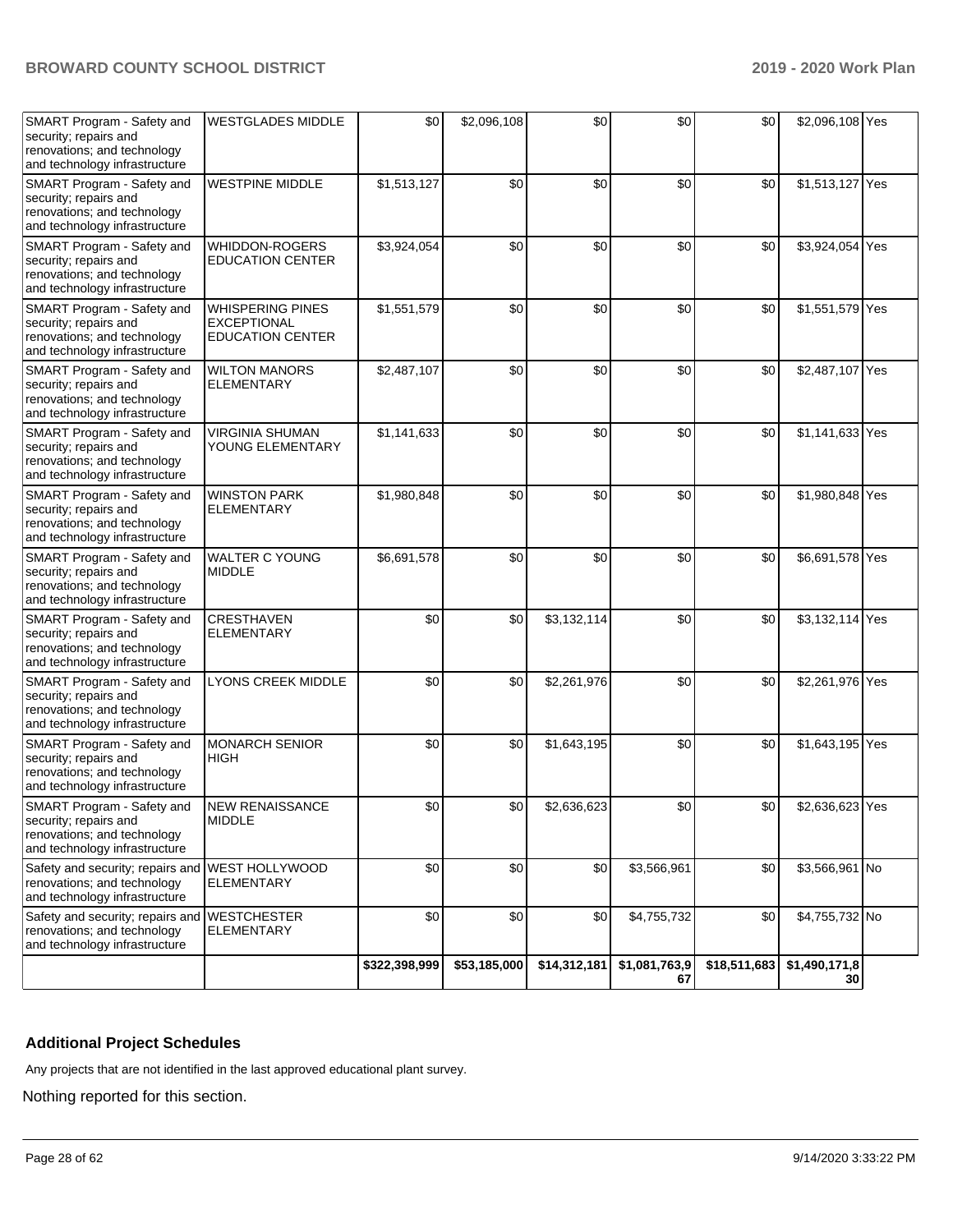| | | | | | | | | |
|---|---|---|---|---|---|---|---|---|
| SMART Program - Safety and security; repairs and renovations; and technology and technology infrastructure | WESTGLADES MIDDLE | $0 | $2,096,108 | $0 | $0 | $0 | $2,096,108 | Yes |
| SMART Program - Safety and security; repairs and renovations; and technology and technology infrastructure | WESTPINE MIDDLE | $1,513,127 | $0 | $0 | $0 | $0 | $1,513,127 | Yes |
| SMART Program - Safety and security; repairs and renovations; and technology and technology infrastructure | WHIDDON-ROGERS EDUCATION CENTER | $3,924,054 | $0 | $0 | $0 | $0 | $3,924,054 | Yes |
| SMART Program - Safety and security; repairs and renovations; and technology and technology infrastructure | WHISPERING PINES EXCEPTIONAL EDUCATION CENTER | $1,551,579 | $0 | $0 | $0 | $0 | $1,551,579 | Yes |
| SMART Program - Safety and security; repairs and renovations; and technology and technology infrastructure | WILTON MANORS ELEMENTARY | $2,487,107 | $0 | $0 | $0 | $0 | $2,487,107 | Yes |
| SMART Program - Safety and security; repairs and renovations; and technology and technology infrastructure | VIRGINIA SHUMAN YOUNG ELEMENTARY | $1,141,633 | $0 | $0 | $0 | $0 | $1,141,633 | Yes |
| SMART Program - Safety and security; repairs and renovations; and technology and technology infrastructure | WINSTON PARK ELEMENTARY | $1,980,848 | $0 | $0 | $0 | $0 | $1,980,848 | Yes |
| SMART Program - Safety and security; repairs and renovations; and technology and technology infrastructure | WALTER C YOUNG MIDDLE | $6,691,578 | $0 | $0 | $0 | $0 | $6,691,578 | Yes |
| SMART Program - Safety and security; repairs and renovations; and technology and technology infrastructure | CRESTHAVEN ELEMENTARY | $0 | $0 | $3,132,114 | $0 | $0 | $3,132,114 | Yes |
| SMART Program - Safety and security; repairs and renovations; and technology and technology infrastructure | LYONS CREEK MIDDLE | $0 | $0 | $2,261,976 | $0 | $0 | $2,261,976 | Yes |
| SMART Program - Safety and security; repairs and renovations; and technology and technology infrastructure | MONARCH SENIOR HIGH | $0 | $0 | $1,643,195 | $0 | $0 | $1,643,195 | Yes |
| SMART Program - Safety and security; repairs and renovations; and technology and technology infrastructure | NEW RENAISSANCE MIDDLE | $0 | $0 | $2,636,623 | $0 | $0 | $2,636,623 | Yes |
| Safety and security; repairs and renovations; and technology and technology infrastructure | WEST HOLLYWOOD ELEMENTARY | $0 | $0 | $0 | $3,566,961 | $0 | $3,566,961 | No |
| Safety and security; repairs and renovations; and technology and technology infrastructure | WESTCHESTER ELEMENTARY | $0 | $0 | $0 | $4,755,732 | $0 | $4,755,732 | No |
| | | $322,398,999 | $53,185,000 | $14,312,181 | $1,081,763,967 | $18,511,683 | $1,490,171,830 | |

## Additional Project Schedules

Any projects that are not identified in the last approved educational plant survey.

Nothing reported for this section.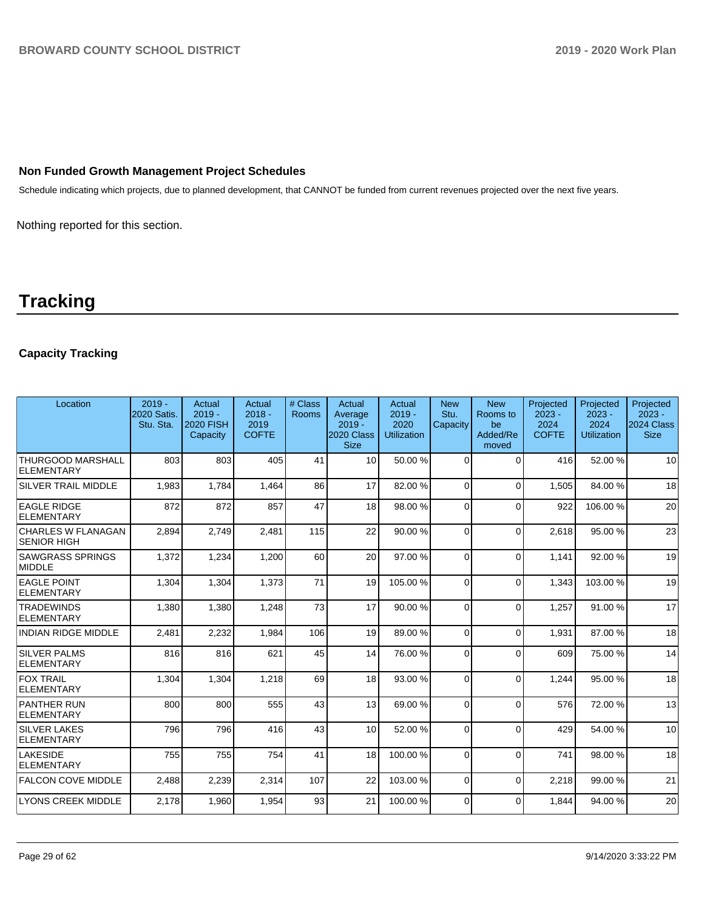## Non Funded Growth Management Project Schedules

Schedule indicating which projects, due to planned development, that CANNOT be funded from current revenues projected over the next five years.

Nothing reported for this section.

# Tracking

## Capacity Tracking

| Location | 2019 - 2020 Satis. Stu. Sta. | Actual 2019 - 2020 FISH Capacity | Actual 2018 - 2019 COFTE | # Class Rooms | Actual Average 2019 - 2020 Class Size | Actual 2019 - 2020 Utilization | New Stu. Capacity | New Rooms to be Added/Removed | Projected 2023 - 2024 COFTE | Projected 2023 - 2024 Utilization | Projected 2023 - 2024 Class Size |
|---|---|---|---|---|---|---|---|---|---|---|---|
| THURGOOD MARSHALL ELEMENTARY | 803 | 803 | 405 | 41 | 10 | 50.00 % | 0 | 0 | 416 | 52.00 % | 10 |
| SILVER TRAIL MIDDLE | 1,983 | 1,784 | 1,464 | 86 | 17 | 82.00 % | 0 | 0 | 1,505 | 84.00 % | 18 |
| EAGLE RIDGE ELEMENTARY | 872 | 872 | 857 | 47 | 18 | 98.00 % | 0 | 0 | 922 | 106.00 % | 20 |
| CHARLES W FLANAGAN SENIOR HIGH | 2,894 | 2,749 | 2,481 | 115 | 22 | 90.00 % | 0 | 0 | 2,618 | 95.00 % | 23 |
| SAWGRASS SPRINGS MIDDLE | 1,372 | 1,234 | 1,200 | 60 | 20 | 97.00 % | 0 | 0 | 1,141 | 92.00 % | 19 |
| EAGLE POINT ELEMENTARY | 1,304 | 1,304 | 1,373 | 71 | 19 | 105.00 % | 0 | 0 | 1,343 | 103.00 % | 19 |
| TRADEWINDS ELEMENTARY | 1,380 | 1,380 | 1,248 | 73 | 17 | 90.00 % | 0 | 0 | 1,257 | 91.00 % | 17 |
| INDIAN RIDGE MIDDLE | 2,481 | 2,232 | 1,984 | 106 | 19 | 89.00 % | 0 | 0 | 1,931 | 87.00 % | 18 |
| SILVER PALMS ELEMENTARY | 816 | 816 | 621 | 45 | 14 | 76.00 % | 0 | 0 | 609 | 75.00 % | 14 |
| FOX TRAIL ELEMENTARY | 1,304 | 1,304 | 1,218 | 69 | 18 | 93.00 % | 0 | 0 | 1,244 | 95.00 % | 18 |
| PANTHER RUN ELEMENTARY | 800 | 800 | 555 | 43 | 13 | 69.00 % | 0 | 0 | 576 | 72.00 % | 13 |
| SILVER LAKES ELEMENTARY | 796 | 796 | 416 | 43 | 10 | 52.00 % | 0 | 0 | 429 | 54.00 % | 10 |
| LAKESIDE ELEMENTARY | 755 | 755 | 754 | 41 | 18 | 100.00 % | 0 | 0 | 741 | 98.00 % | 18 |
| FALCON COVE MIDDLE | 2,488 | 2,239 | 2,314 | 107 | 22 | 103.00 % | 0 | 0 | 2,218 | 99.00 % | 21 |
| LYONS CREEK MIDDLE | 2,178 | 1,960 | 1,954 | 93 | 21 | 100.00 % | 0 | 0 | 1,844 | 94.00 % | 20 |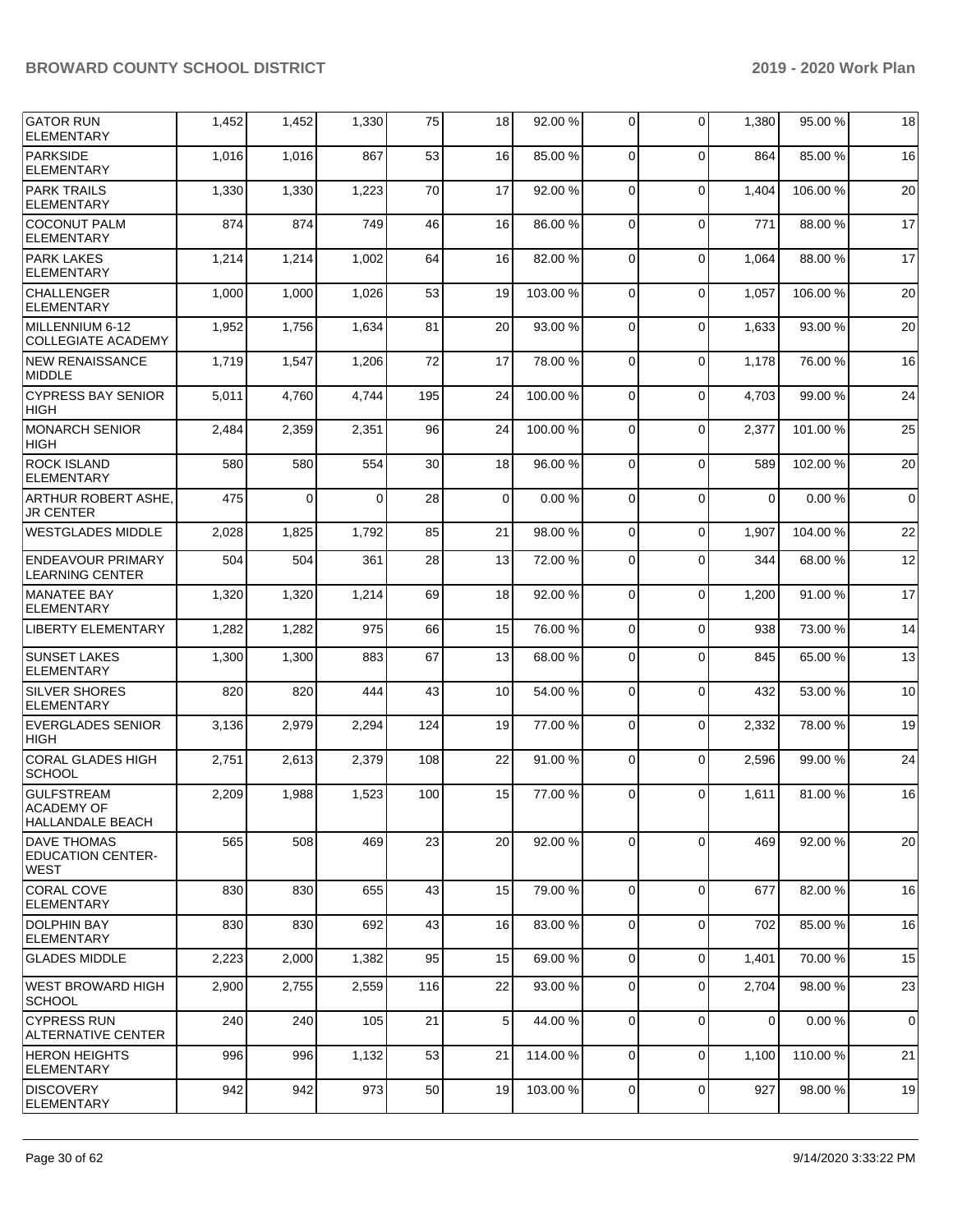| | | | | | | | | | | |
|---|---|---|---|---|---|---|---|---|---|---|
| GATOR RUN ELEMENTARY | 1,452 | 1,452 | 1,330 | 75 | 18 | 92.00 % | 0 | 0 | 1,380 | 95.00 % | 18 |
| PARKSIDE ELEMENTARY | 1,016 | 1,016 | 867 | 53 | 16 | 85.00 % | 0 | 0 | 864 | 85.00 % | 16 |
| PARK TRAILS ELEMENTARY | 1,330 | 1,330 | 1,223 | 70 | 17 | 92.00 % | 0 | 0 | 1,404 | 106.00 % | 20 |
| COCONUT PALM ELEMENTARY | 874 | 874 | 749 | 46 | 16 | 86.00 % | 0 | 0 | 771 | 88.00 % | 17 |
| PARK LAKES ELEMENTARY | 1,214 | 1,214 | 1,002 | 64 | 16 | 82.00 % | 0 | 0 | 1,064 | 88.00 % | 17 |
| CHALLENGER ELEMENTARY | 1,000 | 1,000 | 1,026 | 53 | 19 | 103.00 % | 0 | 0 | 1,057 | 106.00 % | 20 |
| MILLENNIUM 6-12 COLLEGIATE ACADEMY | 1,952 | 1,756 | 1,634 | 81 | 20 | 93.00 % | 0 | 0 | 1,633 | 93.00 % | 20 |
| NEW RENAISSANCE MIDDLE | 1,719 | 1,547 | 1,206 | 72 | 17 | 78.00 % | 0 | 0 | 1,178 | 76.00 % | 16 |
| CYPRESS BAY SENIOR HIGH | 5,011 | 4,760 | 4,744 | 195 | 24 | 100.00 % | 0 | 0 | 4,703 | 99.00 % | 24 |
| MONARCH SENIOR HIGH | 2,484 | 2,359 | 2,351 | 96 | 24 | 100.00 % | 0 | 0 | 2,377 | 101.00 % | 25 |
| ROCK ISLAND ELEMENTARY | 580 | 580 | 554 | 30 | 18 | 96.00 % | 0 | 0 | 589 | 102.00 % | 20 |
| ARTHUR ROBERT ASHE, JR CENTER | 475 | 0 | 0 | 28 | 0 | 0.00 % | 0 | 0 | 0 | 0.00 % | 0 |
| WESTGLADES MIDDLE | 2,028 | 1,825 | 1,792 | 85 | 21 | 98.00 % | 0 | 0 | 1,907 | 104.00 % | 22 |
| ENDEAVOUR PRIMARY LEARNING CENTER | 504 | 504 | 361 | 28 | 13 | 72.00 % | 0 | 0 | 344 | 68.00 % | 12 |
| MANATEE BAY ELEMENTARY | 1,320 | 1,320 | 1,214 | 69 | 18 | 92.00 % | 0 | 0 | 1,200 | 91.00 % | 17 |
| LIBERTY ELEMENTARY | 1,282 | 1,282 | 975 | 66 | 15 | 76.00 % | 0 | 0 | 938 | 73.00 % | 14 |
| SUNSET LAKES ELEMENTARY | 1,300 | 1,300 | 883 | 67 | 13 | 68.00 % | 0 | 0 | 845 | 65.00 % | 13 |
| SILVER SHORES ELEMENTARY | 820 | 820 | 444 | 43 | 10 | 54.00 % | 0 | 0 | 432 | 53.00 % | 10 |
| EVERGLADES SENIOR HIGH | 3,136 | 2,979 | 2,294 | 124 | 19 | 77.00 % | 0 | 0 | 2,332 | 78.00 % | 19 |
| CORAL GLADES HIGH SCHOOL | 2,751 | 2,613 | 2,379 | 108 | 22 | 91.00 % | 0 | 0 | 2,596 | 99.00 % | 24 |
| GULFSTREAM ACADEMY OF HALLANDALE BEACH | 2,209 | 1,988 | 1,523 | 100 | 15 | 77.00 % | 0 | 0 | 1,611 | 81.00 % | 16 |
| DAVE THOMAS EDUCATION CENTER-WEST | 565 | 508 | 469 | 23 | 20 | 92.00 % | 0 | 0 | 469 | 92.00 % | 20 |
| CORAL COVE ELEMENTARY | 830 | 830 | 655 | 43 | 15 | 79.00 % | 0 | 0 | 677 | 82.00 % | 16 |
| DOLPHIN BAY ELEMENTARY | 830 | 830 | 692 | 43 | 16 | 83.00 % | 0 | 0 | 702 | 85.00 % | 16 |
| GLADES MIDDLE | 2,223 | 2,000 | 1,382 | 95 | 15 | 69.00 % | 0 | 0 | 1,401 | 70.00 % | 15 |
| WEST BROWARD HIGH SCHOOL | 2,900 | 2,755 | 2,559 | 116 | 22 | 93.00 % | 0 | 0 | 2,704 | 98.00 % | 23 |
| CYPRESS RUN ALTERNATIVE CENTER | 240 | 240 | 105 | 21 | 5 | 44.00 % | 0 | 0 | 0 | 0.00 % | 0 |
| HERON HEIGHTS ELEMENTARY | 996 | 996 | 1,132 | 53 | 21 | 114.00 % | 0 | 0 | 1,100 | 110.00 % | 21 |
| DISCOVERY ELEMENTARY | 942 | 942 | 973 | 50 | 19 | 103.00 % | 0 | 0 | 927 | 98.00 % | 19 |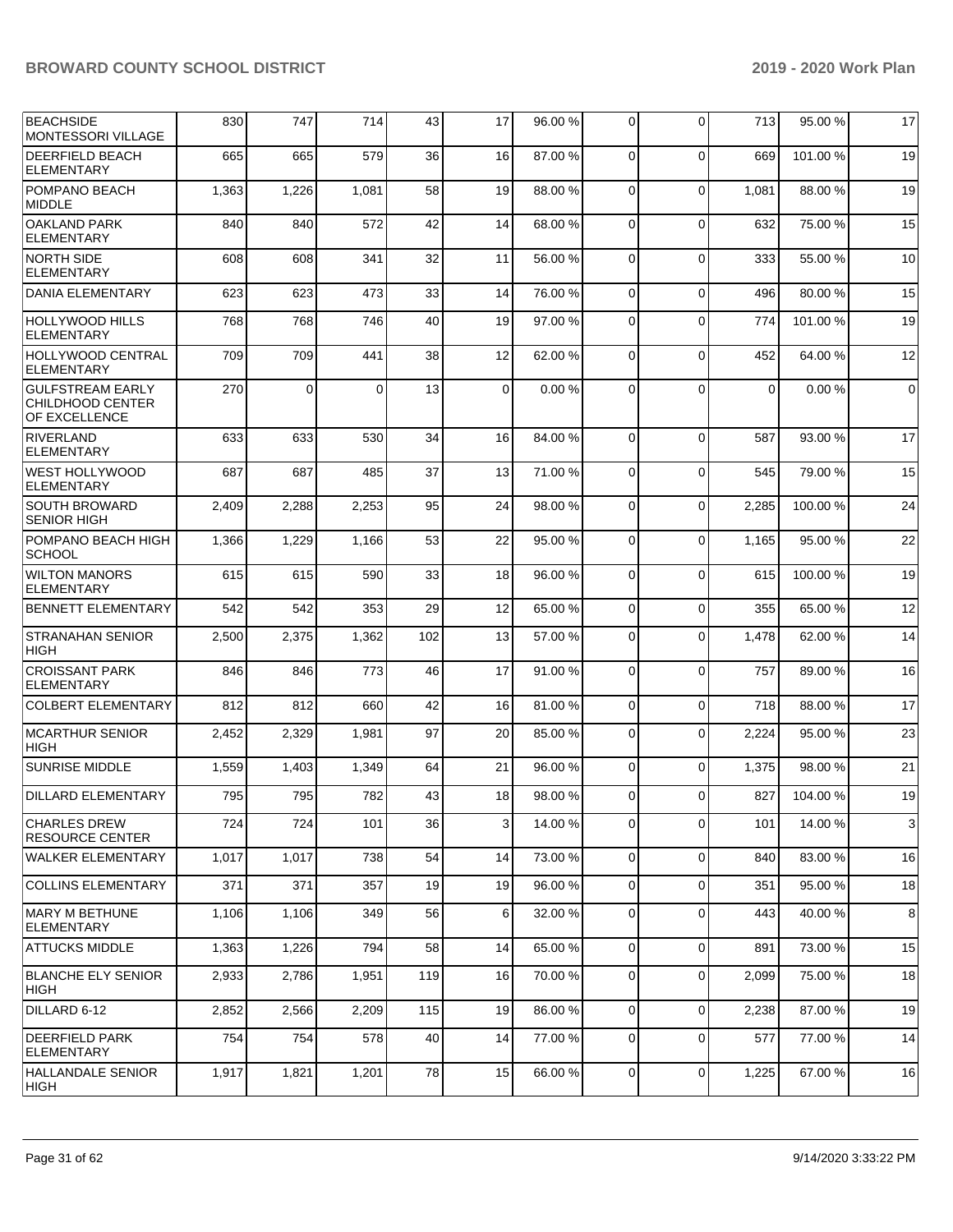| BEACHSIDE MONTESSORI VILLAGE | 830 | 747 | 714 | 43 | 17 | 96.00 % | 0 | 0 | 713 | 95.00 % | 17 |
|---|---|---|---|---|---|---|---|---|---|---|---|
| DEERFIELD BEACH ELEMENTARY | 665 | 665 | 579 | 36 | 16 | 87.00 % | 0 | 0 | 669 | 101.00 % | 19 |
| POMPANO BEACH MIDDLE | 1,363 | 1,226 | 1,081 | 58 | 19 | 88.00 % | 0 | 0 | 1,081 | 88.00 % | 19 |
| OAKLAND PARK ELEMENTARY | 840 | 840 | 572 | 42 | 14 | 68.00 % | 0 | 0 | 632 | 75.00 % | 15 |
| NORTH SIDE ELEMENTARY | 608 | 608 | 341 | 32 | 11 | 56.00 % | 0 | 0 | 333 | 55.00 % | 10 |
| DANIA ELEMENTARY | 623 | 623 | 473 | 33 | 14 | 76.00 % | 0 | 0 | 496 | 80.00 % | 15 |
| HOLLYWOOD HILLS ELEMENTARY | 768 | 768 | 746 | 40 | 19 | 97.00 % | 0 | 0 | 774 | 101.00 % | 19 |
| HOLLYWOOD CENTRAL ELEMENTARY | 709 | 709 | 441 | 38 | 12 | 62.00 % | 0 | 0 | 452 | 64.00 % | 12 |
| GULFSTREAM EARLY CHILDHOOD CENTER OF EXCELLENCE | 270 | 0 | 0 | 13 | 0 | 0.00 % | 0 | 0 | 0 | 0.00 % | 0 |
| RIVERLAND ELEMENTARY | 633 | 633 | 530 | 34 | 16 | 84.00 % | 0 | 0 | 587 | 93.00 % | 17 |
| WEST HOLLYWOOD ELEMENTARY | 687 | 687 | 485 | 37 | 13 | 71.00 % | 0 | 0 | 545 | 79.00 % | 15 |
| SOUTH BROWARD SENIOR HIGH | 2,409 | 2,288 | 2,253 | 95 | 24 | 98.00 % | 0 | 0 | 2,285 | 100.00 % | 24 |
| POMPANO BEACH HIGH SCHOOL | 1,366 | 1,229 | 1,166 | 53 | 22 | 95.00 % | 0 | 0 | 1,165 | 95.00 % | 22 |
| WILTON MANORS ELEMENTARY | 615 | 615 | 590 | 33 | 18 | 96.00 % | 0 | 0 | 615 | 100.00 % | 19 |
| BENNETT ELEMENTARY | 542 | 542 | 353 | 29 | 12 | 65.00 % | 0 | 0 | 355 | 65.00 % | 12 |
| STRANAHAN SENIOR HIGH | 2,500 | 2,375 | 1,362 | 102 | 13 | 57.00 % | 0 | 0 | 1,478 | 62.00 % | 14 |
| CROISSANT PARK ELEMENTARY | 846 | 846 | 773 | 46 | 17 | 91.00 % | 0 | 0 | 757 | 89.00 % | 16 |
| COLBERT ELEMENTARY | 812 | 812 | 660 | 42 | 16 | 81.00 % | 0 | 0 | 718 | 88.00 % | 17 |
| MCARTHUR SENIOR HIGH | 2,452 | 2,329 | 1,981 | 97 | 20 | 85.00 % | 0 | 0 | 2,224 | 95.00 % | 23 |
| SUNRISE MIDDLE | 1,559 | 1,403 | 1,349 | 64 | 21 | 96.00 % | 0 | 0 | 1,375 | 98.00 % | 21 |
| DILLARD ELEMENTARY | 795 | 795 | 782 | 43 | 18 | 98.00 % | 0 | 0 | 827 | 104.00 % | 19 |
| CHARLES DREW RESOURCE CENTER | 724 | 724 | 101 | 36 | 3 | 14.00 % | 0 | 0 | 101 | 14.00 % | 3 |
| WALKER ELEMENTARY | 1,017 | 1,017 | 738 | 54 | 14 | 73.00 % | 0 | 0 | 840 | 83.00 % | 16 |
| COLLINS ELEMENTARY | 371 | 371 | 357 | 19 | 19 | 96.00 % | 0 | 0 | 351 | 95.00 % | 18 |
| MARY M BETHUNE ELEMENTARY | 1,106 | 1,106 | 349 | 56 | 6 | 32.00 % | 0 | 0 | 443 | 40.00 % | 8 |
| ATTUCKS MIDDLE | 1,363 | 1,226 | 794 | 58 | 14 | 65.00 % | 0 | 0 | 891 | 73.00 % | 15 |
| BLANCHE ELY SENIOR HIGH | 2,933 | 2,786 | 1,951 | 119 | 16 | 70.00 % | 0 | 0 | 2,099 | 75.00 % | 18 |
| DILLARD 6-12 | 2,852 | 2,566 | 2,209 | 115 | 19 | 86.00 % | 0 | 0 | 2,238 | 87.00 % | 19 |
| DEERFIELD PARK ELEMENTARY | 754 | 754 | 578 | 40 | 14 | 77.00 % | 0 | 0 | 577 | 77.00 % | 14 |
| HALLANDALE SENIOR HIGH | 1,917 | 1,821 | 1,201 | 78 | 15 | 66.00 % | 0 | 0 | 1,225 | 67.00 % | 16 |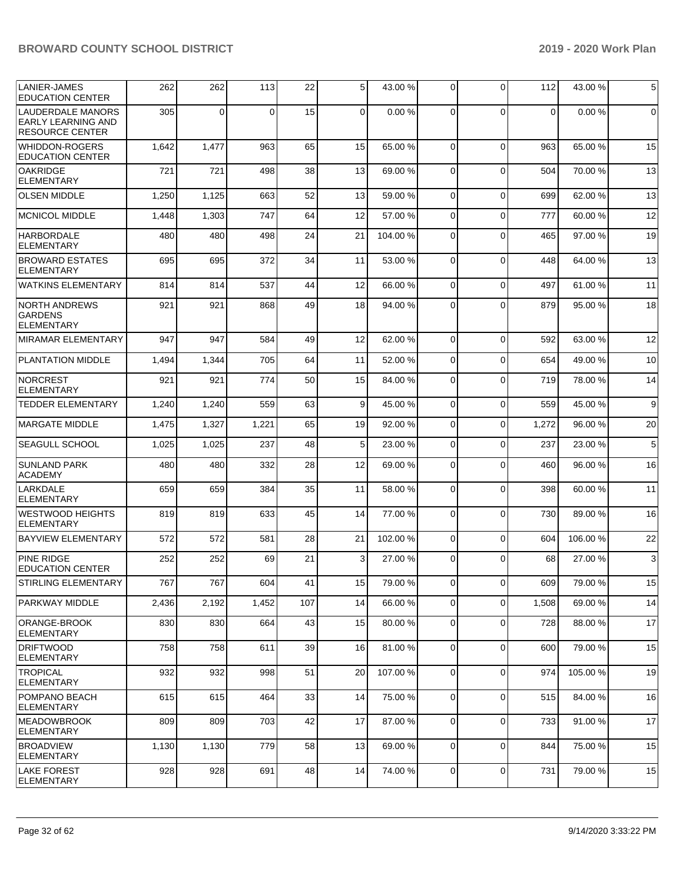| | | | | | | | | | | |
|---|---|---|---|---|---|---|---|---|---|---|
| LANIER-JAMES EDUCATION CENTER | 262 | 262 | 113 | 22 | 5 | 43.00 % | 0 | 0 | 112 | 43.00 % | 5 |
| LAUDERDALE MANORS EARLY LEARNING AND RESOURCE CENTER | 305 | 0 | 0 | 15 | 0 | 0.00 % | 0 | 0 | 0 | 0.00 % | 0 |
| WHIDDON-ROGERS EDUCATION CENTER | 1,642 | 1,477 | 963 | 65 | 15 | 65.00 % | 0 | 0 | 963 | 65.00 % | 15 |
| OAKRIDGE ELEMENTARY | 721 | 721 | 498 | 38 | 13 | 69.00 % | 0 | 0 | 504 | 70.00 % | 13 |
| OLSEN MIDDLE | 1,250 | 1,125 | 663 | 52 | 13 | 59.00 % | 0 | 0 | 699 | 62.00 % | 13 |
| MCNICOL MIDDLE | 1,448 | 1,303 | 747 | 64 | 12 | 57.00 % | 0 | 0 | 777 | 60.00 % | 12 |
| HARBORDALE ELEMENTARY | 480 | 480 | 498 | 24 | 21 | 104.00 % | 0 | 0 | 465 | 97.00 % | 19 |
| BROWARD ESTATES ELEMENTARY | 695 | 695 | 372 | 34 | 11 | 53.00 % | 0 | 0 | 448 | 64.00 % | 13 |
| WATKINS ELEMENTARY | 814 | 814 | 537 | 44 | 12 | 66.00 % | 0 | 0 | 497 | 61.00 % | 11 |
| NORTH ANDREWS GARDENS ELEMENTARY | 921 | 921 | 868 | 49 | 18 | 94.00 % | 0 | 0 | 879 | 95.00 % | 18 |
| MIRAMAR ELEMENTARY | 947 | 947 | 584 | 49 | 12 | 62.00 % | 0 | 0 | 592 | 63.00 % | 12 |
| PLANTATION MIDDLE | 1,494 | 1,344 | 705 | 64 | 11 | 52.00 % | 0 | 0 | 654 | 49.00 % | 10 |
| NORCREST ELEMENTARY | 921 | 921 | 774 | 50 | 15 | 84.00 % | 0 | 0 | 719 | 78.00 % | 14 |
| TEDDER ELEMENTARY | 1,240 | 1,240 | 559 | 63 | 9 | 45.00 % | 0 | 0 | 559 | 45.00 % | 9 |
| MARGATE MIDDLE | 1,475 | 1,327 | 1,221 | 65 | 19 | 92.00 % | 0 | 0 | 1,272 | 96.00 % | 20 |
| SEAGULL SCHOOL | 1,025 | 1,025 | 237 | 48 | 5 | 23.00 % | 0 | 0 | 237 | 23.00 % | 5 |
| SUNLAND PARK ACADEMY | 480 | 480 | 332 | 28 | 12 | 69.00 % | 0 | 0 | 460 | 96.00 % | 16 |
| LARKDALE ELEMENTARY | 659 | 659 | 384 | 35 | 11 | 58.00 % | 0 | 0 | 398 | 60.00 % | 11 |
| WESTWOOD HEIGHTS ELEMENTARY | 819 | 819 | 633 | 45 | 14 | 77.00 % | 0 | 0 | 730 | 89.00 % | 16 |
| BAYVIEW ELEMENTARY | 572 | 572 | 581 | 28 | 21 | 102.00 % | 0 | 0 | 604 | 106.00 % | 22 |
| PINE RIDGE EDUCATION CENTER | 252 | 252 | 69 | 21 | 3 | 27.00 % | 0 | 0 | 68 | 27.00 % | 3 |
| STIRLING ELEMENTARY | 767 | 767 | 604 | 41 | 15 | 79.00 % | 0 | 0 | 609 | 79.00 % | 15 |
| PARKWAY MIDDLE | 2,436 | 2,192 | 1,452 | 107 | 14 | 66.00 % | 0 | 0 | 1,508 | 69.00 % | 14 |
| ORANGE-BROOK ELEMENTARY | 830 | 830 | 664 | 43 | 15 | 80.00 % | 0 | 0 | 728 | 88.00 % | 17 |
| DRIFTWOOD ELEMENTARY | 758 | 758 | 611 | 39 | 16 | 81.00 % | 0 | 0 | 600 | 79.00 % | 15 |
| TROPICAL ELEMENTARY | 932 | 932 | 998 | 51 | 20 | 107.00 % | 0 | 0 | 974 | 105.00 % | 19 |
| POMPANO BEACH ELEMENTARY | 615 | 615 | 464 | 33 | 14 | 75.00 % | 0 | 0 | 515 | 84.00 % | 16 |
| MEADOWBROOK ELEMENTARY | 809 | 809 | 703 | 42 | 17 | 87.00 % | 0 | 0 | 733 | 91.00 % | 17 |
| BROADVIEW ELEMENTARY | 1,130 | 1,130 | 779 | 58 | 13 | 69.00 % | 0 | 0 | 844 | 75.00 % | 15 |
| LAKE FOREST ELEMENTARY | 928 | 928 | 691 | 48 | 14 | 74.00 % | 0 | 0 | 731 | 79.00 % | 15 |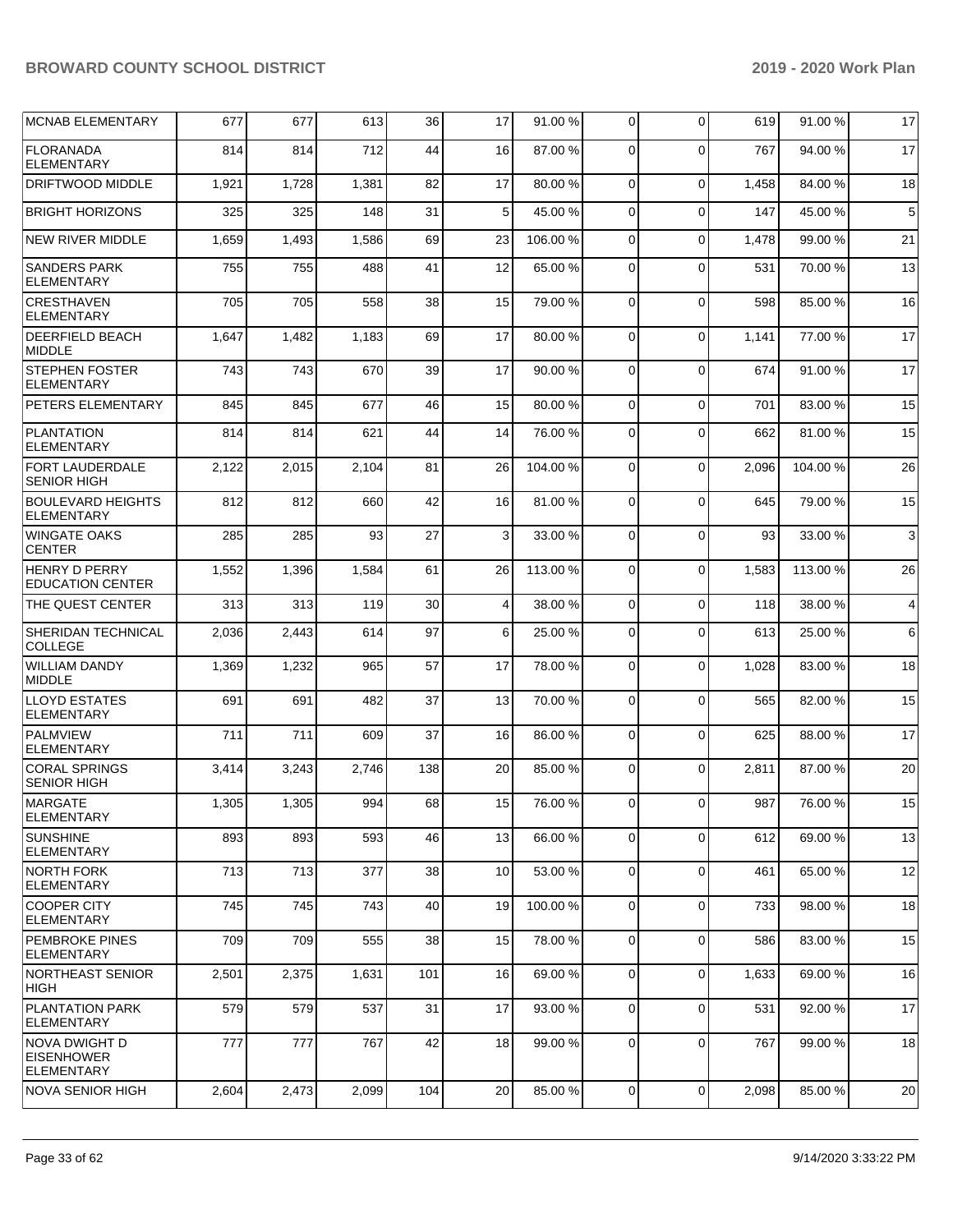| MCNAB ELEMENTARY | 677 | 677 | 613 | 36 | 17 | 91.00 % | 0 | 0 | 619 | 91.00 % | 17 |
|---|---|---|---|---|---|---|---|---|---|---|---|
| FLORANADA ELEMENTARY | 814 | 814 | 712 | 44 | 16 | 87.00 % | 0 | 0 | 767 | 94.00 % | 17 |
| DRIFTWOOD MIDDLE | 1,921 | 1,728 | 1,381 | 82 | 17 | 80.00 % | 0 | 0 | 1,458 | 84.00 % | 18 |
| BRIGHT HORIZONS | 325 | 325 | 148 | 31 | 5 | 45.00 % | 0 | 0 | 147 | 45.00 % | 5 |
| NEW RIVER MIDDLE | 1,659 | 1,493 | 1,586 | 69 | 23 | 106.00 % | 0 | 0 | 1,478 | 99.00 % | 21 |
| SANDERS PARK ELEMENTARY | 755 | 755 | 488 | 41 | 12 | 65.00 % | 0 | 0 | 531 | 70.00 % | 13 |
| CRESTHAVEN ELEMENTARY | 705 | 705 | 558 | 38 | 15 | 79.00 % | 0 | 0 | 598 | 85.00 % | 16 |
| DEERFIELD BEACH MIDDLE | 1,647 | 1,482 | 1,183 | 69 | 17 | 80.00 % | 0 | 0 | 1,141 | 77.00 % | 17 |
| STEPHEN FOSTER ELEMENTARY | 743 | 743 | 670 | 39 | 17 | 90.00 % | 0 | 0 | 674 | 91.00 % | 17 |
| PETERS ELEMENTARY | 845 | 845 | 677 | 46 | 15 | 80.00 % | 0 | 0 | 701 | 83.00 % | 15 |
| PLANTATION ELEMENTARY | 814 | 814 | 621 | 44 | 14 | 76.00 % | 0 | 0 | 662 | 81.00 % | 15 |
| FORT LAUDERDALE SENIOR HIGH | 2,122 | 2,015 | 2,104 | 81 | 26 | 104.00 % | 0 | 0 | 2,096 | 104.00 % | 26 |
| BOULEVARD HEIGHTS ELEMENTARY | 812 | 812 | 660 | 42 | 16 | 81.00 % | 0 | 0 | 645 | 79.00 % | 15 |
| WINGATE OAKS CENTER | 285 | 285 | 93 | 27 | 3 | 33.00 % | 0 | 0 | 93 | 33.00 % | 3 |
| HENRY D PERRY EDUCATION CENTER | 1,552 | 1,396 | 1,584 | 61 | 26 | 113.00 % | 0 | 0 | 1,583 | 113.00 % | 26 |
| THE QUEST CENTER | 313 | 313 | 119 | 30 | 4 | 38.00 % | 0 | 0 | 118 | 38.00 % | 4 |
| SHERIDAN TECHNICAL COLLEGE | 2,036 | 2,443 | 614 | 97 | 6 | 25.00 % | 0 | 0 | 613 | 25.00 % | 6 |
| WILLIAM DANDY MIDDLE | 1,369 | 1,232 | 965 | 57 | 17 | 78.00 % | 0 | 0 | 1,028 | 83.00 % | 18 |
| LLOYD ESTATES ELEMENTARY | 691 | 691 | 482 | 37 | 13 | 70.00 % | 0 | 0 | 565 | 82.00 % | 15 |
| PALMVIEW ELEMENTARY | 711 | 711 | 609 | 37 | 16 | 86.00 % | 0 | 0 | 625 | 88.00 % | 17 |
| CORAL SPRINGS SENIOR HIGH | 3,414 | 3,243 | 2,746 | 138 | 20 | 85.00 % | 0 | 0 | 2,811 | 87.00 % | 20 |
| MARGATE ELEMENTARY | 1,305 | 1,305 | 994 | 68 | 15 | 76.00 % | 0 | 0 | 987 | 76.00 % | 15 |
| SUNSHINE ELEMENTARY | 893 | 893 | 593 | 46 | 13 | 66.00 % | 0 | 0 | 612 | 69.00 % | 13 |
| NORTH FORK ELEMENTARY | 713 | 713 | 377 | 38 | 10 | 53.00 % | 0 | 0 | 461 | 65.00 % | 12 |
| COOPER CITY ELEMENTARY | 745 | 745 | 743 | 40 | 19 | 100.00 % | 0 | 0 | 733 | 98.00 % | 18 |
| PEMBROKE PINES ELEMENTARY | 709 | 709 | 555 | 38 | 15 | 78.00 % | 0 | 0 | 586 | 83.00 % | 15 |
| NORTHEAST SENIOR HIGH | 2,501 | 2,375 | 1,631 | 101 | 16 | 69.00 % | 0 | 0 | 1,633 | 69.00 % | 16 |
| PLANTATION PARK ELEMENTARY | 579 | 579 | 537 | 31 | 17 | 93.00 % | 0 | 0 | 531 | 92.00 % | 17 |
| NOVA DWIGHT D EISENHOWER ELEMENTARY | 777 | 777 | 767 | 42 | 18 | 99.00 % | 0 | 0 | 767 | 99.00 % | 18 |
| NOVA SENIOR HIGH | 2,604 | 2,473 | 2,099 | 104 | 20 | 85.00 % | 0 | 0 | 2,098 | 85.00 % | 20 |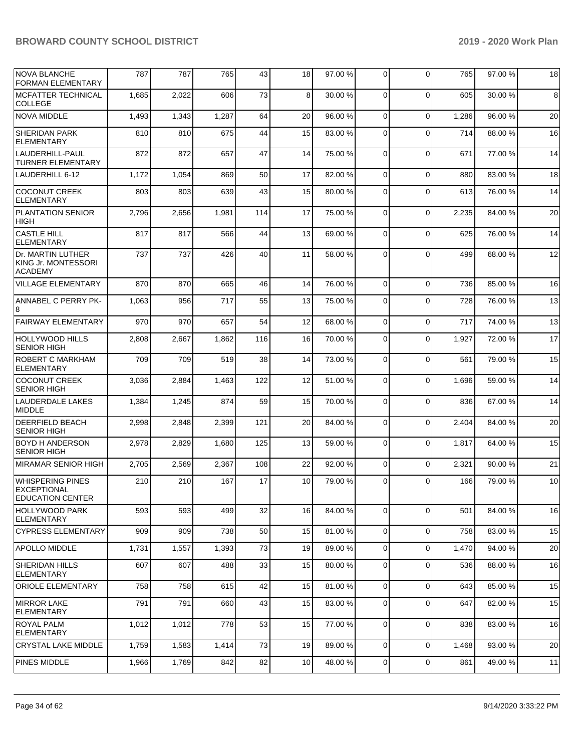| NOVA BLANCHE FORMAN ELEMENTARY | 787 | 787 | 765 | 43 | 18 | 97.00 % | 0 | 0 | 765 | 97.00 % | 18 |
|---|---|---|---|---|---|---|---|---|---|---|---|
| MCFATTER TECHNICAL COLLEGE | 1,685 | 2,022 | 606 | 73 | 8 | 30.00 % | 0 | 0 | 605 | 30.00 % | 8 |
| NOVA MIDDLE | 1,493 | 1,343 | 1,287 | 64 | 20 | 96.00 % | 0 | 0 | 1,286 | 96.00 % | 20 |
| SHERIDAN PARK ELEMENTARY | 810 | 810 | 675 | 44 | 15 | 83.00 % | 0 | 0 | 714 | 88.00 % | 16 |
| LAUDERHILL-PAUL TURNER ELEMENTARY | 872 | 872 | 657 | 47 | 14 | 75.00 % | 0 | 0 | 671 | 77.00 % | 14 |
| LAUDERHILL 6-12 | 1,172 | 1,054 | 869 | 50 | 17 | 82.00 % | 0 | 0 | 880 | 83.00 % | 18 |
| COCONUT CREEK ELEMENTARY | 803 | 803 | 639 | 43 | 15 | 80.00 % | 0 | 0 | 613 | 76.00 % | 14 |
| PLANTATION SENIOR HIGH | 2,796 | 2,656 | 1,981 | 114 | 17 | 75.00 % | 0 | 0 | 2,235 | 84.00 % | 20 |
| CASTLE HILL ELEMENTARY | 817 | 817 | 566 | 44 | 13 | 69.00 % | 0 | 0 | 625 | 76.00 % | 14 |
| Dr. MARTIN LUTHER KING Jr. MONTESSORI ACADEMY | 737 | 737 | 426 | 40 | 11 | 58.00 % | 0 | 0 | 499 | 68.00 % | 12 |
| VILLAGE ELEMENTARY | 870 | 870 | 665 | 46 | 14 | 76.00 % | 0 | 0 | 736 | 85.00 % | 16 |
| ANNABEL C PERRY PK-8 | 1,063 | 956 | 717 | 55 | 13 | 75.00 % | 0 | 0 | 728 | 76.00 % | 13 |
| FAIRWAY ELEMENTARY | 970 | 970 | 657 | 54 | 12 | 68.00 % | 0 | 0 | 717 | 74.00 % | 13 |
| HOLLYWOOD HILLS SENIOR HIGH | 2,808 | 2,667 | 1,862 | 116 | 16 | 70.00 % | 0 | 0 | 1,927 | 72.00 % | 17 |
| ROBERT C MARKHAM ELEMENTARY | 709 | 709 | 519 | 38 | 14 | 73.00 % | 0 | 0 | 561 | 79.00 % | 15 |
| COCONUT CREEK SENIOR HIGH | 3,036 | 2,884 | 1,463 | 122 | 12 | 51.00 % | 0 | 0 | 1,696 | 59.00 % | 14 |
| LAUDERDALE LAKES MIDDLE | 1,384 | 1,245 | 874 | 59 | 15 | 70.00 % | 0 | 0 | 836 | 67.00 % | 14 |
| DEERFIELD BEACH SENIOR HIGH | 2,998 | 2,848 | 2,399 | 121 | 20 | 84.00 % | 0 | 0 | 2,404 | 84.00 % | 20 |
| BOYD H ANDERSON SENIOR HIGH | 2,978 | 2,829 | 1,680 | 125 | 13 | 59.00 % | 0 | 0 | 1,817 | 64.00 % | 15 |
| MIRAMAR SENIOR HIGH | 2,705 | 2,569 | 2,367 | 108 | 22 | 92.00 % | 0 | 0 | 2,321 | 90.00 % | 21 |
| WHISPERING PINES EXCEPTIONAL EDUCATION CENTER | 210 | 210 | 167 | 17 | 10 | 79.00 % | 0 | 0 | 166 | 79.00 % | 10 |
| HOLLYWOOD PARK ELEMENTARY | 593 | 593 | 499 | 32 | 16 | 84.00 % | 0 | 0 | 501 | 84.00 % | 16 |
| CYPRESS ELEMENTARY | 909 | 909 | 738 | 50 | 15 | 81.00 % | 0 | 0 | 758 | 83.00 % | 15 |
| APOLLO MIDDLE | 1,731 | 1,557 | 1,393 | 73 | 19 | 89.00 % | 0 | 0 | 1,470 | 94.00 % | 20 |
| SHERIDAN HILLS ELEMENTARY | 607 | 607 | 488 | 33 | 15 | 80.00 % | 0 | 0 | 536 | 88.00 % | 16 |
| ORIOLE ELEMENTARY | 758 | 758 | 615 | 42 | 15 | 81.00 % | 0 | 0 | 643 | 85.00 % | 15 |
| MIRROR LAKE ELEMENTARY | 791 | 791 | 660 | 43 | 15 | 83.00 % | 0 | 0 | 647 | 82.00 % | 15 |
| ROYAL PALM ELEMENTARY | 1,012 | 1,012 | 778 | 53 | 15 | 77.00 % | 0 | 0 | 838 | 83.00 % | 16 |
| CRYSTAL LAKE MIDDLE | 1,759 | 1,583 | 1,414 | 73 | 19 | 89.00 % | 0 | 0 | 1,468 | 93.00 % | 20 |
| PINES MIDDLE | 1,966 | 1,769 | 842 | 82 | 10 | 48.00 % | 0 | 0 | 861 | 49.00 % | 11 |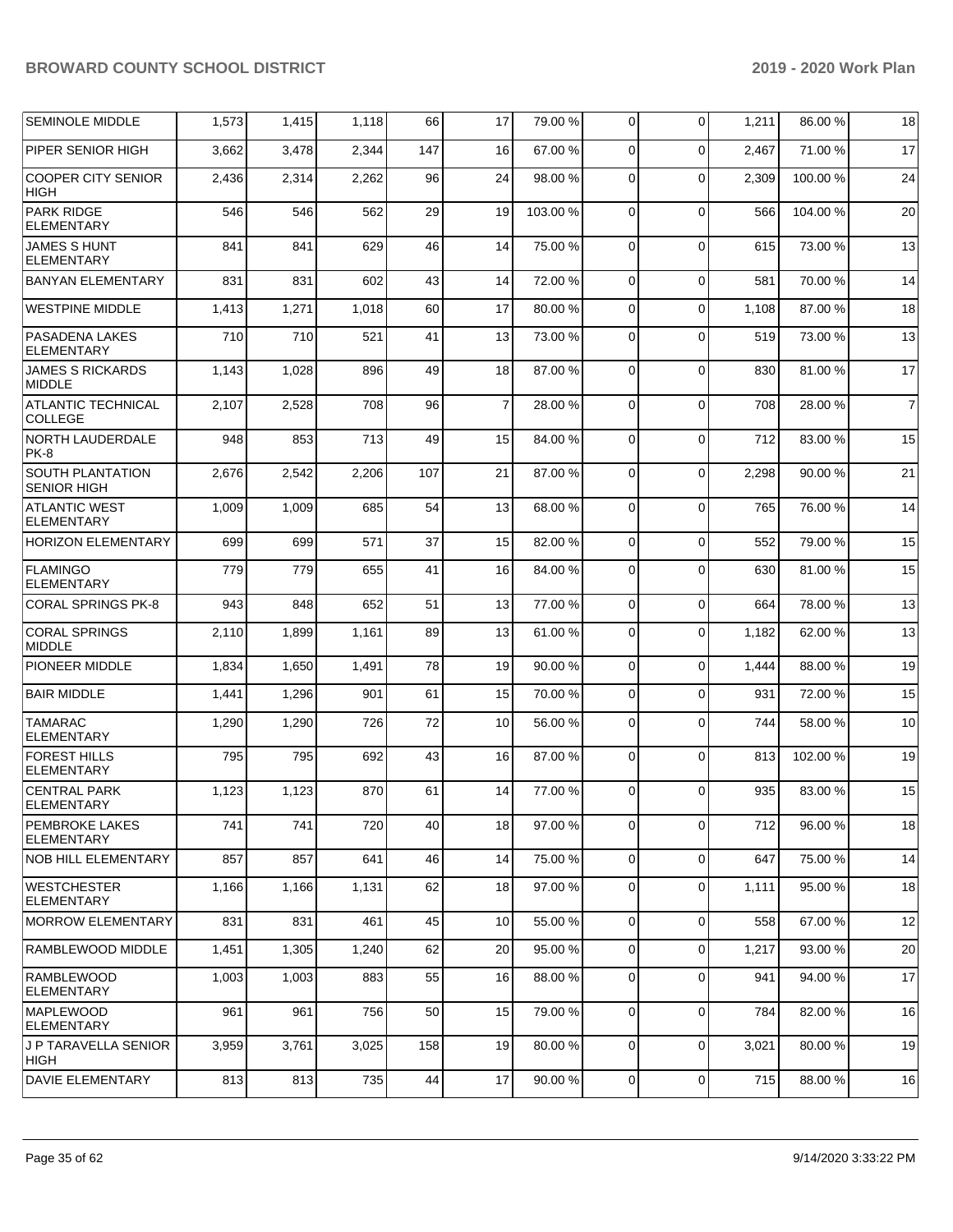| SEMINOLE MIDDLE | 1,573 | 1,415 | 1,118 | 66 | 17 | 79.00 % | 0 | 0 | 1,211 | 86.00 % | 18 |
|---|---|---|---|---|---|---|---|---|---|---|---|
| PIPER SENIOR HIGH | 3,662 | 3,478 | 2,344 | 147 | 16 | 67.00 % | 0 | 0 | 2,467 | 71.00 % | 17 |
| COOPER CITY SENIOR HIGH | 2,436 | 2,314 | 2,262 | 96 | 24 | 98.00 % | 0 | 0 | 2,309 | 100.00 % | 24 |
| PARK RIDGE ELEMENTARY | 546 | 546 | 562 | 29 | 19 | 103.00 % | 0 | 0 | 566 | 104.00 % | 20 |
| JAMES S HUNT ELEMENTARY | 841 | 841 | 629 | 46 | 14 | 75.00 % | 0 | 0 | 615 | 73.00 % | 13 |
| BANYAN ELEMENTARY | 831 | 831 | 602 | 43 | 14 | 72.00 % | 0 | 0 | 581 | 70.00 % | 14 |
| WESTPINE MIDDLE | 1,413 | 1,271 | 1,018 | 60 | 17 | 80.00 % | 0 | 0 | 1,108 | 87.00 % | 18 |
| PASADENA LAKES ELEMENTARY | 710 | 710 | 521 | 41 | 13 | 73.00 % | 0 | 0 | 519 | 73.00 % | 13 |
| JAMES S RICKARDS MIDDLE | 1,143 | 1,028 | 896 | 49 | 18 | 87.00 % | 0 | 0 | 830 | 81.00 % | 17 |
| ATLANTIC TECHNICAL COLLEGE | 2,107 | 2,528 | 708 | 96 | 7 | 28.00 % | 0 | 0 | 708 | 28.00 % | 7 |
| NORTH LAUDERDALE PK-8 | 948 | 853 | 713 | 49 | 15 | 84.00 % | 0 | 0 | 712 | 83.00 % | 15 |
| SOUTH PLANTATION SENIOR HIGH | 2,676 | 2,542 | 2,206 | 107 | 21 | 87.00 % | 0 | 0 | 2,298 | 90.00 % | 21 |
| ATLANTIC WEST ELEMENTARY | 1,009 | 1,009 | 685 | 54 | 13 | 68.00 % | 0 | 0 | 765 | 76.00 % | 14 |
| HORIZON ELEMENTARY | 699 | 699 | 571 | 37 | 15 | 82.00 % | 0 | 0 | 552 | 79.00 % | 15 |
| FLAMINGO ELEMENTARY | 779 | 779 | 655 | 41 | 16 | 84.00 % | 0 | 0 | 630 | 81.00 % | 15 |
| CORAL SPRINGS PK-8 | 943 | 848 | 652 | 51 | 13 | 77.00 % | 0 | 0 | 664 | 78.00 % | 13 |
| CORAL SPRINGS MIDDLE | 2,110 | 1,899 | 1,161 | 89 | 13 | 61.00 % | 0 | 0 | 1,182 | 62.00 % | 13 |
| PIONEER MIDDLE | 1,834 | 1,650 | 1,491 | 78 | 19 | 90.00 % | 0 | 0 | 1,444 | 88.00 % | 19 |
| BAIR MIDDLE | 1,441 | 1,296 | 901 | 61 | 15 | 70.00 % | 0 | 0 | 931 | 72.00 % | 15 |
| TAMARAC ELEMENTARY | 1,290 | 1,290 | 726 | 72 | 10 | 56.00 % | 0 | 0 | 744 | 58.00 % | 10 |
| FOREST HILLS ELEMENTARY | 795 | 795 | 692 | 43 | 16 | 87.00 % | 0 | 0 | 813 | 102.00 % | 19 |
| CENTRAL PARK ELEMENTARY | 1,123 | 1,123 | 870 | 61 | 14 | 77.00 % | 0 | 0 | 935 | 83.00 % | 15 |
| PEMBROKE LAKES ELEMENTARY | 741 | 741 | 720 | 40 | 18 | 97.00 % | 0 | 0 | 712 | 96.00 % | 18 |
| NOB HILL ELEMENTARY | 857 | 857 | 641 | 46 | 14 | 75.00 % | 0 | 0 | 647 | 75.00 % | 14 |
| WESTCHESTER ELEMENTARY | 1,166 | 1,166 | 1,131 | 62 | 18 | 97.00 % | 0 | 0 | 1,111 | 95.00 % | 18 |
| MORROW ELEMENTARY | 831 | 831 | 461 | 45 | 10 | 55.00 % | 0 | 0 | 558 | 67.00 % | 12 |
| RAMBLEWOOD MIDDLE | 1,451 | 1,305 | 1,240 | 62 | 20 | 95.00 % | 0 | 0 | 1,217 | 93.00 % | 20 |
| RAMBLEWOOD ELEMENTARY | 1,003 | 1,003 | 883 | 55 | 16 | 88.00 % | 0 | 0 | 941 | 94.00 % | 17 |
| MAPLEWOOD ELEMENTARY | 961 | 961 | 756 | 50 | 15 | 79.00 % | 0 | 0 | 784 | 82.00 % | 16 |
| J P TARAVELLA SENIOR HIGH | 3,959 | 3,761 | 3,025 | 158 | 19 | 80.00 % | 0 | 0 | 3,021 | 80.00 % | 19 |
| DAVIE ELEMENTARY | 813 | 813 | 735 | 44 | 17 | 90.00 % | 0 | 0 | 715 | 88.00 % | 16 |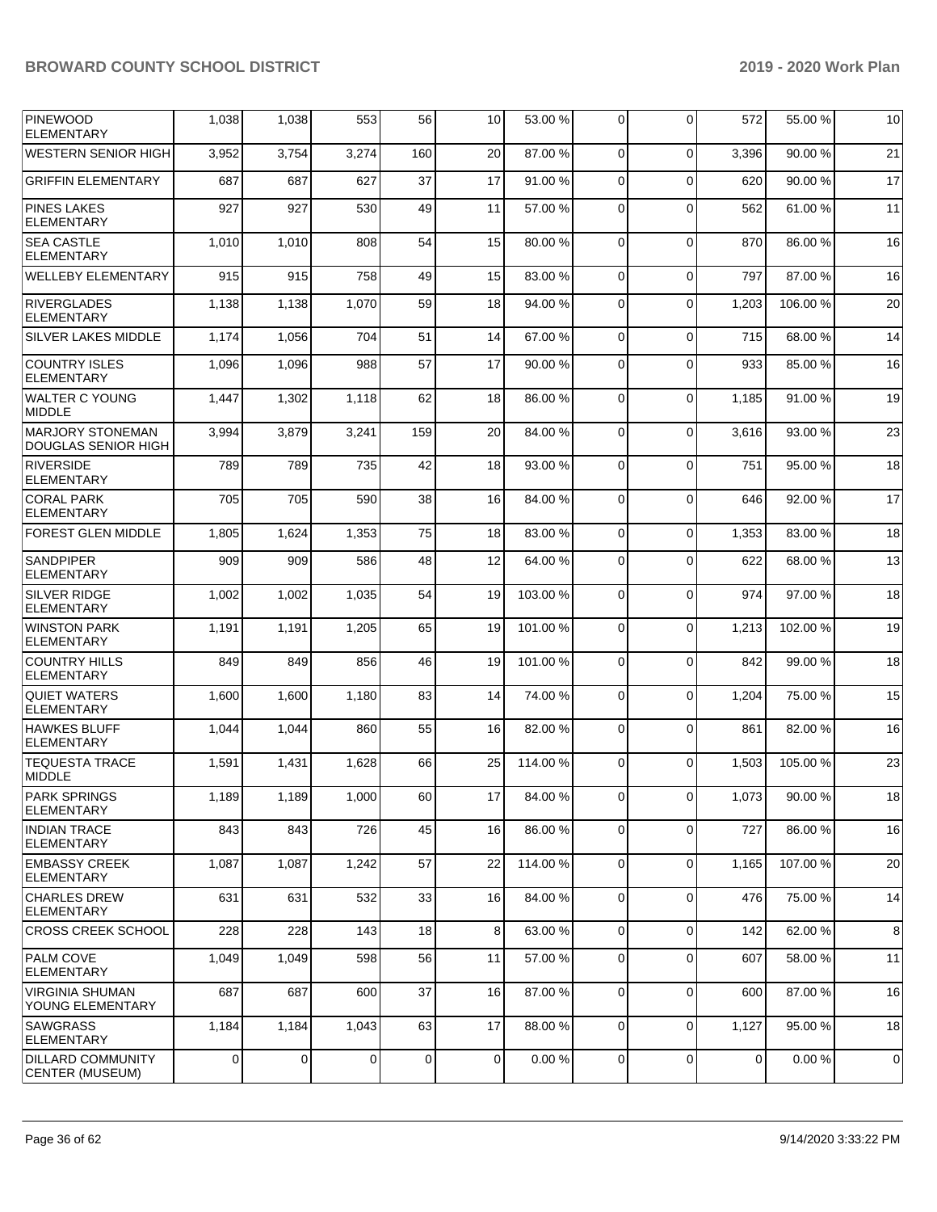| PINEWOOD ELEMENTARY | 1,038 | 1,038 | 553 | 56 | 10 | 53.00 % | 0 | 0 | 572 | 55.00 % | 10 |
|---|---|---|---|---|---|---|---|---|---|---|---|
| WESTERN SENIOR HIGH | 3,952 | 3,754 | 3,274 | 160 | 20 | 87.00 % | 0 | 0 | 3,396 | 90.00 % | 21 |
| GRIFFIN ELEMENTARY | 687 | 687 | 627 | 37 | 17 | 91.00 % | 0 | 0 | 620 | 90.00 % | 17 |
| PINES LAKES ELEMENTARY | 927 | 927 | 530 | 49 | 11 | 57.00 % | 0 | 0 | 562 | 61.00 % | 11 |
| SEA CASTLE ELEMENTARY | 1,010 | 1,010 | 808 | 54 | 15 | 80.00 % | 0 | 0 | 870 | 86.00 % | 16 |
| WELLEBY ELEMENTARY | 915 | 915 | 758 | 49 | 15 | 83.00 % | 0 | 0 | 797 | 87.00 % | 16 |
| RIVERGLADES ELEMENTARY | 1,138 | 1,138 | 1,070 | 59 | 18 | 94.00 % | 0 | 0 | 1,203 | 106.00 % | 20 |
| SILVER LAKES MIDDLE | 1,174 | 1,056 | 704 | 51 | 14 | 67.00 % | 0 | 0 | 715 | 68.00 % | 14 |
| COUNTRY ISLES ELEMENTARY | 1,096 | 1,096 | 988 | 57 | 17 | 90.00 % | 0 | 0 | 933 | 85.00 % | 16 |
| WALTER C YOUNG MIDDLE | 1,447 | 1,302 | 1,118 | 62 | 18 | 86.00 % | 0 | 0 | 1,185 | 91.00 % | 19 |
| MARJORY STONEMAN DOUGLAS SENIOR HIGH | 3,994 | 3,879 | 3,241 | 159 | 20 | 84.00 % | 0 | 0 | 3,616 | 93.00 % | 23 |
| RIVERSIDE ELEMENTARY | 789 | 789 | 735 | 42 | 18 | 93.00 % | 0 | 0 | 751 | 95.00 % | 18 |
| CORAL PARK ELEMENTARY | 705 | 705 | 590 | 38 | 16 | 84.00 % | 0 | 0 | 646 | 92.00 % | 17 |
| FOREST GLEN MIDDLE | 1,805 | 1,624 | 1,353 | 75 | 18 | 83.00 % | 0 | 0 | 1,353 | 83.00 % | 18 |
| SANDPIPER ELEMENTARY | 909 | 909 | 586 | 48 | 12 | 64.00 % | 0 | 0 | 622 | 68.00 % | 13 |
| SILVER RIDGE ELEMENTARY | 1,002 | 1,002 | 1,035 | 54 | 19 | 103.00 % | 0 | 0 | 974 | 97.00 % | 18 |
| WINSTON PARK ELEMENTARY | 1,191 | 1,191 | 1,205 | 65 | 19 | 101.00 % | 0 | 0 | 1,213 | 102.00 % | 19 |
| COUNTRY HILLS ELEMENTARY | 849 | 849 | 856 | 46 | 19 | 101.00 % | 0 | 0 | 842 | 99.00 % | 18 |
| QUIET WATERS ELEMENTARY | 1,600 | 1,600 | 1,180 | 83 | 14 | 74.00 % | 0 | 0 | 1,204 | 75.00 % | 15 |
| HAWKES BLUFF ELEMENTARY | 1,044 | 1,044 | 860 | 55 | 16 | 82.00 % | 0 | 0 | 861 | 82.00 % | 16 |
| TEQUESTA TRACE MIDDLE | 1,591 | 1,431 | 1,628 | 66 | 25 | 114.00 % | 0 | 0 | 1,503 | 105.00 % | 23 |
| PARK SPRINGS ELEMENTARY | 1,189 | 1,189 | 1,000 | 60 | 17 | 84.00 % | 0 | 0 | 1,073 | 90.00 % | 18 |
| INDIAN TRACE ELEMENTARY | 843 | 843 | 726 | 45 | 16 | 86.00 % | 0 | 0 | 727 | 86.00 % | 16 |
| EMBASSY CREEK ELEMENTARY | 1,087 | 1,087 | 1,242 | 57 | 22 | 114.00 % | 0 | 0 | 1,165 | 107.00 % | 20 |
| CHARLES DREW ELEMENTARY | 631 | 631 | 532 | 33 | 16 | 84.00 % | 0 | 0 | 476 | 75.00 % | 14 |
| CROSS CREEK SCHOOL | 228 | 228 | 143 | 18 | 8 | 63.00 % | 0 | 0 | 142 | 62.00 % | 8 |
| PALM COVE ELEMENTARY | 1,049 | 1,049 | 598 | 56 | 11 | 57.00 % | 0 | 0 | 607 | 58.00 % | 11 |
| VIRGINIA SHUMAN YOUNG ELEMENTARY | 687 | 687 | 600 | 37 | 16 | 87.00 % | 0 | 0 | 600 | 87.00 % | 16 |
| SAWGRASS ELEMENTARY | 1,184 | 1,184 | 1,043 | 63 | 17 | 88.00 % | 0 | 0 | 1,127 | 95.00 % | 18 |
| DILLARD COMMUNITY CENTER (MUSEUM) | 0 | 0 | 0 | 0 | 0 | 0.00 % | 0 | 0 | 0 | 0.00 % | 0 |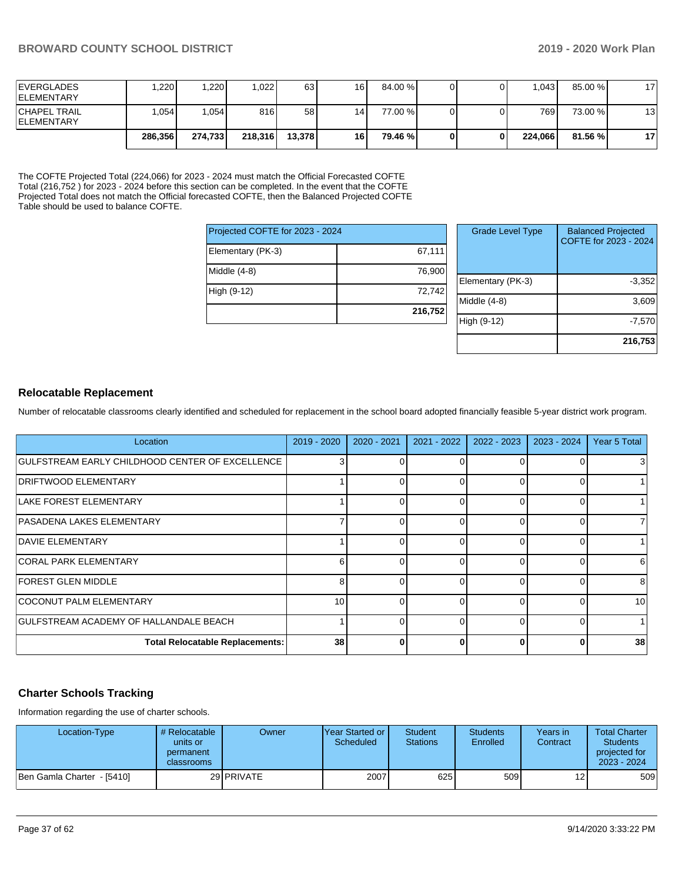| | | | | | | | | | | |
|---|---|---|---|---|---|---|---|---|---|---|
| EVERGLADES ELEMENTARY | 1,220 | 1,220 | 1,022 | 63 | 16 | 84.00 % | 0 | 0 | 1,043 | 85.00 % | 17 |
| CHAPEL TRAIL ELEMENTARY | 1,054 | 1,054 | 816 | 58 | 14 | 77.00 % | 0 | 0 | 769 | 73.00 % | 13 |
| | **286,356** | **274,733** | **218,316** | **13,378** | **16** | **79.46 %** | **0** | **0** | **224,066** | **81.56 %** | **17** |

The COFTE Projected Total (224,066) for 2023 - 2024 must match the Official Forecasted COFTE Total (216,752 ) for 2023 - 2024 before this section can be completed. In the event that the COFTE Projected Total does not match the Official forecasted COFTE, then the Balanced Projected COFTE Table should be used to balance COFTE.

| Projected COFTE for 2023 - 2024 | |
|---|---|
| Elementary (PK-3) | 67,111 |
| Middle (4-8) | 76,900 |
| High (9-12) | 72,742 |
| | **216,752** |

| Grade Level Type | Balanced Projected COFTE for 2023 - 2024 |
|---|---|
| Elementary (PK-3) | -3,352 |
| Middle (4-8) | 3,609 |
| High (9-12) | -7,570 |
| | **216,753** |

## Relocatable Replacement

Number of relocatable classrooms clearly identified and scheduled for replacement in the school board adopted financially feasible 5-year district work program.

| Location | 2019 - 2020 | 2020 - 2021 | 2021 - 2022 | 2022 - 2023 | 2023 - 2024 | Year 5 Total |
|---|---|---|---|---|---|---|
| GULFSTREAM EARLY CHILDHOOD CENTER OF EXCELLENCE | 3 | 0 | 0 | 0 | 0 | 3 |
| DRIFTWOOD ELEMENTARY | 1 | 0 | 0 | 0 | 0 | 1 |
| LAKE FOREST ELEMENTARY | 1 | 0 | 0 | 0 | 0 | 1 |
| PASADENA LAKES ELEMENTARY | 7 | 0 | 0 | 0 | 0 | 7 |
| DAVIE ELEMENTARY | 1 | 0 | 0 | 0 | 0 | 1 |
| CORAL PARK ELEMENTARY | 6 | 0 | 0 | 0 | 0 | 6 |
| FOREST GLEN MIDDLE | 8 | 0 | 0 | 0 | 0 | 8 |
| COCONUT PALM ELEMENTARY | 10 | 0 | 0 | 0 | 0 | 10 |
| GULFSTREAM ACADEMY OF HALLANDALE BEACH | 1 | 0 | 0 | 0 | 0 | 1 |
| **Total Relocatable Replacements:** | **38** | **0** | **0** | **0** | **0** | **38** |

## Charter Schools Tracking

Information regarding the use of charter schools.

| Location-Type | # Relocatable units or permanent classrooms | Owner | Year Started or Scheduled | Student Stations | Students Enrolled | Years in Contract | Total Charter Students projected for 2023 - 2024 |
|---|---|---|---|---|---|---|---|
| Ben Gamla Charter - [5410] | 29 | PRIVATE | 2007 | 625 | 509 | 12 | 509 |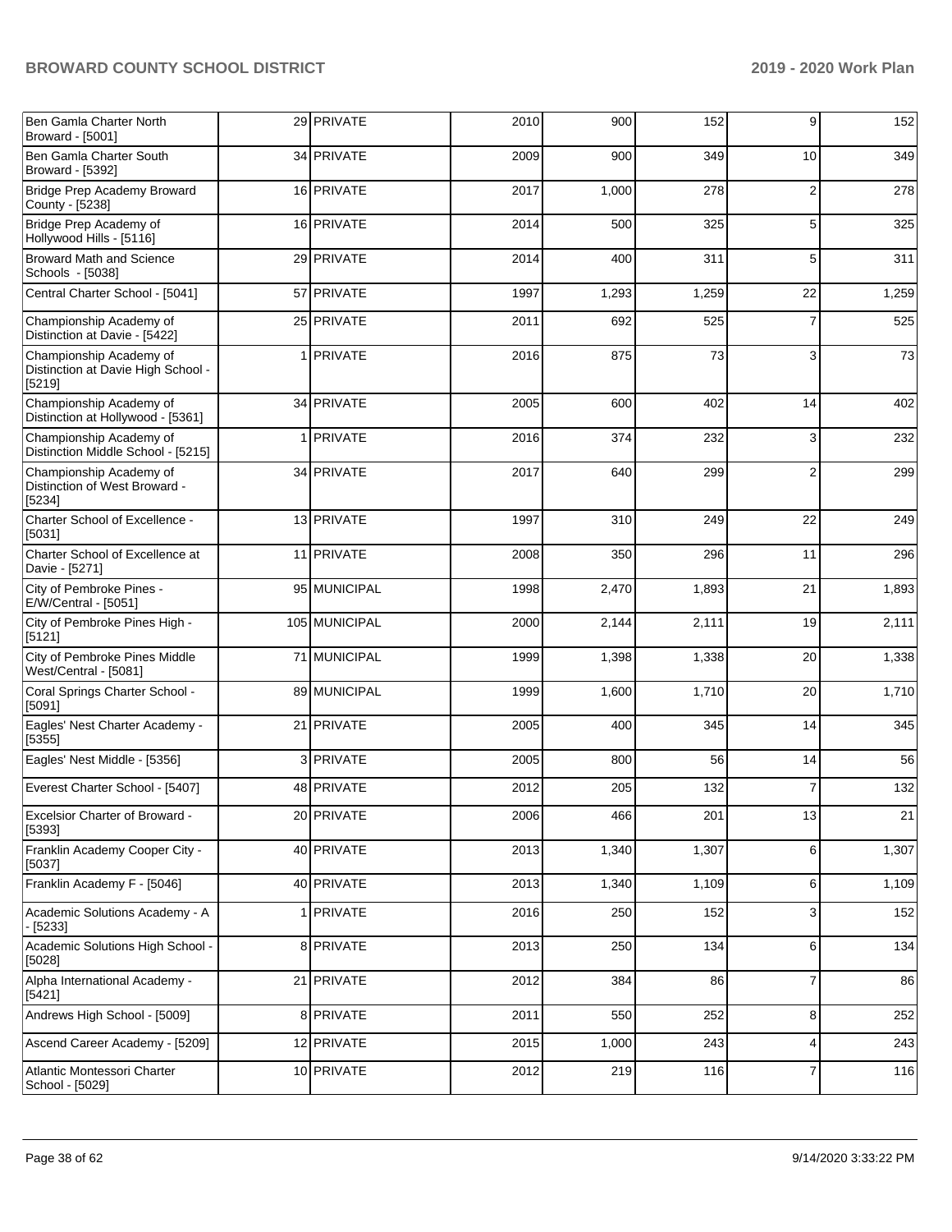| | | | | | | | |
|---|---|---|---|---|---|---|---|
| Ben Gamla Charter North Broward - [5001] | 29 | PRIVATE | 2010 | 900 | 152 | 9 | 152 |
| Ben Gamla Charter South Broward - [5392] | 34 | PRIVATE | 2009 | 900 | 349 | 10 | 349 |
| Bridge Prep Academy Broward County - [5238] | 16 | PRIVATE | 2017 | 1,000 | 278 | 2 | 278 |
| Bridge Prep Academy of Hollywood Hills - [5116] | 16 | PRIVATE | 2014 | 500 | 325 | 5 | 325 |
| Broward Math and Science Schools - [5038] | 29 | PRIVATE | 2014 | 400 | 311 | 5 | 311 |
| Central Charter School - [5041] | 57 | PRIVATE | 1997 | 1,293 | 1,259 | 22 | 1,259 |
| Championship Academy of Distinction at Davie - [5422] | 25 | PRIVATE | 2011 | 692 | 525 | 7 | 525 |
| Championship Academy of Distinction at Davie High School - [5219] | 1 | PRIVATE | 2016 | 875 | 73 | 3 | 73 |
| Championship Academy of Distinction at Hollywood - [5361] | 34 | PRIVATE | 2005 | 600 | 402 | 14 | 402 |
| Championship Academy of Distinction Middle School - [5215] | 1 | PRIVATE | 2016 | 374 | 232 | 3 | 232 |
| Championship Academy of Distinction of West Broward - [5234] | 34 | PRIVATE | 2017 | 640 | 299 | 2 | 299 |
| Charter School of Excellence - [5031] | 13 | PRIVATE | 1997 | 310 | 249 | 22 | 249 |
| Charter School of Excellence at Davie - [5271] | 11 | PRIVATE | 2008 | 350 | 296 | 11 | 296 |
| City of Pembroke Pines - E/W/Central - [5051] | 95 | MUNICIPAL | 1998 | 2,470 | 1,893 | 21 | 1,893 |
| City of Pembroke Pines High - [5121] | 105 | MUNICIPAL | 2000 | 2,144 | 2,111 | 19 | 2,111 |
| City of Pembroke Pines Middle West/Central - [5081] | 71 | MUNICIPAL | 1999 | 1,398 | 1,338 | 20 | 1,338 |
| Coral Springs Charter School - [5091] | 89 | MUNICIPAL | 1999 | 1,600 | 1,710 | 20 | 1,710 |
| Eagles' Nest Charter Academy - [5355] | 21 | PRIVATE | 2005 | 400 | 345 | 14 | 345 |
| Eagles' Nest Middle - [5356] | 3 | PRIVATE | 2005 | 800 | 56 | 14 | 56 |
| Everest Charter School - [5407] | 48 | PRIVATE | 2012 | 205 | 132 | 7 | 132 |
| Excelsior Charter of Broward - [5393] | 20 | PRIVATE | 2006 | 466 | 201 | 13 | 21 |
| Franklin Academy Cooper City - [5037] | 40 | PRIVATE | 2013 | 1,340 | 1,307 | 6 | 1,307 |
| Franklin Academy F - [5046] | 40 | PRIVATE | 2013 | 1,340 | 1,109 | 6 | 1,109 |
| Academic Solutions Academy - A - [5233] | 1 | PRIVATE | 2016 | 250 | 152 | 3 | 152 |
| Academic Solutions High School - [5028] | 8 | PRIVATE | 2013 | 250 | 134 | 6 | 134 |
| Alpha International Academy - [5421] | 21 | PRIVATE | 2012 | 384 | 86 | 7 | 86 |
| Andrews High School - [5009] | 8 | PRIVATE | 2011 | 550 | 252 | 8 | 252 |
| Ascend Career Academy - [5209] | 12 | PRIVATE | 2015 | 1,000 | 243 | 4 | 243 |
| Atlantic Montessori Charter School - [5029] | 10 | PRIVATE | 2012 | 219 | 116 | 7 | 116 |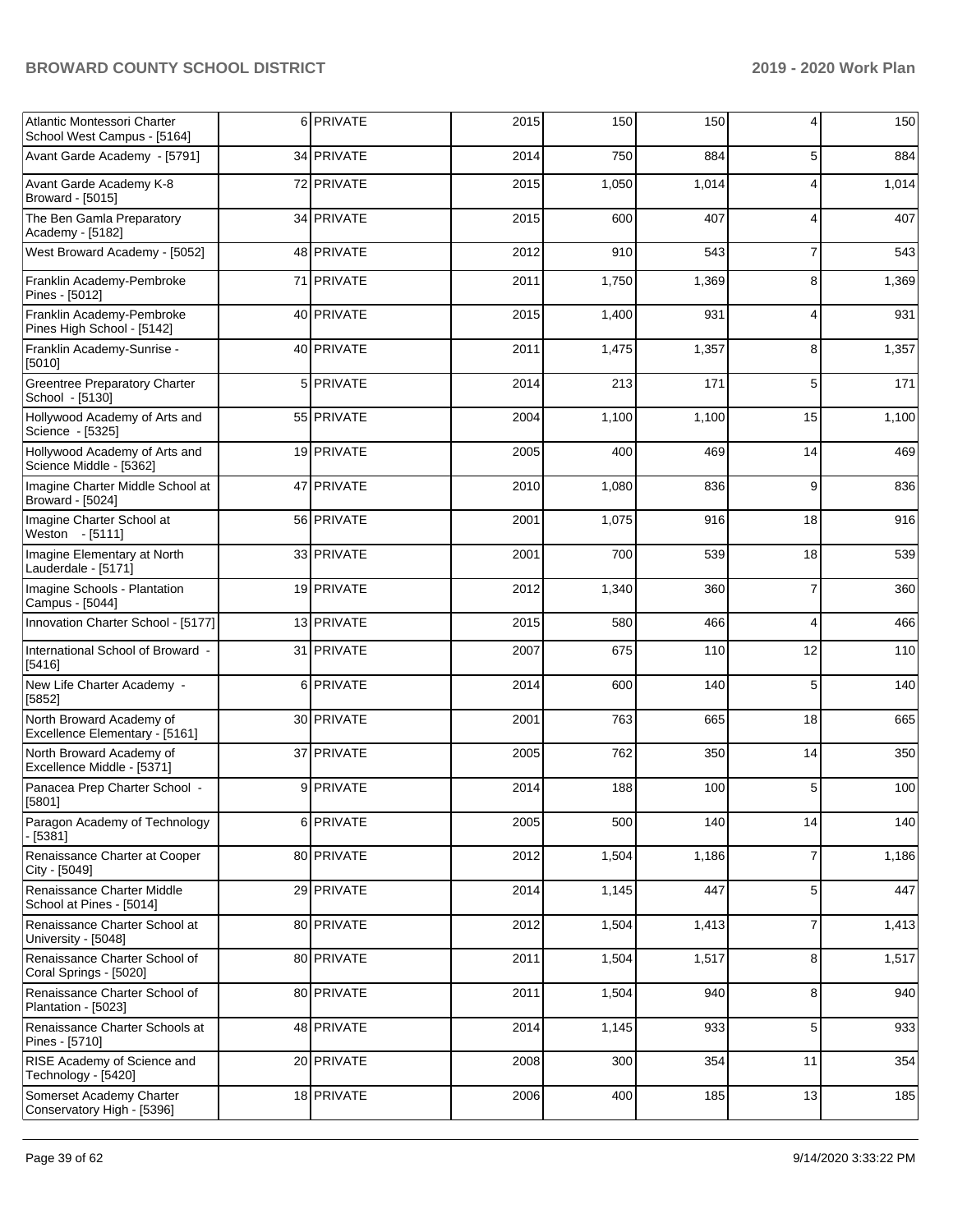| | | | | | | | |
|---|---|---|---|---|---|---|---|
| Atlantic Montessori Charter School West Campus - [5164] | 6 | PRIVATE | 2015 | 150 | 150 | 4 | 150 |
| Avant Garde Academy - [5791] | 34 | PRIVATE | 2014 | 750 | 884 | 5 | 884 |
| Avant Garde Academy K-8 Broward - [5015] | 72 | PRIVATE | 2015 | 1,050 | 1,014 | 4 | 1,014 |
| The Ben Gamla Preparatory Academy - [5182] | 34 | PRIVATE | 2015 | 600 | 407 | 4 | 407 |
| West Broward Academy - [5052] | 48 | PRIVATE | 2012 | 910 | 543 | 7 | 543 |
| Franklin Academy-Pembroke Pines - [5012] | 71 | PRIVATE | 2011 | 1,750 | 1,369 | 8 | 1,369 |
| Franklin Academy-Pembroke Pines High School - [5142] | 40 | PRIVATE | 2015 | 1,400 | 931 | 4 | 931 |
| Franklin Academy-Sunrise - [5010] | 40 | PRIVATE | 2011 | 1,475 | 1,357 | 8 | 1,357 |
| Greentree Preparatory Charter School - [5130] | 5 | PRIVATE | 2014 | 213 | 171 | 5 | 171 |
| Hollywood Academy of Arts and Science - [5325] | 55 | PRIVATE | 2004 | 1,100 | 1,100 | 15 | 1,100 |
| Hollywood Academy of Arts and Science Middle - [5362] | 19 | PRIVATE | 2005 | 400 | 469 | 14 | 469 |
| Imagine Charter Middle School at Broward - [5024] | 47 | PRIVATE | 2010 | 1,080 | 836 | 9 | 836 |
| Imagine Charter School at Weston - [5111] | 56 | PRIVATE | 2001 | 1,075 | 916 | 18 | 916 |
| Imagine Elementary at North Lauderdale - [5171] | 33 | PRIVATE | 2001 | 700 | 539 | 18 | 539 |
| Imagine Schools - Plantation Campus - [5044] | 19 | PRIVATE | 2012 | 1,340 | 360 | 7 | 360 |
| Innovation Charter School - [5177] | 13 | PRIVATE | 2015 | 580 | 466 | 4 | 466 |
| International School of Broward - [5416] | 31 | PRIVATE | 2007 | 675 | 110 | 12 | 110 |
| New Life Charter Academy - [5852] | 6 | PRIVATE | 2014 | 600 | 140 | 5 | 140 |
| North Broward Academy of Excellence Elementary - [5161] | 30 | PRIVATE | 2001 | 763 | 665 | 18 | 665 |
| North Broward Academy of Excellence Middle - [5371] | 37 | PRIVATE | 2005 | 762 | 350 | 14 | 350 |
| Panacea Prep Charter School - [5801] | 9 | PRIVATE | 2014 | 188 | 100 | 5 | 100 |
| Paragon Academy of Technology - [5381] | 6 | PRIVATE | 2005 | 500 | 140 | 14 | 140 |
| Renaissance Charter at Cooper City - [5049] | 80 | PRIVATE | 2012 | 1,504 | 1,186 | 7 | 1,186 |
| Renaissance Charter Middle School at Pines - [5014] | 29 | PRIVATE | 2014 | 1,145 | 447 | 5 | 447 |
| Renaissance Charter School at University - [5048] | 80 | PRIVATE | 2012 | 1,504 | 1,413 | 7 | 1,413 |
| Renaissance Charter School of Coral Springs - [5020] | 80 | PRIVATE | 2011 | 1,504 | 1,517 | 8 | 1,517 |
| Renaissance Charter School of Plantation - [5023] | 80 | PRIVATE | 2011 | 1,504 | 940 | 8 | 940 |
| Renaissance Charter Schools at Pines - [5710] | 48 | PRIVATE | 2014 | 1,145 | 933 | 5 | 933 |
| RISE Academy of Science and Technology - [5420] | 20 | PRIVATE | 2008 | 300 | 354 | 11 | 354 |
| Somerset Academy Charter Conservatory High - [5396] | 18 | PRIVATE | 2006 | 400 | 185 | 13 | 185 |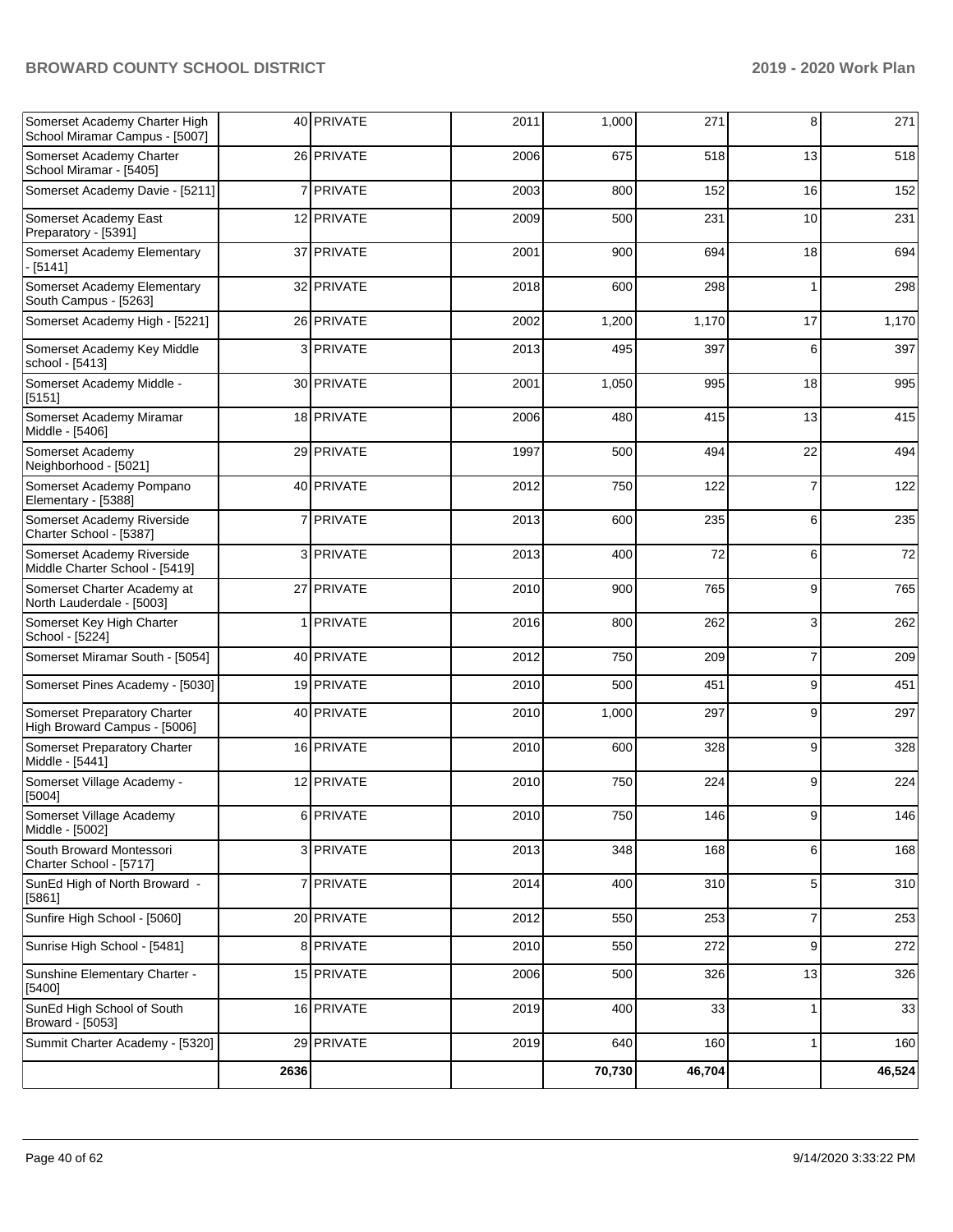| Somerset Academy Charter High School Miramar Campus - [5007] | 40 | PRIVATE | 2011 | 1,000 | 271 | 8 | 271 |
|---|---|---|---|---|---|---|---|
| Somerset Academy Charter School Miramar - [5405] | 26 | PRIVATE | 2006 | 675 | 518 | 13 | 518 |
| Somerset Academy Davie - [5211] | 7 | PRIVATE | 2003 | 800 | 152 | 16 | 152 |
| Somerset Academy East Preparatory - [5391] | 12 | PRIVATE | 2009 | 500 | 231 | 10 | 231 |
| Somerset Academy Elementary - [5141] | 37 | PRIVATE | 2001 | 900 | 694 | 18 | 694 |
| Somerset Academy Elementary South Campus - [5263] | 32 | PRIVATE | 2018 | 600 | 298 | 1 | 298 |
| Somerset Academy High - [5221] | 26 | PRIVATE | 2002 | 1,200 | 1,170 | 17 | 1,170 |
| Somerset Academy Key Middle school - [5413] | 3 | PRIVATE | 2013 | 495 | 397 | 6 | 397 |
| Somerset Academy Middle - [5151] | 30 | PRIVATE | 2001 | 1,050 | 995 | 18 | 995 |
| Somerset Academy Miramar Middle - [5406] | 18 | PRIVATE | 2006 | 480 | 415 | 13 | 415 |
| Somerset Academy Neighborhood - [5021] | 29 | PRIVATE | 1997 | 500 | 494 | 22 | 494 |
| Somerset Academy Pompano Elementary - [5388] | 40 | PRIVATE | 2012 | 750 | 122 | 7 | 122 |
| Somerset Academy Riverside Charter School - [5387] | 7 | PRIVATE | 2013 | 600 | 235 | 6 | 235 |
| Somerset Academy Riverside Middle Charter School - [5419] | 3 | PRIVATE | 2013 | 400 | 72 | 6 | 72 |
| Somerset Charter Academy at North Lauderdale - [5003] | 27 | PRIVATE | 2010 | 900 | 765 | 9 | 765 |
| Somerset Key High Charter School - [5224] | 1 | PRIVATE | 2016 | 800 | 262 | 3 | 262 |
| Somerset Miramar South - [5054] | 40 | PRIVATE | 2012 | 750 | 209 | 7 | 209 |
| Somerset Pines Academy - [5030] | 19 | PRIVATE | 2010 | 500 | 451 | 9 | 451 |
| Somerset Preparatory Charter High Broward Campus - [5006] | 40 | PRIVATE | 2010 | 1,000 | 297 | 9 | 297 |
| Somerset Preparatory Charter Middle - [5441] | 16 | PRIVATE | 2010 | 600 | 328 | 9 | 328 |
| Somerset Village Academy - [5004] | 12 | PRIVATE | 2010 | 750 | 224 | 9 | 224 |
| Somerset Village Academy Middle - [5002] | 6 | PRIVATE | 2010 | 750 | 146 | 9 | 146 |
| South Broward Montessori Charter School - [5717] | 3 | PRIVATE | 2013 | 348 | 168 | 6 | 168 |
| SunEd High of North Broward - [5861] | 7 | PRIVATE | 2014 | 400 | 310 | 5 | 310 |
| Sunfire High School - [5060] | 20 | PRIVATE | 2012 | 550 | 253 | 7 | 253 |
| Sunrise High School - [5481] | 8 | PRIVATE | 2010 | 550 | 272 | 9 | 272 |
| Sunshine Elementary Charter - [5400] | 15 | PRIVATE | 2006 | 500 | 326 | 13 | 326 |
| SunEd High School of South Broward - [5053] | 16 | PRIVATE | 2019 | 400 | 33 | 1 | 33 |
| Summit Charter Academy - [5320] | 29 | PRIVATE | 2019 | 640 | 160 | 1 | 160 |
| | **2636** | | | **70,730** | **46,704** | | **46,524** |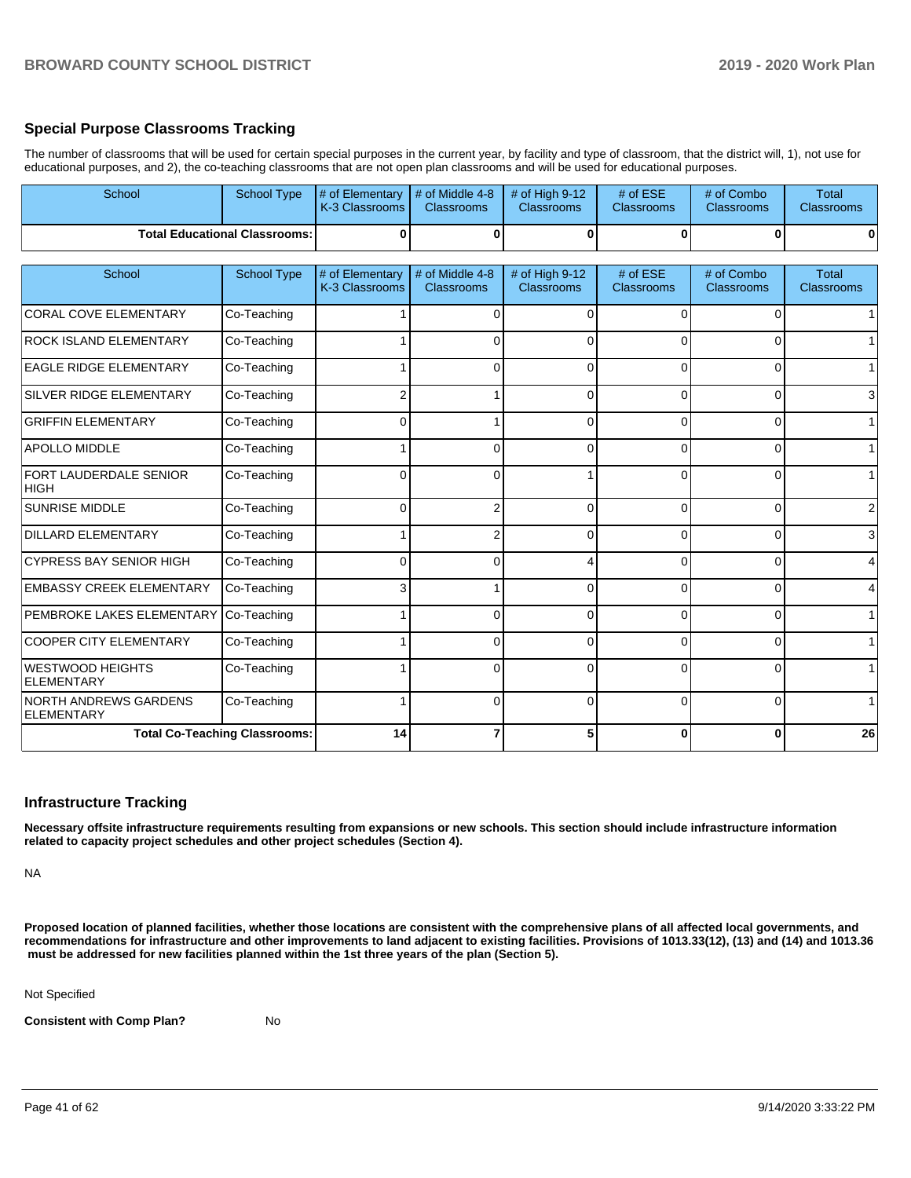## Special Purpose Classrooms Tracking

The number of classrooms that will be used for certain special purposes in the current year, by facility and type of classroom, that the district will, 1), not use for educational purposes, and 2), the co-teaching classrooms that are not open plan classrooms and will be used for educational purposes.

| School | School Type | # of Elementary K-3 Classrooms | # of Middle 4-8 Classrooms | # of High 9-12 Classrooms | # of ESE Classrooms | # of Combo Classrooms | Total Classrooms |
|---|---|---|---|---|---|---|---|
| **Total Educational Classrooms:** | | **0** | **0** | **0** | **0** | **0** | **0** |

| School | School Type | # of Elementary K-3 Classrooms | # of Middle 4-8 Classrooms | # of High 9-12 Classrooms | # of ESE Classrooms | # of Combo Classrooms | Total Classrooms |
|---|---|---|---|---|---|---|---|
| CORAL COVE ELEMENTARY | Co-Teaching | 1 | 0 | 0 | 0 | 0 | 1 |
| ROCK ISLAND ELEMENTARY | Co-Teaching | 1 | 0 | 0 | 0 | 0 | 1 |
| EAGLE RIDGE ELEMENTARY | Co-Teaching | 1 | 0 | 0 | 0 | 0 | 1 |
| SILVER RIDGE ELEMENTARY | Co-Teaching | 2 | 1 | 0 | 0 | 0 | 3 |
| GRIFFIN ELEMENTARY | Co-Teaching | 0 | 1 | 0 | 0 | 0 | 1 |
| APOLLO MIDDLE | Co-Teaching | 1 | 0 | 0 | 0 | 0 | 1 |
| FORT LAUDERDALE SENIOR HIGH | Co-Teaching | 0 | 0 | 1 | 0 | 0 | 1 |
| SUNRISE MIDDLE | Co-Teaching | 0 | 2 | 0 | 0 | 0 | 2 |
| DILLARD ELEMENTARY | Co-Teaching | 1 | 2 | 0 | 0 | 0 | 3 |
| CYPRESS BAY SENIOR HIGH | Co-Teaching | 0 | 0 | 4 | 0 | 0 | 4 |
| EMBASSY CREEK ELEMENTARY | Co-Teaching | 3 | 1 | 0 | 0 | 0 | 4 |
| PEMBROKE LAKES ELEMENTARY | Co-Teaching | 1 | 0 | 0 | 0 | 0 | 1 |
| COOPER CITY ELEMENTARY | Co-Teaching | 1 | 0 | 0 | 0 | 0 | 1 |
| WESTWOOD HEIGHTS ELEMENTARY | Co-Teaching | 1 | 0 | 0 | 0 | 0 | 1 |
| NORTH ANDREWS GARDENS ELEMENTARY | Co-Teaching | 1 | 0 | 0 | 0 | 0 | 1 |
| **Total Co-Teaching Classrooms:** | | **14** | **7** | **5** | **0** | **0** | **26** |

## Infrastructure Tracking

**Necessary offsite infrastructure requirements resulting from expansions or new schools. This section should include infrastructure information related to capacity project schedules and other project schedules (Section 4).**

NA

**Proposed location of planned facilities, whether those locations are consistent with the comprehensive plans of all affected local governments, and recommendations for infrastructure and other improvements to land adjacent to existing facilities. Provisions of 1013.33(12), (13) and (14) and 1013.36 must be addressed for new facilities planned within the 1st three years of the plan (Section 5).**

Not Specified

**Consistent with Comp Plan?** No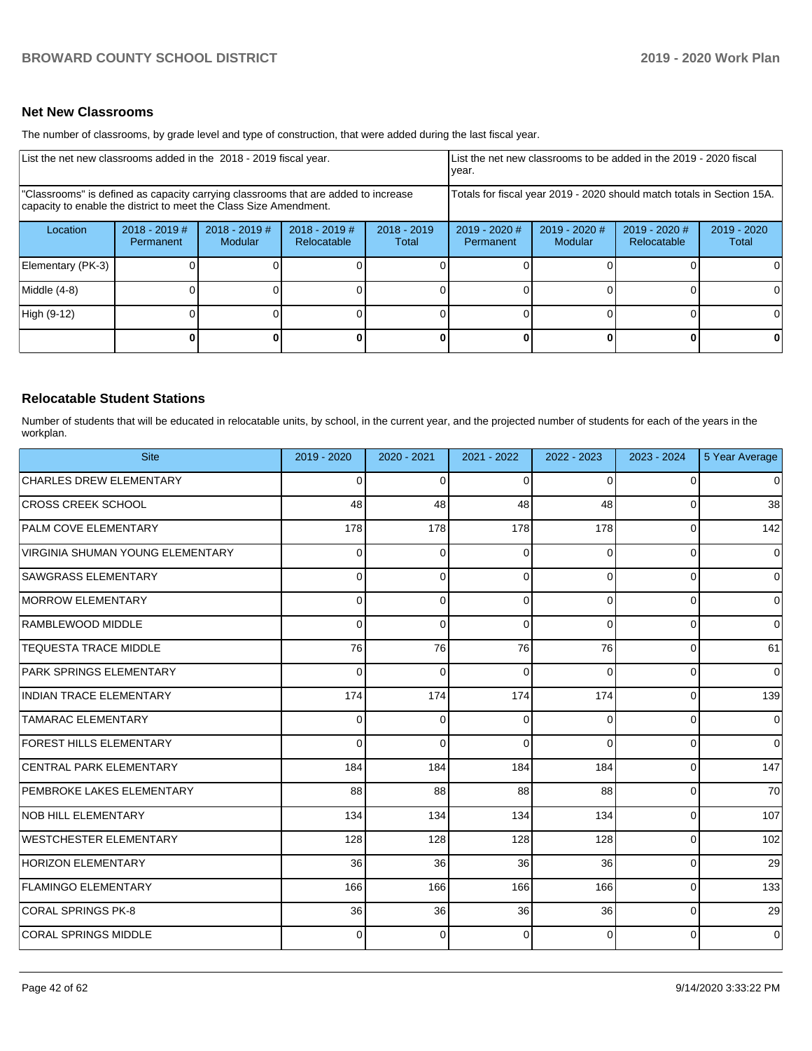### Net New Classrooms

The number of classrooms, by grade level and type of construction, that were added during the last fiscal year.

| List the net new classrooms added in the 2018 - 2019 fiscal year. | | | | | List the net new classrooms to be added in the 2019 - 2020 fiscal year. | | | |
|---|---|---|---|---|---|---|---|---|
| "Classrooms" is defined as capacity carrying classrooms that are added to increase capacity to enable the district to meet the Class Size Amendment. | | | | | Totals for fiscal year 2019 - 2020 should match totals in Section 15A. | | | |
| Location | 2018 - 2019 # Permanent | 2018 - 2019 # Modular | 2018 - 2019 # Relocatable | 2018 - 2019 Total | 2019 - 2020 # Permanent | 2019 - 2020 # Modular | 2019 - 2020 # Relocatable | 2019 - 2020 Total |
| Elementary (PK-3) | 0 | 0 | 0 | 0 | 0 | 0 | 0 | 0 |
| Middle (4-8) | 0 | 0 | 0 | 0 | 0 | 0 | 0 | 0 |
| High (9-12) | 0 | 0 | 0 | 0 | 0 | 0 | 0 | 0 |
| | **0** | **0** | **0** | **0** | **0** | **0** | **0** | **0** |

### Relocatable Student Stations

Number of students that will be educated in relocatable units, by school, in the current year, and the projected number of students for each of the years in the workplan.

| Site | 2019 - 2020 | 2020 - 2021 | 2021 - 2022 | 2022 - 2023 | 2023 - 2024 | 5 Year Average |
|---|---|---|---|---|---|---|
| CHARLES DREW ELEMENTARY | 0 | 0 | 0 | 0 | 0 | 0 |
| CROSS CREEK SCHOOL | 48 | 48 | 48 | 48 | 0 | 38 |
| PALM COVE ELEMENTARY | 178 | 178 | 178 | 178 | 0 | 142 |
| VIRGINIA SHUMAN YOUNG ELEMENTARY | 0 | 0 | 0 | 0 | 0 | 0 |
| SAWGRASS ELEMENTARY | 0 | 0 | 0 | 0 | 0 | 0 |
| MORROW ELEMENTARY | 0 | 0 | 0 | 0 | 0 | 0 |
| RAMBLEWOOD MIDDLE | 0 | 0 | 0 | 0 | 0 | 0 |
| TEQUESTA TRACE MIDDLE | 76 | 76 | 76 | 76 | 0 | 61 |
| PARK SPRINGS ELEMENTARY | 0 | 0 | 0 | 0 | 0 | 0 |
| INDIAN TRACE ELEMENTARY | 174 | 174 | 174 | 174 | 0 | 139 |
| TAMARAC ELEMENTARY | 0 | 0 | 0 | 0 | 0 | 0 |
| FOREST HILLS ELEMENTARY | 0 | 0 | 0 | 0 | 0 | 0 |
| CENTRAL PARK ELEMENTARY | 184 | 184 | 184 | 184 | 0 | 147 |
| PEMBROKE LAKES ELEMENTARY | 88 | 88 | 88 | 88 | 0 | 70 |
| NOB HILL ELEMENTARY | 134 | 134 | 134 | 134 | 0 | 107 |
| WESTCHESTER ELEMENTARY | 128 | 128 | 128 | 128 | 0 | 102 |
| HORIZON ELEMENTARY | 36 | 36 | 36 | 36 | 0 | 29 |
| FLAMINGO ELEMENTARY | 166 | 166 | 166 | 166 | 0 | 133 |
| CORAL SPRINGS PK-8 | 36 | 36 | 36 | 36 | 0 | 29 |
| CORAL SPRINGS MIDDLE | 0 | 0 | 0 | 0 | 0 | 0 |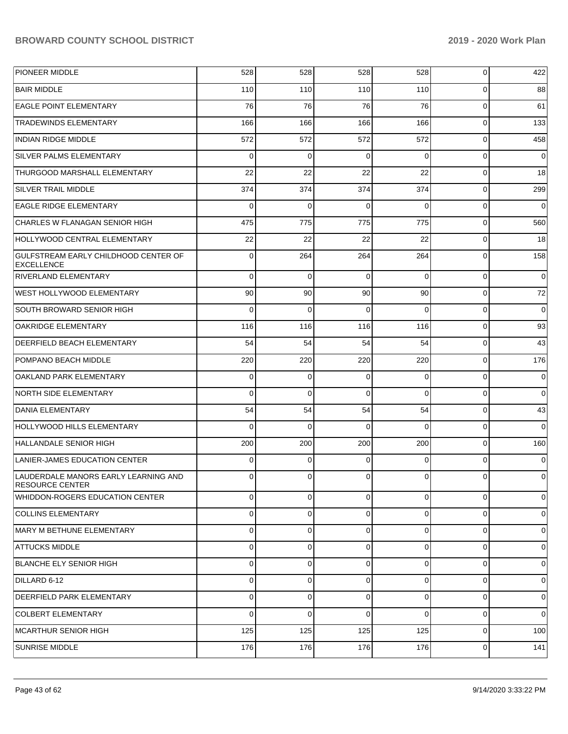| | | | | | | |
|---|---|---|---|---|---|---|
| PIONEER MIDDLE | 528 | 528 | 528 | 528 | 0 | 422 |
| BAIR MIDDLE | 110 | 110 | 110 | 110 | 0 | 88 |
| EAGLE POINT ELEMENTARY | 76 | 76 | 76 | 76 | 0 | 61 |
| TRADEWINDS ELEMENTARY | 166 | 166 | 166 | 166 | 0 | 133 |
| INDIAN RIDGE MIDDLE | 572 | 572 | 572 | 572 | 0 | 458 |
| SILVER PALMS ELEMENTARY | 0 | 0 | 0 | 0 | 0 | 0 |
| THURGOOD MARSHALL ELEMENTARY | 22 | 22 | 22 | 22 | 0 | 18 |
| SILVER TRAIL MIDDLE | 374 | 374 | 374 | 374 | 0 | 299 |
| EAGLE RIDGE ELEMENTARY | 0 | 0 | 0 | 0 | 0 | 0 |
| CHARLES W FLANAGAN SENIOR HIGH | 475 | 775 | 775 | 775 | 0 | 560 |
| HOLLYWOOD CENTRAL ELEMENTARY | 22 | 22 | 22 | 22 | 0 | 18 |
| GULFSTREAM EARLY CHILDHOOD CENTER OF EXCELLENCE | 0 | 264 | 264 | 264 | 0 | 158 |
| RIVERLAND ELEMENTARY | 0 | 0 | 0 | 0 | 0 | 0 |
| WEST HOLLYWOOD ELEMENTARY | 90 | 90 | 90 | 90 | 0 | 72 |
| SOUTH BROWARD SENIOR HIGH | 0 | 0 | 0 | 0 | 0 | 0 |
| OAKRIDGE ELEMENTARY | 116 | 116 | 116 | 116 | 0 | 93 |
| DEERFIELD BEACH ELEMENTARY | 54 | 54 | 54 | 54 | 0 | 43 |
| POMPANO BEACH MIDDLE | 220 | 220 | 220 | 220 | 0 | 176 |
| OAKLAND PARK ELEMENTARY | 0 | 0 | 0 | 0 | 0 | 0 |
| NORTH SIDE ELEMENTARY | 0 | 0 | 0 | 0 | 0 | 0 |
| DANIA ELEMENTARY | 54 | 54 | 54 | 54 | 0 | 43 |
| HOLLYWOOD HILLS ELEMENTARY | 0 | 0 | 0 | 0 | 0 | 0 |
| HALLANDALE SENIOR HIGH | 200 | 200 | 200 | 200 | 0 | 160 |
| LANIER-JAMES EDUCATION CENTER | 0 | 0 | 0 | 0 | 0 | 0 |
| LAUDERDALE MANORS EARLY LEARNING AND RESOURCE CENTER | 0 | 0 | 0 | 0 | 0 | 0 |
| WHIDDON-ROGERS EDUCATION CENTER | 0 | 0 | 0 | 0 | 0 | 0 |
| COLLINS ELEMENTARY | 0 | 0 | 0 | 0 | 0 | 0 |
| MARY M BETHUNE ELEMENTARY | 0 | 0 | 0 | 0 | 0 | 0 |
| ATTUCKS MIDDLE | 0 | 0 | 0 | 0 | 0 | 0 |
| BLANCHE ELY SENIOR HIGH | 0 | 0 | 0 | 0 | 0 | 0 |
| DILLARD 6-12 | 0 | 0 | 0 | 0 | 0 | 0 |
| DEERFIELD PARK ELEMENTARY | 0 | 0 | 0 | 0 | 0 | 0 |
| COLBERT ELEMENTARY | 0 | 0 | 0 | 0 | 0 | 0 |
| MCARTHUR SENIOR HIGH | 125 | 125 | 125 | 125 | 0 | 100 |
| SUNRISE MIDDLE | 176 | 176 | 176 | 176 | 0 | 141 |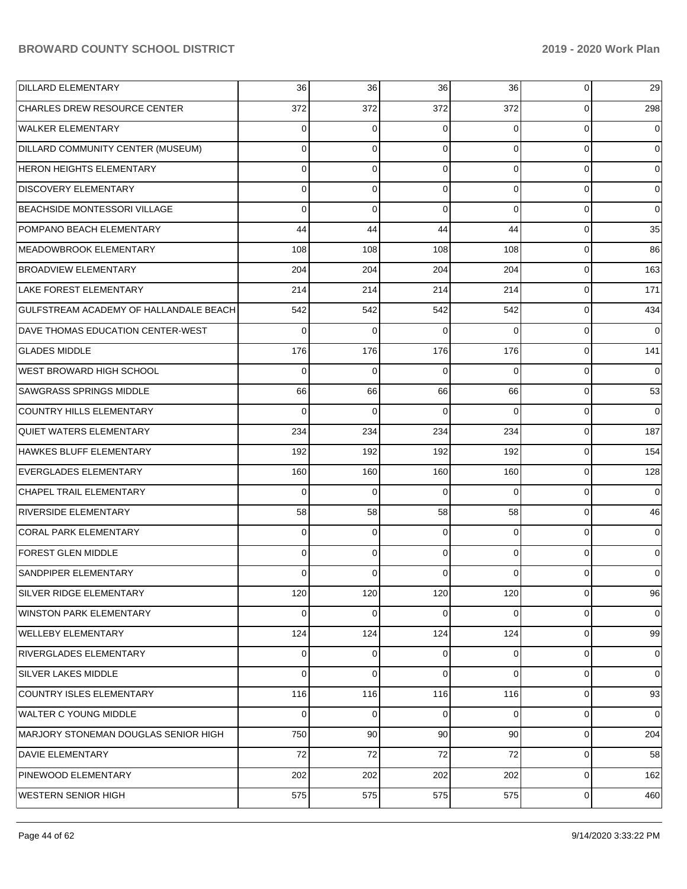| | | | | | | |
|---|---|---|---|---|---|---|
| DILLARD ELEMENTARY | 36 | 36 | 36 | 36 | 0 | 29 |
| CHARLES DREW RESOURCE CENTER | 372 | 372 | 372 | 372 | 0 | 298 |
| WALKER ELEMENTARY | 0 | 0 | 0 | 0 | 0 | 0 |
| DILLARD COMMUNITY CENTER (MUSEUM) | 0 | 0 | 0 | 0 | 0 | 0 |
| HERON HEIGHTS ELEMENTARY | 0 | 0 | 0 | 0 | 0 | 0 |
| DISCOVERY ELEMENTARY | 0 | 0 | 0 | 0 | 0 | 0 |
| BEACHSIDE MONTESSORI VILLAGE | 0 | 0 | 0 | 0 | 0 | 0 |
| POMPANO BEACH ELEMENTARY | 44 | 44 | 44 | 44 | 0 | 35 |
| MEADOWBROOK ELEMENTARY | 108 | 108 | 108 | 108 | 0 | 86 |
| BROADVIEW ELEMENTARY | 204 | 204 | 204 | 204 | 0 | 163 |
| LAKE FOREST ELEMENTARY | 214 | 214 | 214 | 214 | 0 | 171 |
| GULFSTREAM ACADEMY OF HALLANDALE BEACH | 542 | 542 | 542 | 542 | 0 | 434 |
| DAVE THOMAS EDUCATION CENTER-WEST | 0 | 0 | 0 | 0 | 0 | 0 |
| GLADES MIDDLE | 176 | 176 | 176 | 176 | 0 | 141 |
| WEST BROWARD HIGH SCHOOL | 0 | 0 | 0 | 0 | 0 | 0 |
| SAWGRASS SPRINGS MIDDLE | 66 | 66 | 66 | 66 | 0 | 53 |
| COUNTRY HILLS ELEMENTARY | 0 | 0 | 0 | 0 | 0 | 0 |
| QUIET WATERS ELEMENTARY | 234 | 234 | 234 | 234 | 0 | 187 |
| HAWKES BLUFF ELEMENTARY | 192 | 192 | 192 | 192 | 0 | 154 |
| EVERGLADES ELEMENTARY | 160 | 160 | 160 | 160 | 0 | 128 |
| CHAPEL TRAIL ELEMENTARY | 0 | 0 | 0 | 0 | 0 | 0 |
| RIVERSIDE ELEMENTARY | 58 | 58 | 58 | 58 | 0 | 46 |
| CORAL PARK ELEMENTARY | 0 | 0 | 0 | 0 | 0 | 0 |
| FOREST GLEN MIDDLE | 0 | 0 | 0 | 0 | 0 | 0 |
| SANDPIPER ELEMENTARY | 0 | 0 | 0 | 0 | 0 | 0 |
| SILVER RIDGE ELEMENTARY | 120 | 120 | 120 | 120 | 0 | 96 |
| WINSTON PARK ELEMENTARY | 0 | 0 | 0 | 0 | 0 | 0 |
| WELLEBY ELEMENTARY | 124 | 124 | 124 | 124 | 0 | 99 |
| RIVERGLADES ELEMENTARY | 0 | 0 | 0 | 0 | 0 | 0 |
| SILVER LAKES MIDDLE | 0 | 0 | 0 | 0 | 0 | 0 |
| COUNTRY ISLES ELEMENTARY | 116 | 116 | 116 | 116 | 0 | 93 |
| WALTER C YOUNG MIDDLE | 0 | 0 | 0 | 0 | 0 | 0 |
| MARJORY STONEMAN DOUGLAS SENIOR HIGH | 750 | 90 | 90 | 90 | 0 | 204 |
| DAVIE ELEMENTARY | 72 | 72 | 72 | 72 | 0 | 58 |
| PINEWOOD ELEMENTARY | 202 | 202 | 202 | 202 | 0 | 162 |
| WESTERN SENIOR HIGH | 575 | 575 | 575 | 575 | 0 | 460 |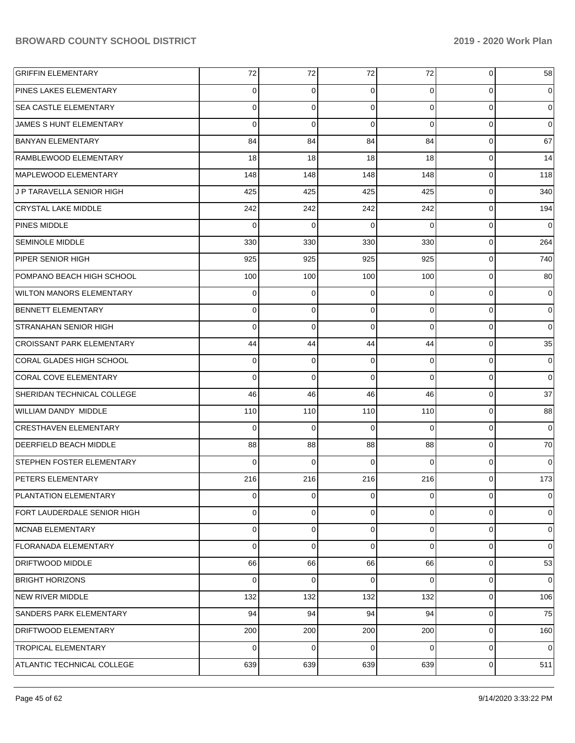| | | | | | | |
|---|---|---|---|---|---|---|
| GRIFFIN ELEMENTARY | 72 | 72 | 72 | 72 | 0 | 58 |
| PINES LAKES ELEMENTARY | 0 | 0 | 0 | 0 | 0 | 0 |
| SEA CASTLE ELEMENTARY | 0 | 0 | 0 | 0 | 0 | 0 |
| JAMES S HUNT ELEMENTARY | 0 | 0 | 0 | 0 | 0 | 0 |
| BANYAN ELEMENTARY | 84 | 84 | 84 | 84 | 0 | 67 |
| RAMBLEWOOD ELEMENTARY | 18 | 18 | 18 | 18 | 0 | 14 |
| MAPLEWOOD ELEMENTARY | 148 | 148 | 148 | 148 | 0 | 118 |
| J P TARAVELLA SENIOR HIGH | 425 | 425 | 425 | 425 | 0 | 340 |
| CRYSTAL LAKE MIDDLE | 242 | 242 | 242 | 242 | 0 | 194 |
| PINES MIDDLE | 0 | 0 | 0 | 0 | 0 | 0 |
| SEMINOLE MIDDLE | 330 | 330 | 330 | 330 | 0 | 264 |
| PIPER SENIOR HIGH | 925 | 925 | 925 | 925 | 0 | 740 |
| POMPANO BEACH HIGH SCHOOL | 100 | 100 | 100 | 100 | 0 | 80 |
| WILTON MANORS ELEMENTARY | 0 | 0 | 0 | 0 | 0 | 0 |
| BENNETT ELEMENTARY | 0 | 0 | 0 | 0 | 0 | 0 |
| STRANAHAN SENIOR HIGH | 0 | 0 | 0 | 0 | 0 | 0 |
| CROISSANT PARK ELEMENTARY | 44 | 44 | 44 | 44 | 0 | 35 |
| CORAL GLADES HIGH SCHOOL | 0 | 0 | 0 | 0 | 0 | 0 |
| CORAL COVE ELEMENTARY | 0 | 0 | 0 | 0 | 0 | 0 |
| SHERIDAN TECHNICAL COLLEGE | 46 | 46 | 46 | 46 | 0 | 37 |
| WILLIAM DANDY MIDDLE | 110 | 110 | 110 | 110 | 0 | 88 |
| CRESTHAVEN ELEMENTARY | 0 | 0 | 0 | 0 | 0 | 0 |
| DEERFIELD BEACH MIDDLE | 88 | 88 | 88 | 88 | 0 | 70 |
| STEPHEN FOSTER ELEMENTARY | 0 | 0 | 0 | 0 | 0 | 0 |
| PETERS ELEMENTARY | 216 | 216 | 216 | 216 | 0 | 173 |
| PLANTATION ELEMENTARY | 0 | 0 | 0 | 0 | 0 | 0 |
| FORT LAUDERDALE SENIOR HIGH | 0 | 0 | 0 | 0 | 0 | 0 |
| MCNAB ELEMENTARY | 0 | 0 | 0 | 0 | 0 | 0 |
| FLORANADA ELEMENTARY | 0 | 0 | 0 | 0 | 0 | 0 |
| DRIFTWOOD MIDDLE | 66 | 66 | 66 | 66 | 0 | 53 |
| BRIGHT HORIZONS | 0 | 0 | 0 | 0 | 0 | 0 |
| NEW RIVER MIDDLE | 132 | 132 | 132 | 132 | 0 | 106 |
| SANDERS PARK ELEMENTARY | 94 | 94 | 94 | 94 | 0 | 75 |
| DRIFTWOOD ELEMENTARY | 200 | 200 | 200 | 200 | 0 | 160 |
| TROPICAL ELEMENTARY | 0 | 0 | 0 | 0 | 0 | 0 |
| ATLANTIC TECHNICAL COLLEGE | 639 | 639 | 639 | 639 | 0 | 511 |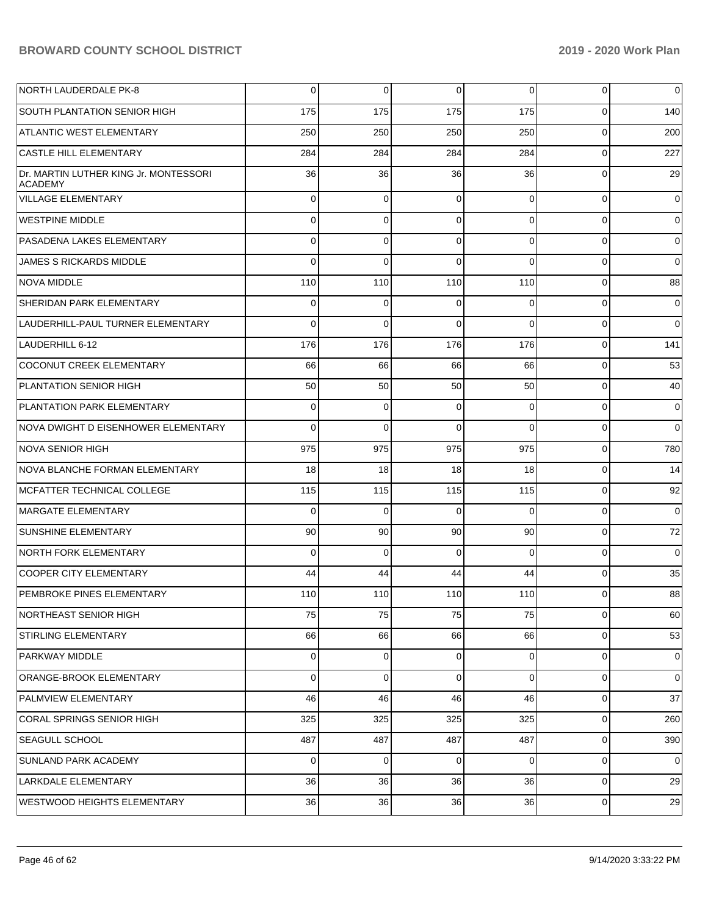| | | | | | | |
|---|---|---|---|---|---|---|
| NORTH LAUDERDALE PK-8 | 0 | 0 | 0 | 0 | 0 | 0 |
| SOUTH PLANTATION SENIOR HIGH | 175 | 175 | 175 | 175 | 0 | 140 |
| ATLANTIC WEST ELEMENTARY | 250 | 250 | 250 | 250 | 0 | 200 |
| CASTLE HILL ELEMENTARY | 284 | 284 | 284 | 284 | 0 | 227 |
| Dr. MARTIN LUTHER KING Jr. MONTESSORI ACADEMY | 36 | 36 | 36 | 36 | 0 | 29 |
| VILLAGE ELEMENTARY | 0 | 0 | 0 | 0 | 0 | 0 |
| WESTPINE MIDDLE | 0 | 0 | 0 | 0 | 0 | 0 |
| PASADENA LAKES ELEMENTARY | 0 | 0 | 0 | 0 | 0 | 0 |
| JAMES S RICKARDS MIDDLE | 0 | 0 | 0 | 0 | 0 | 0 |
| NOVA MIDDLE | 110 | 110 | 110 | 110 | 0 | 88 |
| SHERIDAN PARK ELEMENTARY | 0 | 0 | 0 | 0 | 0 | 0 |
| LAUDERHILL-PAUL TURNER ELEMENTARY | 0 | 0 | 0 | 0 | 0 | 0 |
| LAUDERHILL 6-12 | 176 | 176 | 176 | 176 | 0 | 141 |
| COCONUT CREEK ELEMENTARY | 66 | 66 | 66 | 66 | 0 | 53 |
| PLANTATION SENIOR HIGH | 50 | 50 | 50 | 50 | 0 | 40 |
| PLANTATION PARK ELEMENTARY | 0 | 0 | 0 | 0 | 0 | 0 |
| NOVA DWIGHT D EISENHOWER ELEMENTARY | 0 | 0 | 0 | 0 | 0 | 0 |
| NOVA SENIOR HIGH | 975 | 975 | 975 | 975 | 0 | 780 |
| NOVA BLANCHE FORMAN ELEMENTARY | 18 | 18 | 18 | 18 | 0 | 14 |
| MCFATTER TECHNICAL COLLEGE | 115 | 115 | 115 | 115 | 0 | 92 |
| MARGATE ELEMENTARY | 0 | 0 | 0 | 0 | 0 | 0 |
| SUNSHINE ELEMENTARY | 90 | 90 | 90 | 90 | 0 | 72 |
| NORTH FORK ELEMENTARY | 0 | 0 | 0 | 0 | 0 | 0 |
| COOPER CITY ELEMENTARY | 44 | 44 | 44 | 44 | 0 | 35 |
| PEMBROKE PINES ELEMENTARY | 110 | 110 | 110 | 110 | 0 | 88 |
| NORTHEAST SENIOR HIGH | 75 | 75 | 75 | 75 | 0 | 60 |
| STIRLING ELEMENTARY | 66 | 66 | 66 | 66 | 0 | 53 |
| PARKWAY MIDDLE | 0 | 0 | 0 | 0 | 0 | 0 |
| ORANGE-BROOK ELEMENTARY | 0 | 0 | 0 | 0 | 0 | 0 |
| PALMVIEW ELEMENTARY | 46 | 46 | 46 | 46 | 0 | 37 |
| CORAL SPRINGS SENIOR HIGH | 325 | 325 | 325 | 325 | 0 | 260 |
| SEAGULL SCHOOL | 487 | 487 | 487 | 487 | 0 | 390 |
| SUNLAND PARK ACADEMY | 0 | 0 | 0 | 0 | 0 | 0 |
| LARKDALE ELEMENTARY | 36 | 36 | 36 | 36 | 0 | 29 |
| WESTWOOD HEIGHTS ELEMENTARY | 36 | 36 | 36 | 36 | 0 | 29 |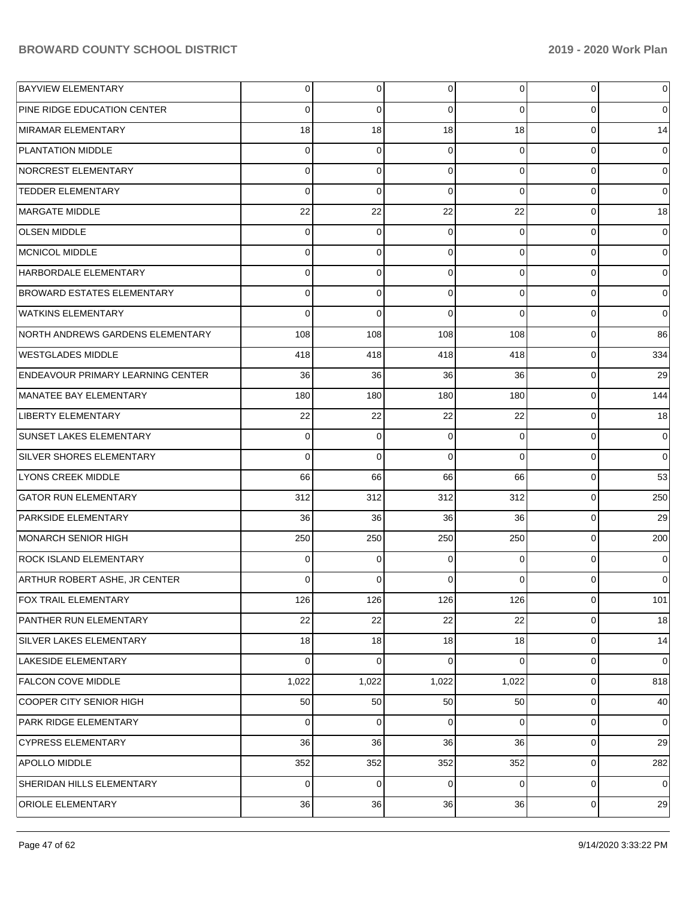| | | | | | | |
|---|---|---|---|---|---|---|
| BAYVIEW ELEMENTARY | 0 | 0 | 0 | 0 | 0 | 0 |
| PINE RIDGE EDUCATION CENTER | 0 | 0 | 0 | 0 | 0 | 0 |
| MIRAMAR ELEMENTARY | 18 | 18 | 18 | 18 | 0 | 14 |
| PLANTATION MIDDLE | 0 | 0 | 0 | 0 | 0 | 0 |
| NORCREST ELEMENTARY | 0 | 0 | 0 | 0 | 0 | 0 |
| TEDDER ELEMENTARY | 0 | 0 | 0 | 0 | 0 | 0 |
| MARGATE MIDDLE | 22 | 22 | 22 | 22 | 0 | 18 |
| OLSEN MIDDLE | 0 | 0 | 0 | 0 | 0 | 0 |
| MCNICOL MIDDLE | 0 | 0 | 0 | 0 | 0 | 0 |
| HARBORDALE ELEMENTARY | 0 | 0 | 0 | 0 | 0 | 0 |
| BROWARD ESTATES ELEMENTARY | 0 | 0 | 0 | 0 | 0 | 0 |
| WATKINS ELEMENTARY | 0 | 0 | 0 | 0 | 0 | 0 |
| NORTH ANDREWS GARDENS ELEMENTARY | 108 | 108 | 108 | 108 | 0 | 86 |
| WESTGLADES MIDDLE | 418 | 418 | 418 | 418 | 0 | 334 |
| ENDEAVOUR PRIMARY LEARNING CENTER | 36 | 36 | 36 | 36 | 0 | 29 |
| MANATEE BAY ELEMENTARY | 180 | 180 | 180 | 180 | 0 | 144 |
| LIBERTY ELEMENTARY | 22 | 22 | 22 | 22 | 0 | 18 |
| SUNSET LAKES ELEMENTARY | 0 | 0 | 0 | 0 | 0 | 0 |
| SILVER SHORES ELEMENTARY | 0 | 0 | 0 | 0 | 0 | 0 |
| LYONS CREEK MIDDLE | 66 | 66 | 66 | 66 | 0 | 53 |
| GATOR RUN ELEMENTARY | 312 | 312 | 312 | 312 | 0 | 250 |
| PARKSIDE ELEMENTARY | 36 | 36 | 36 | 36 | 0 | 29 |
| MONARCH SENIOR HIGH | 250 | 250 | 250 | 250 | 0 | 200 |
| ROCK ISLAND ELEMENTARY | 0 | 0 | 0 | 0 | 0 | 0 |
| ARTHUR ROBERT ASHE, JR CENTER | 0 | 0 | 0 | 0 | 0 | 0 |
| FOX TRAIL ELEMENTARY | 126 | 126 | 126 | 126 | 0 | 101 |
| PANTHER RUN ELEMENTARY | 22 | 22 | 22 | 22 | 0 | 18 |
| SILVER LAKES ELEMENTARY | 18 | 18 | 18 | 18 | 0 | 14 |
| LAKESIDE ELEMENTARY | 0 | 0 | 0 | 0 | 0 | 0 |
| FALCON COVE MIDDLE | 1,022 | 1,022 | 1,022 | 1,022 | 0 | 818 |
| COOPER CITY SENIOR HIGH | 50 | 50 | 50 | 50 | 0 | 40 |
| PARK RIDGE ELEMENTARY | 0 | 0 | 0 | 0 | 0 | 0 |
| CYPRESS ELEMENTARY | 36 | 36 | 36 | 36 | 0 | 29 |
| APOLLO MIDDLE | 352 | 352 | 352 | 352 | 0 | 282 |
| SHERIDAN HILLS ELEMENTARY | 0 | 0 | 0 | 0 | 0 | 0 |
| ORIOLE ELEMENTARY | 36 | 36 | 36 | 36 | 0 | 29 |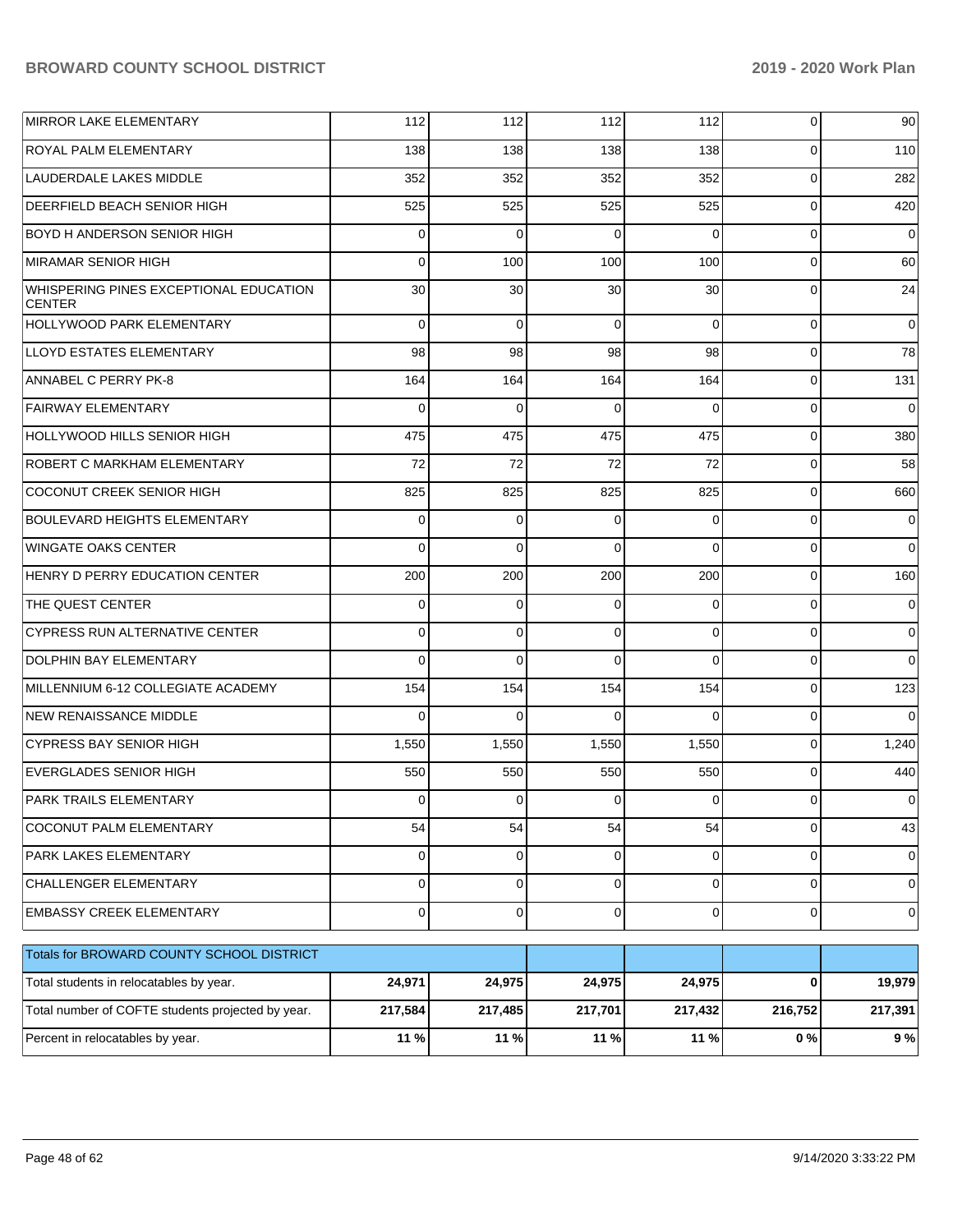| | | | | | | |
|---|---|---|---|---|---|---|
| MIRROR LAKE ELEMENTARY | 112 | 112 | 112 | 112 | 0 | 90 |
| ROYAL PALM ELEMENTARY | 138 | 138 | 138 | 138 | 0 | 110 |
| LAUDERDALE LAKES MIDDLE | 352 | 352 | 352 | 352 | 0 | 282 |
| DEERFIELD BEACH SENIOR HIGH | 525 | 525 | 525 | 525 | 0 | 420 |
| BOYD H ANDERSON SENIOR HIGH | 0 | 0 | 0 | 0 | 0 | 0 |
| MIRAMAR SENIOR HIGH | 0 | 100 | 100 | 100 | 0 | 60 |
| WHISPERING PINES EXCEPTIONAL EDUCATION CENTER | 30 | 30 | 30 | 30 | 0 | 24 |
| HOLLYWOOD PARK ELEMENTARY | 0 | 0 | 0 | 0 | 0 | 0 |
| LLOYD ESTATES ELEMENTARY | 98 | 98 | 98 | 98 | 0 | 78 |
| ANNABEL C PERRY PK-8 | 164 | 164 | 164 | 164 | 0 | 131 |
| FAIRWAY ELEMENTARY | 0 | 0 | 0 | 0 | 0 | 0 |
| HOLLYWOOD HILLS SENIOR HIGH | 475 | 475 | 475 | 475 | 0 | 380 |
| ROBERT C MARKHAM ELEMENTARY | 72 | 72 | 72 | 72 | 0 | 58 |
| COCONUT CREEK SENIOR HIGH | 825 | 825 | 825 | 825 | 0 | 660 |
| BOULEVARD HEIGHTS ELEMENTARY | 0 | 0 | 0 | 0 | 0 | 0 |
| WINGATE OAKS CENTER | 0 | 0 | 0 | 0 | 0 | 0 |
| HENRY D PERRY EDUCATION CENTER | 200 | 200 | 200 | 200 | 0 | 160 |
| THE QUEST CENTER | 0 | 0 | 0 | 0 | 0 | 0 |
| CYPRESS RUN ALTERNATIVE CENTER | 0 | 0 | 0 | 0 | 0 | 0 |
| DOLPHIN BAY ELEMENTARY | 0 | 0 | 0 | 0 | 0 | 0 |
| MILLENNIUM 6-12 COLLEGIATE ACADEMY | 154 | 154 | 154 | 154 | 0 | 123 |
| NEW RENAISSANCE MIDDLE | 0 | 0 | 0 | 0 | 0 | 0 |
| CYPRESS BAY SENIOR HIGH | 1,550 | 1,550 | 1,550 | 1,550 | 0 | 1,240 |
| EVERGLADES SENIOR HIGH | 550 | 550 | 550 | 550 | 0 | 440 |
| PARK TRAILS ELEMENTARY | 0 | 0 | 0 | 0 | 0 | 0 |
| COCONUT PALM ELEMENTARY | 54 | 54 | 54 | 54 | 0 | 43 |
| PARK LAKES ELEMENTARY | 0 | 0 | 0 | 0 | 0 | 0 |
| CHALLENGER ELEMENTARY | 0 | 0 | 0 | 0 | 0 | 0 |
| EMBASSY CREEK ELEMENTARY | 0 | 0 | 0 | 0 | 0 | 0 |

| Totals for BROWARD COUNTY SCHOOL DISTRICT | | | | | | |
|---|---|---|---|---|---|---|
| Total students in relocatables by year. | **24,971** | **24,975** | **24,975** | **24,975** | **0** | **19,979** |
| Total number of COFTE students projected by year. | **217,584** | **217,485** | **217,701** | **217,432** | **216,752** | **217,391** |
| Percent in relocatables by year. | **11 %** | **11 %** | **11 %** | **11 %** | **0 %** | **9 %** |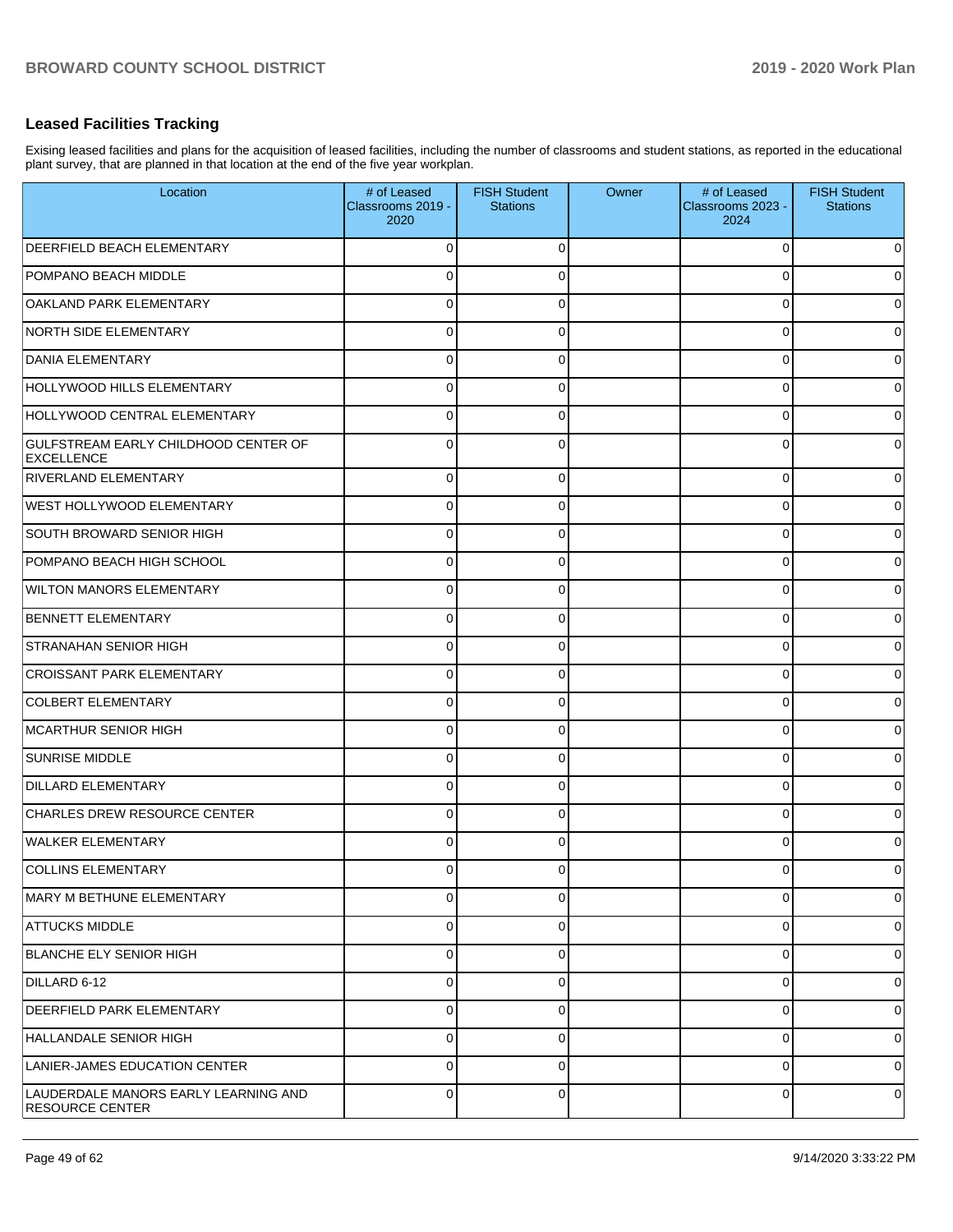## Leased Facilities Tracking

Exising leased facilities and plans for the acquisition of leased facilities, including the number of classrooms and student stations, as reported in the educational plant survey, that are planned in that location at the end of the five year workplan.

| Location | # of Leased Classrooms 2019 - 2020 | FISH Student Stations | Owner | # of Leased Classrooms 2023 - 2024 | FISH Student Stations |
|---|---|---|---|---|---|
| DEERFIELD BEACH ELEMENTARY | 0 | 0 | | 0 | 0 |
| POMPANO BEACH MIDDLE | 0 | 0 | | 0 | 0 |
| OAKLAND PARK ELEMENTARY | 0 | 0 | | 0 | 0 |
| NORTH SIDE ELEMENTARY | 0 | 0 | | 0 | 0 |
| DANIA ELEMENTARY | 0 | 0 | | 0 | 0 |
| HOLLYWOOD HILLS ELEMENTARY | 0 | 0 | | 0 | 0 |
| HOLLYWOOD CENTRAL ELEMENTARY | 0 | 0 | | 0 | 0 |
| GULFSTREAM EARLY CHILDHOOD CENTER OF EXCELLENCE | 0 | 0 | | 0 | 0 |
| RIVERLAND ELEMENTARY | 0 | 0 | | 0 | 0 |
| WEST HOLLYWOOD ELEMENTARY | 0 | 0 | | 0 | 0 |
| SOUTH BROWARD SENIOR HIGH | 0 | 0 | | 0 | 0 |
| POMPANO BEACH HIGH SCHOOL | 0 | 0 | | 0 | 0 |
| WILTON MANORS ELEMENTARY | 0 | 0 | | 0 | 0 |
| BENNETT ELEMENTARY | 0 | 0 | | 0 | 0 |
| STRANAHAN SENIOR HIGH | 0 | 0 | | 0 | 0 |
| CROISSANT PARK ELEMENTARY | 0 | 0 | | 0 | 0 |
| COLBERT ELEMENTARY | 0 | 0 | | 0 | 0 |
| MCARTHUR SENIOR HIGH | 0 | 0 | | 0 | 0 |
| SUNRISE MIDDLE | 0 | 0 | | 0 | 0 |
| DILLARD ELEMENTARY | 0 | 0 | | 0 | 0 |
| CHARLES DREW RESOURCE CENTER | 0 | 0 | | 0 | 0 |
| WALKER ELEMENTARY | 0 | 0 | | 0 | 0 |
| COLLINS ELEMENTARY | 0 | 0 | | 0 | 0 |
| MARY M BETHUNE ELEMENTARY | 0 | 0 | | 0 | 0 |
| ATTUCKS MIDDLE | 0 | 0 | | 0 | 0 |
| BLANCHE ELY SENIOR HIGH | 0 | 0 | | 0 | 0 |
| DILLARD 6-12 | 0 | 0 | | 0 | 0 |
| DEERFIELD PARK ELEMENTARY | 0 | 0 | | 0 | 0 |
| HALLANDALE SENIOR HIGH | 0 | 0 | | 0 | 0 |
| LANIER-JAMES EDUCATION CENTER | 0 | 0 | | 0 | 0 |
| LAUDERDALE MANORS EARLY LEARNING AND RESOURCE CENTER | 0 | 0 | | 0 | 0 |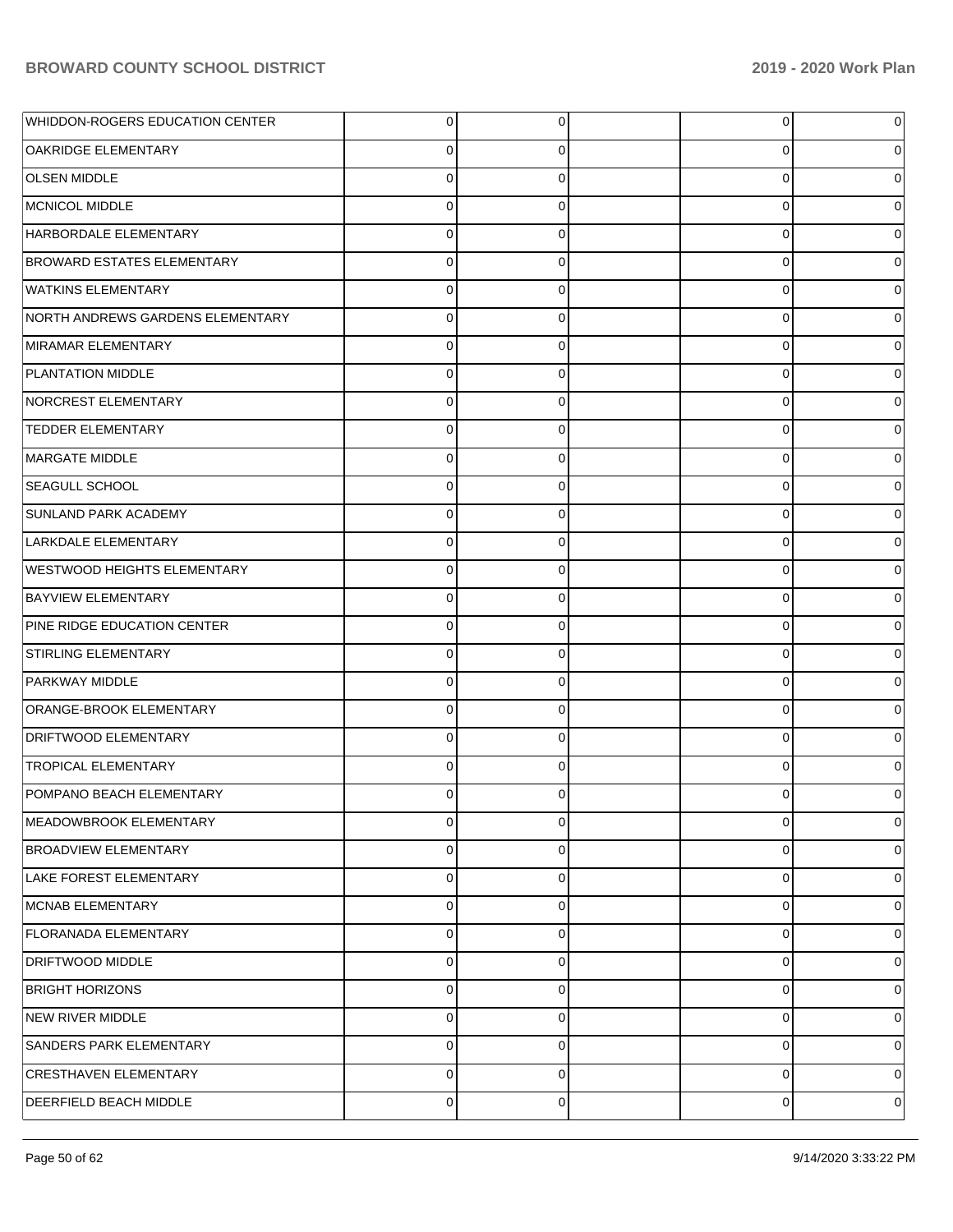| | | | | | |
|---|---|---|---|---|---|
| WHIDDON-ROGERS EDUCATION CENTER | 0 | 0 | | 0 | 0 |
| OAKRIDGE ELEMENTARY | 0 | 0 | | 0 | 0 |
| OLSEN MIDDLE | 0 | 0 | | 0 | 0 |
| MCNICOL MIDDLE | 0 | 0 | | 0 | 0 |
| HARBORDALE ELEMENTARY | 0 | 0 | | 0 | 0 |
| BROWARD ESTATES ELEMENTARY | 0 | 0 | | 0 | 0 |
| WATKINS ELEMENTARY | 0 | 0 | | 0 | 0 |
| NORTH ANDREWS GARDENS ELEMENTARY | 0 | 0 | | 0 | 0 |
| MIRAMAR ELEMENTARY | 0 | 0 | | 0 | 0 |
| PLANTATION MIDDLE | 0 | 0 | | 0 | 0 |
| NORCREST ELEMENTARY | 0 | 0 | | 0 | 0 |
| TEDDER ELEMENTARY | 0 | 0 | | 0 | 0 |
| MARGATE MIDDLE | 0 | 0 | | 0 | 0 |
| SEAGULL SCHOOL | 0 | 0 | | 0 | 0 |
| SUNLAND PARK ACADEMY | 0 | 0 | | 0 | 0 |
| LARKDALE ELEMENTARY | 0 | 0 | | 0 | 0 |
| WESTWOOD HEIGHTS ELEMENTARY | 0 | 0 | | 0 | 0 |
| BAYVIEW ELEMENTARY | 0 | 0 | | 0 | 0 |
| PINE RIDGE EDUCATION CENTER | 0 | 0 | | 0 | 0 |
| STIRLING ELEMENTARY | 0 | 0 | | 0 | 0 |
| PARKWAY MIDDLE | 0 | 0 | | 0 | 0 |
| ORANGE-BROOK ELEMENTARY | 0 | 0 | | 0 | 0 |
| DRIFTWOOD ELEMENTARY | 0 | 0 | | 0 | 0 |
| TROPICAL ELEMENTARY | 0 | 0 | | 0 | 0 |
| POMPANO BEACH ELEMENTARY | 0 | 0 | | 0 | 0 |
| MEADOWBROOK ELEMENTARY | 0 | 0 | | 0 | 0 |
| BROADVIEW ELEMENTARY | 0 | 0 | | 0 | 0 |
| LAKE FOREST ELEMENTARY | 0 | 0 | | 0 | 0 |
| MCNAB ELEMENTARY | 0 | 0 | | 0 | 0 |
| FLORANADA ELEMENTARY | 0 | 0 | | 0 | 0 |
| DRIFTWOOD MIDDLE | 0 | 0 | | 0 | 0 |
| BRIGHT HORIZONS | 0 | 0 | | 0 | 0 |
| NEW RIVER MIDDLE | 0 | 0 | | 0 | 0 |
| SANDERS PARK ELEMENTARY | 0 | 0 | | 0 | 0 |
| CRESTHAVEN ELEMENTARY | 0 | 0 | | 0 | 0 |
| DEERFIELD BEACH MIDDLE | 0 | 0 | | 0 | 0 |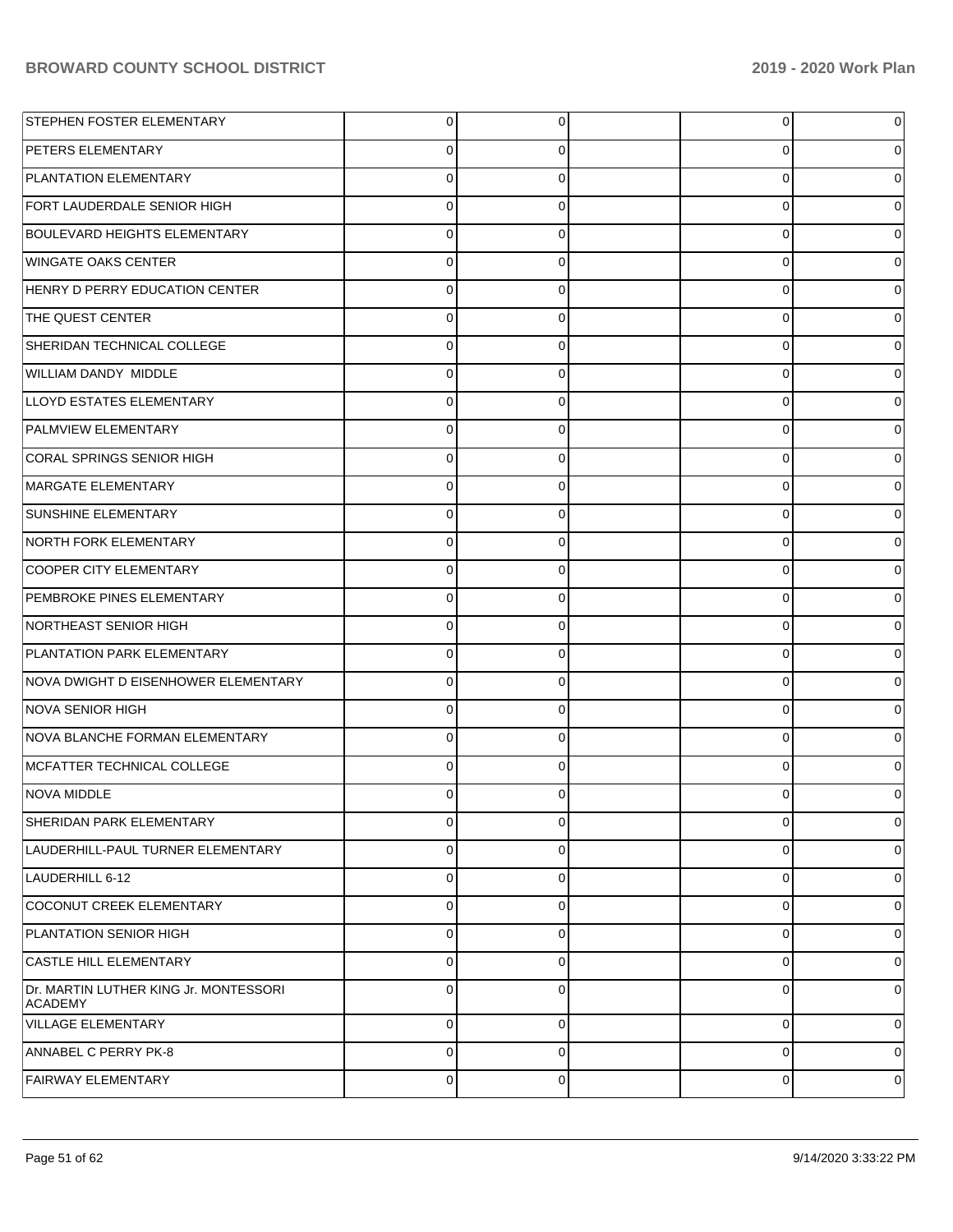| | | | | | |
|---|---|---|---|---|---|
| STEPHEN FOSTER ELEMENTARY | 0 | 0 | | 0 | 0 |
| PETERS ELEMENTARY | 0 | 0 | | 0 | 0 |
| PLANTATION ELEMENTARY | 0 | 0 | | 0 | 0 |
| FORT LAUDERDALE SENIOR HIGH | 0 | 0 | | 0 | 0 |
| BOULEVARD HEIGHTS ELEMENTARY | 0 | 0 | | 0 | 0 |
| WINGATE OAKS CENTER | 0 | 0 | | 0 | 0 |
| HENRY D PERRY EDUCATION CENTER | 0 | 0 | | 0 | 0 |
| THE QUEST CENTER | 0 | 0 | | 0 | 0 |
| SHERIDAN TECHNICAL COLLEGE | 0 | 0 | | 0 | 0 |
| WILLIAM DANDY MIDDLE | 0 | 0 | | 0 | 0 |
| LLOYD ESTATES ELEMENTARY | 0 | 0 | | 0 | 0 |
| PALMVIEW ELEMENTARY | 0 | 0 | | 0 | 0 |
| CORAL SPRINGS SENIOR HIGH | 0 | 0 | | 0 | 0 |
| MARGATE ELEMENTARY | 0 | 0 | | 0 | 0 |
| SUNSHINE ELEMENTARY | 0 | 0 | | 0 | 0 |
| NORTH FORK ELEMENTARY | 0 | 0 | | 0 | 0 |
| COOPER CITY ELEMENTARY | 0 | 0 | | 0 | 0 |
| PEMBROKE PINES ELEMENTARY | 0 | 0 | | 0 | 0 |
| NORTHEAST SENIOR HIGH | 0 | 0 | | 0 | 0 |
| PLANTATION PARK ELEMENTARY | 0 | 0 | | 0 | 0 |
| NOVA DWIGHT D EISENHOWER ELEMENTARY | 0 | 0 | | 0 | 0 |
| NOVA SENIOR HIGH | 0 | 0 | | 0 | 0 |
| NOVA BLANCHE FORMAN ELEMENTARY | 0 | 0 | | 0 | 0 |
| MCFATTER TECHNICAL COLLEGE | 0 | 0 | | 0 | 0 |
| NOVA MIDDLE | 0 | 0 | | 0 | 0 |
| SHERIDAN PARK ELEMENTARY | 0 | 0 | | 0 | 0 |
| LAUDERHILL-PAUL TURNER ELEMENTARY | 0 | 0 | | 0 | 0 |
| LAUDERHILL 6-12 | 0 | 0 | | 0 | 0 |
| COCONUT CREEK ELEMENTARY | 0 | 0 | | 0 | 0 |
| PLANTATION SENIOR HIGH | 0 | 0 | | 0 | 0 |
| CASTLE HILL ELEMENTARY | 0 | 0 | | 0 | 0 |
| Dr. MARTIN LUTHER KING Jr. MONTESSORI ACADEMY | 0 | 0 | | 0 | 0 |
| VILLAGE ELEMENTARY | 0 | 0 | | 0 | 0 |
| ANNABEL C PERRY PK-8 | 0 | 0 | | 0 | 0 |
| FAIRWAY ELEMENTARY | 0 | 0 | | 0 | 0 |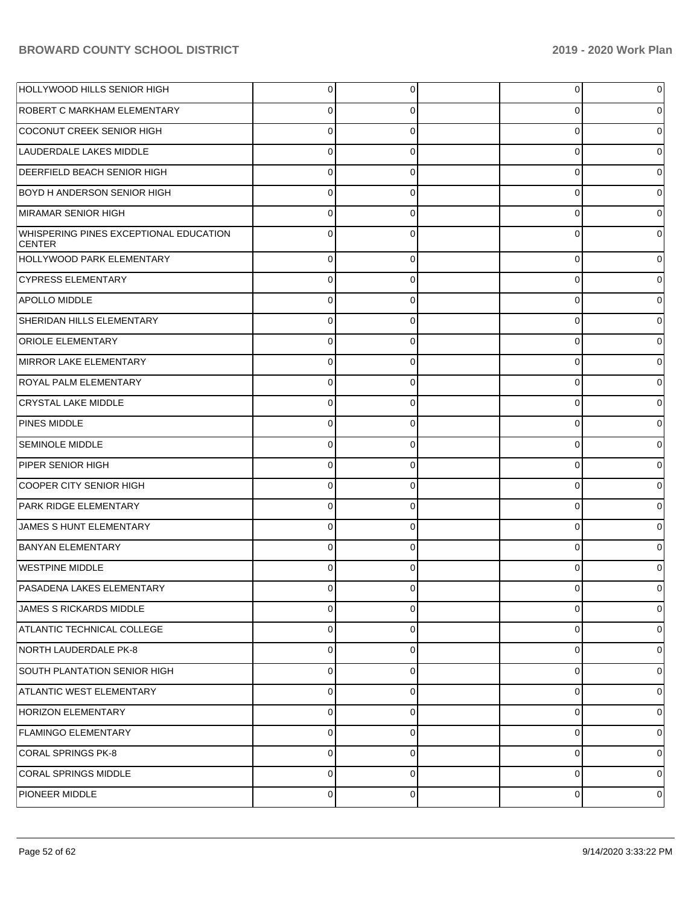| | | | | | |
|---|---|---|---|---|---|
| HOLLYWOOD HILLS SENIOR HIGH | 0 | 0 | | 0 | 0 |
| ROBERT C MARKHAM ELEMENTARY | 0 | 0 | | 0 | 0 |
| COCONUT CREEK SENIOR HIGH | 0 | 0 | | 0 | 0 |
| LAUDERDALE LAKES MIDDLE | 0 | 0 | | 0 | 0 |
| DEERFIELD BEACH SENIOR HIGH | 0 | 0 | | 0 | 0 |
| BOYD H ANDERSON SENIOR HIGH | 0 | 0 | | 0 | 0 |
| MIRAMAR SENIOR HIGH | 0 | 0 | | 0 | 0 |
| WHISPERING PINES EXCEPTIONAL EDUCATION CENTER | 0 | 0 | | 0 | 0 |
| HOLLYWOOD PARK ELEMENTARY | 0 | 0 | | 0 | 0 |
| CYPRESS ELEMENTARY | 0 | 0 | | 0 | 0 |
| APOLLO MIDDLE | 0 | 0 | | 0 | 0 |
| SHERIDAN HILLS ELEMENTARY | 0 | 0 | | 0 | 0 |
| ORIOLE ELEMENTARY | 0 | 0 | | 0 | 0 |
| MIRROR LAKE ELEMENTARY | 0 | 0 | | 0 | 0 |
| ROYAL PALM ELEMENTARY | 0 | 0 | | 0 | 0 |
| CRYSTAL LAKE MIDDLE | 0 | 0 | | 0 | 0 |
| PINES MIDDLE | 0 | 0 | | 0 | 0 |
| SEMINOLE MIDDLE | 0 | 0 | | 0 | 0 |
| PIPER SENIOR HIGH | 0 | 0 | | 0 | 0 |
| COOPER CITY SENIOR HIGH | 0 | 0 | | 0 | 0 |
| PARK RIDGE ELEMENTARY | 0 | 0 | | 0 | 0 |
| JAMES S HUNT ELEMENTARY | 0 | 0 | | 0 | 0 |
| BANYAN ELEMENTARY | 0 | 0 | | 0 | 0 |
| WESTPINE MIDDLE | 0 | 0 | | 0 | 0 |
| PASADENA LAKES ELEMENTARY | 0 | 0 | | 0 | 0 |
| JAMES S RICKARDS MIDDLE | 0 | 0 | | 0 | 0 |
| ATLANTIC TECHNICAL COLLEGE | 0 | 0 | | 0 | 0 |
| NORTH LAUDERDALE PK-8 | 0 | 0 | | 0 | 0 |
| SOUTH PLANTATION SENIOR HIGH | 0 | 0 | | 0 | 0 |
| ATLANTIC WEST ELEMENTARY | 0 | 0 | | 0 | 0 |
| HORIZON ELEMENTARY | 0 | 0 | | 0 | 0 |
| FLAMINGO ELEMENTARY | 0 | 0 | | 0 | 0 |
| CORAL SPRINGS PK-8 | 0 | 0 | | 0 | 0 |
| CORAL SPRINGS MIDDLE | 0 | 0 | | 0 | 0 |
| PIONEER MIDDLE | 0 | 0 | | 0 | 0 |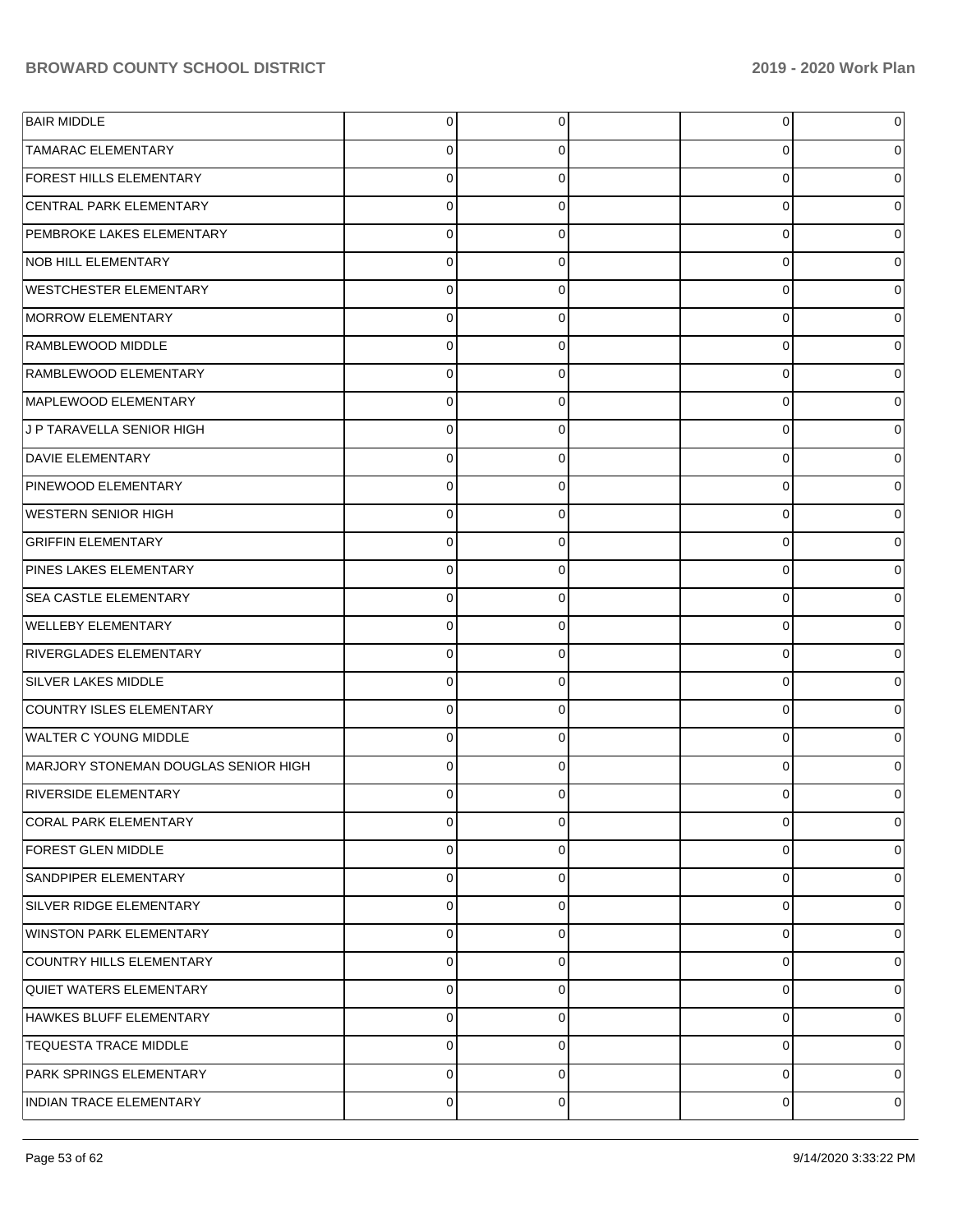| | | | | | |
|---|---|---|---|---|---|
| BAIR MIDDLE | 0 | 0 | | 0 | 0 |
| TAMARAC ELEMENTARY | 0 | 0 | | 0 | 0 |
| FOREST HILLS ELEMENTARY | 0 | 0 | | 0 | 0 |
| CENTRAL PARK ELEMENTARY | 0 | 0 | | 0 | 0 |
| PEMBROKE LAKES ELEMENTARY | 0 | 0 | | 0 | 0 |
| NOB HILL ELEMENTARY | 0 | 0 | | 0 | 0 |
| WESTCHESTER ELEMENTARY | 0 | 0 | | 0 | 0 |
| MORROW ELEMENTARY | 0 | 0 | | 0 | 0 |
| RAMBLEWOOD MIDDLE | 0 | 0 | | 0 | 0 |
| RAMBLEWOOD ELEMENTARY | 0 | 0 | | 0 | 0 |
| MAPLEWOOD ELEMENTARY | 0 | 0 | | 0 | 0 |
| J P TARAVELLA SENIOR HIGH | 0 | 0 | | 0 | 0 |
| DAVIE ELEMENTARY | 0 | 0 | | 0 | 0 |
| PINEWOOD ELEMENTARY | 0 | 0 | | 0 | 0 |
| WESTERN SENIOR HIGH | 0 | 0 | | 0 | 0 |
| GRIFFIN ELEMENTARY | 0 | 0 | | 0 | 0 |
| PINES LAKES ELEMENTARY | 0 | 0 | | 0 | 0 |
| SEA CASTLE ELEMENTARY | 0 | 0 | | 0 | 0 |
| WELLEBY ELEMENTARY | 0 | 0 | | 0 | 0 |
| RIVERGLADES ELEMENTARY | 0 | 0 | | 0 | 0 |
| SILVER LAKES MIDDLE | 0 | 0 | | 0 | 0 |
| COUNTRY ISLES ELEMENTARY | 0 | 0 | | 0 | 0 |
| WALTER C YOUNG MIDDLE | 0 | 0 | | 0 | 0 |
| MARJORY STONEMAN DOUGLAS SENIOR HIGH | 0 | 0 | | 0 | 0 |
| RIVERSIDE ELEMENTARY | 0 | 0 | | 0 | 0 |
| CORAL PARK ELEMENTARY | 0 | 0 | | 0 | 0 |
| FOREST GLEN MIDDLE | 0 | 0 | | 0 | 0 |
| SANDPIPER ELEMENTARY | 0 | 0 | | 0 | 0 |
| SILVER RIDGE ELEMENTARY | 0 | 0 | | 0 | 0 |
| WINSTON PARK ELEMENTARY | 0 | 0 | | 0 | 0 |
| COUNTRY HILLS ELEMENTARY | 0 | 0 | | 0 | 0 |
| QUIET WATERS ELEMENTARY | 0 | 0 | | 0 | 0 |
| HAWKES BLUFF ELEMENTARY | 0 | 0 | | 0 | 0 |
| TEQUESTA TRACE MIDDLE | 0 | 0 | | 0 | 0 |
| PARK SPRINGS ELEMENTARY | 0 | 0 | | 0 | 0 |
| INDIAN TRACE ELEMENTARY | 0 | 0 | | 0 | 0 |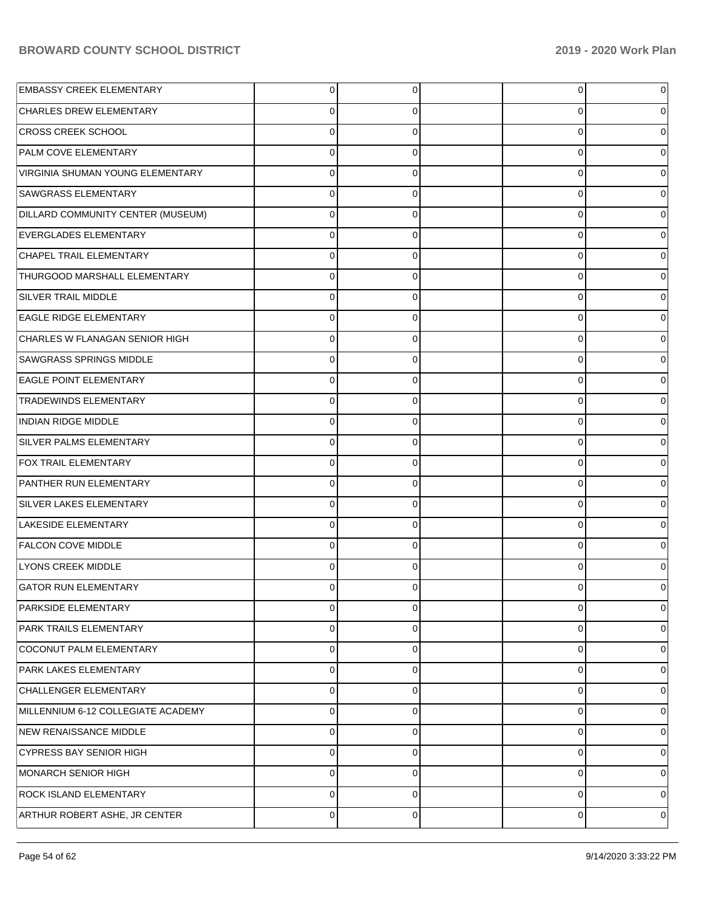| | | | | | |
|---|---|---|---|---|---|
| EMBASSY CREEK ELEMENTARY | 0 | 0 | | 0 | 0 |
| CHARLES DREW ELEMENTARY | 0 | 0 | | 0 | 0 |
| CROSS CREEK SCHOOL | 0 | 0 | | 0 | 0 |
| PALM COVE ELEMENTARY | 0 | 0 | | 0 | 0 |
| VIRGINIA SHUMAN YOUNG ELEMENTARY | 0 | 0 | | 0 | 0 |
| SAWGRASS ELEMENTARY | 0 | 0 | | 0 | 0 |
| DILLARD COMMUNITY CENTER (MUSEUM) | 0 | 0 | | 0 | 0 |
| EVERGLADES ELEMENTARY | 0 | 0 | | 0 | 0 |
| CHAPEL TRAIL ELEMENTARY | 0 | 0 | | 0 | 0 |
| THURGOOD MARSHALL ELEMENTARY | 0 | 0 | | 0 | 0 |
| SILVER TRAIL MIDDLE | 0 | 0 | | 0 | 0 |
| EAGLE RIDGE ELEMENTARY | 0 | 0 | | 0 | 0 |
| CHARLES W FLANAGAN SENIOR HIGH | 0 | 0 | | 0 | 0 |
| SAWGRASS SPRINGS MIDDLE | 0 | 0 | | 0 | 0 |
| EAGLE POINT ELEMENTARY | 0 | 0 | | 0 | 0 |
| TRADEWINDS ELEMENTARY | 0 | 0 | | 0 | 0 |
| INDIAN RIDGE MIDDLE | 0 | 0 | | 0 | 0 |
| SILVER PALMS ELEMENTARY | 0 | 0 | | 0 | 0 |
| FOX TRAIL ELEMENTARY | 0 | 0 | | 0 | 0 |
| PANTHER RUN ELEMENTARY | 0 | 0 | | 0 | 0 |
| SILVER LAKES ELEMENTARY | 0 | 0 | | 0 | 0 |
| LAKESIDE ELEMENTARY | 0 | 0 | | 0 | 0 |
| FALCON COVE MIDDLE | 0 | 0 | | 0 | 0 |
| LYONS CREEK MIDDLE | 0 | 0 | | 0 | 0 |
| GATOR RUN ELEMENTARY | 0 | 0 | | 0 | 0 |
| PARKSIDE ELEMENTARY | 0 | 0 | | 0 | 0 |
| PARK TRAILS ELEMENTARY | 0 | 0 | | 0 | 0 |
| COCONUT PALM ELEMENTARY | 0 | 0 | | 0 | 0 |
| PARK LAKES ELEMENTARY | 0 | 0 | | 0 | 0 |
| CHALLENGER ELEMENTARY | 0 | 0 | | 0 | 0 |
| MILLENNIUM 6-12 COLLEGIATE ACADEMY | 0 | 0 | | 0 | 0 |
| NEW RENAISSANCE MIDDLE | 0 | 0 | | 0 | 0 |
| CYPRESS BAY SENIOR HIGH | 0 | 0 | | 0 | 0 |
| MONARCH SENIOR HIGH | 0 | 0 | | 0 | 0 |
| ROCK ISLAND ELEMENTARY | 0 | 0 | | 0 | 0 |
| ARTHUR ROBERT ASHE, JR CENTER | 0 | 0 | | 0 | 0 |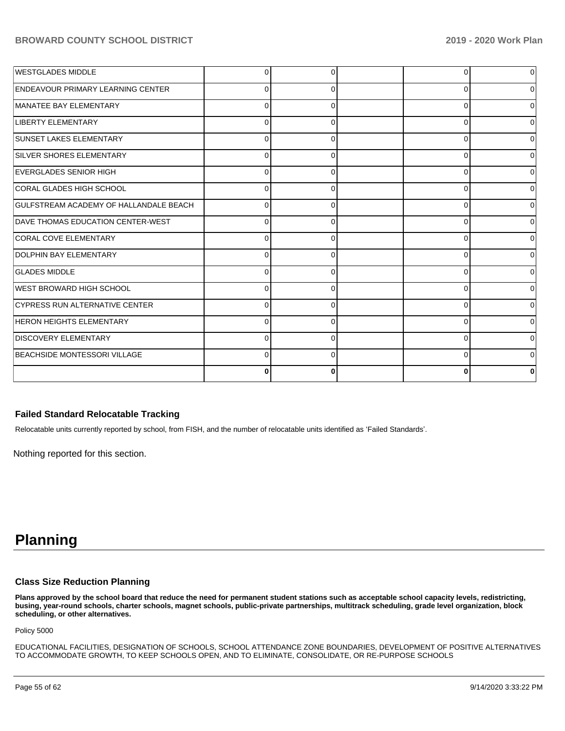| | | | | | |
|---|---|---|---|---|---|
| WESTGLADES MIDDLE | 0 | 0 | | 0 | 0 |
| ENDEAVOUR PRIMARY LEARNING CENTER | 0 | 0 | | 0 | 0 |
| MANATEE BAY ELEMENTARY | 0 | 0 | | 0 | 0 |
| LIBERTY ELEMENTARY | 0 | 0 | | 0 | 0 |
| SUNSET LAKES ELEMENTARY | 0 | 0 | | 0 | 0 |
| SILVER SHORES ELEMENTARY | 0 | 0 | | 0 | 0 |
| EVERGLADES SENIOR HIGH | 0 | 0 | | 0 | 0 |
| CORAL GLADES HIGH SCHOOL | 0 | 0 | | 0 | 0 |
| GULFSTREAM ACADEMY OF HALLANDALE BEACH | 0 | 0 | | 0 | 0 |
| DAVE THOMAS EDUCATION CENTER-WEST | 0 | 0 | | 0 | 0 |
| CORAL COVE ELEMENTARY | 0 | 0 | | 0 | 0 |
| DOLPHIN BAY ELEMENTARY | 0 | 0 | | 0 | 0 |
| GLADES MIDDLE | 0 | 0 | | 0 | 0 |
| WEST BROWARD HIGH SCHOOL | 0 | 0 | | 0 | 0 |
| CYPRESS RUN ALTERNATIVE CENTER | 0 | 0 | | 0 | 0 |
| HERON HEIGHTS ELEMENTARY | 0 | 0 | | 0 | 0 |
| DISCOVERY ELEMENTARY | 0 | 0 | | 0 | 0 |
| BEACHSIDE MONTESSORI VILLAGE | 0 | 0 | | 0 | 0 |
| | **0** | **0** | | **0** | **0** |

### Failed Standard Relocatable Tracking

Relocatable units currently reported by school, from FISH, and the number of relocatable units identified as 'Failed Standards'.

Nothing reported for this section.

# Planning

### Class Size Reduction Planning

**Plans approved by the school board that reduce the need for permanent student stations such as acceptable school capacity levels, redistricting, busing, year-round schools, charter schools, magnet schools, public-private partnerships, multitrack scheduling, grade level organization, block scheduling, or other alternatives.**

Policy 5000

EDUCATIONAL FACILITIES, DESIGNATION OF SCHOOLS, SCHOOL ATTENDANCE ZONE BOUNDARIES, DEVELOPMENT OF POSITIVE ALTERNATIVES TO ACCOMMODATE GROWTH, TO KEEP SCHOOLS OPEN, AND TO ELIMINATE, CONSOLIDATE, OR RE-PURPOSE SCHOOLS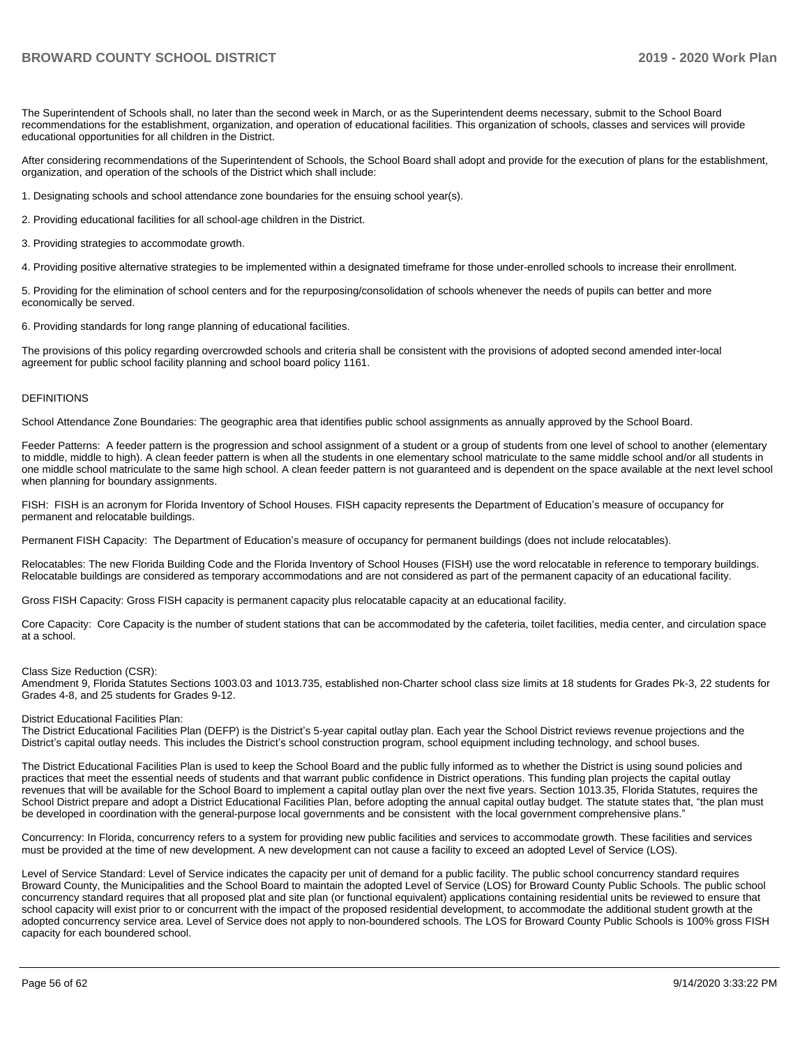The Superintendent of Schools shall, no later than the second week in March, or as the Superintendent deems necessary, submit to the School Board recommendations for the establishment, organization, and operation of educational facilities. This organization of schools, classes and services will provide educational opportunities for all children in the District.

After considering recommendations of the Superintendent of Schools, the School Board shall adopt and provide for the execution of plans for the establishment, organization, and operation of the schools of the District which shall include:

1. Designating schools and school attendance zone boundaries for the ensuing school year(s).

2. Providing educational facilities for all school-age children in the District.

3. Providing strategies to accommodate growth.

4. Providing positive alternative strategies to be implemented within a designated timeframe for those under-enrolled schools to increase their enrollment.

5. Providing for the elimination of school centers and for the repurposing/consolidation of schools whenever the needs of pupils can better and more economically be served.

6. Providing standards for long range planning of educational facilities.

The provisions of this policy regarding overcrowded schools and criteria shall be consistent with the provisions of adopted second amended inter-local agreement for public school facility planning and school board policy 1161.

DEFINITIONS

School Attendance Zone Boundaries: The geographic area that identifies public school assignments as annually approved by the School Board.

Feeder Patterns: A feeder pattern is the progression and school assignment of a student or a group of students from one level of school to another (elementary to middle, middle to high). A clean feeder pattern is when all the students in one elementary school matriculate to the same middle school and/or all students in one middle school matriculate to the same high school. A clean feeder pattern is not guaranteed and is dependent on the space available at the next level school when planning for boundary assignments.

FISH: FISH is an acronym for Florida Inventory of School Houses. FISH capacity represents the Department of Education's measure of occupancy for permanent and relocatable buildings.

Permanent FISH Capacity: The Department of Education's measure of occupancy for permanent buildings (does not include relocatables).

Relocatables: The new Florida Building Code and the Florida Inventory of School Houses (FISH) use the word relocatable in reference to temporary buildings. Relocatable buildings are considered as temporary accommodations and are not considered as part of the permanent capacity of an educational facility.

Gross FISH Capacity: Gross FISH capacity is permanent capacity plus relocatable capacity at an educational facility.

Core Capacity: Core Capacity is the number of student stations that can be accommodated by the cafeteria, toilet facilities, media center, and circulation space at a school.

Class Size Reduction (CSR):
Amendment 9, Florida Statutes Sections 1003.03 and 1013.735, established non-Charter school class size limits at 18 students for Grades Pk-3, 22 students for Grades 4-8, and 25 students for Grades 9-12.

District Educational Facilities Plan:
The District Educational Facilities Plan (DEFP) is the District's 5-year capital outlay plan. Each year the School District reviews revenue projections and the District's capital outlay needs. This includes the District's school construction program, school equipment including technology, and school buses.

The District Educational Facilities Plan is used to keep the School Board and the public fully informed as to whether the District is using sound policies and practices that meet the essential needs of students and that warrant public confidence in District operations. This funding plan projects the capital outlay revenues that will be available for the School Board to implement a capital outlay plan over the next five years. Section 1013.35, Florida Statutes, requires the School District prepare and adopt a District Educational Facilities Plan, before adopting the annual capital outlay budget. The statute states that, "the plan must be developed in coordination with the general-purpose local governments and be consistent with the local government comprehensive plans."

Concurrency: In Florida, concurrency refers to a system for providing new public facilities and services to accommodate growth. These facilities and services must be provided at the time of new development. A new development can not cause a facility to exceed an adopted Level of Service (LOS).

Level of Service Standard: Level of Service indicates the capacity per unit of demand for a public facility. The public school concurrency standard requires Broward County, the Municipalities and the School Board to maintain the adopted Level of Service (LOS) for Broward County Public Schools. The public school concurrency standard requires that all proposed plat and site plan (or functional equivalent) applications containing residential units be reviewed to ensure that school capacity will exist prior to or concurrent with the impact of the proposed residential development, to accommodate the additional student growth at the adopted concurrency service area. Level of Service does not apply to non-boundered schools. The LOS for Broward County Public Schools is 100% gross FISH capacity for each boundered school.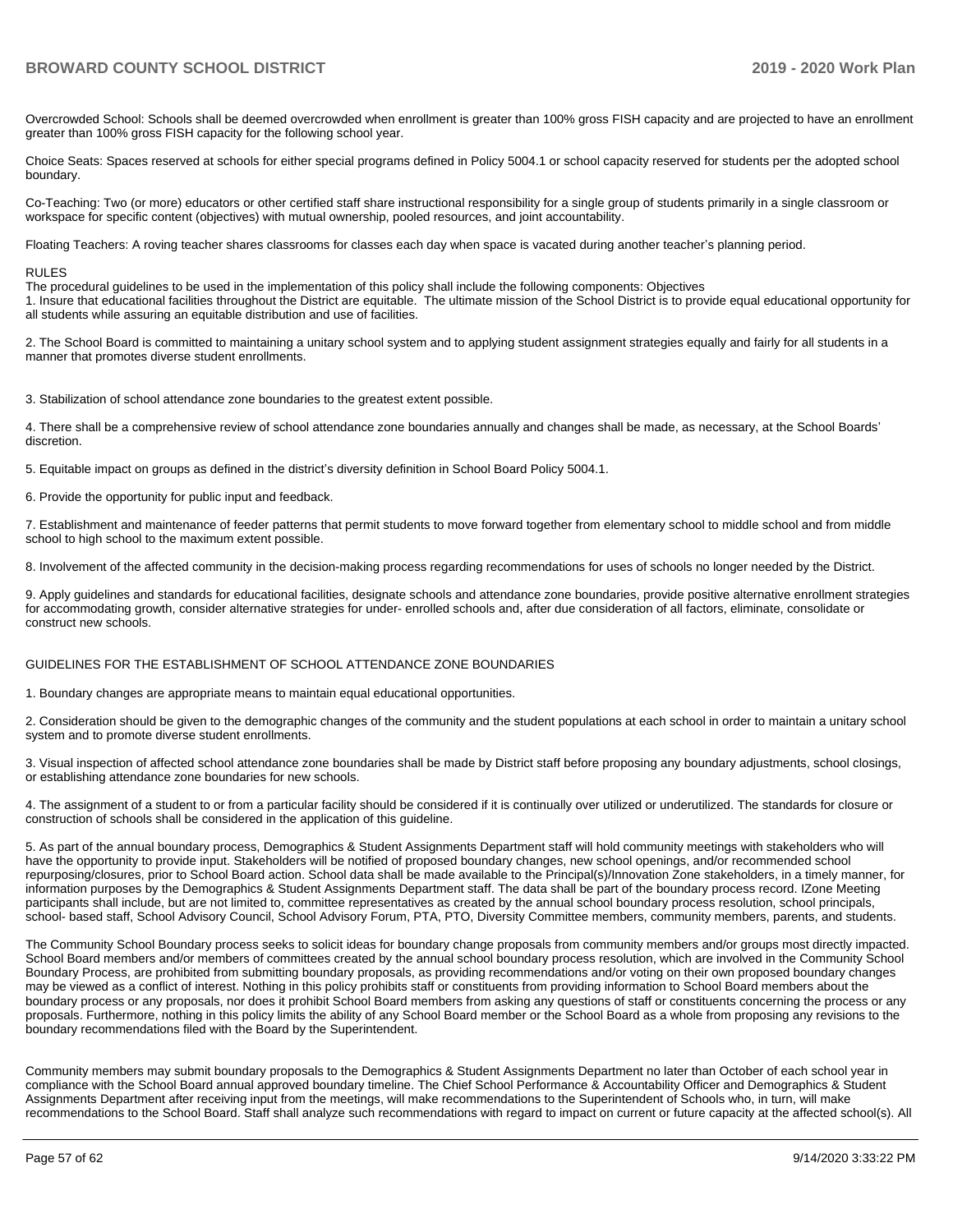Overcrowded School: Schools shall be deemed overcrowded when enrollment is greater than 100% gross FISH capacity and are projected to have an enrollment greater than 100% gross FISH capacity for the following school year.

Choice Seats: Spaces reserved at schools for either special programs defined in Policy 5004.1 or school capacity reserved for students per the adopted school boundary.

Co-Teaching: Two (or more) educators or other certified staff share instructional responsibility for a single group of students primarily in a single classroom or workspace for specific content (objectives) with mutual ownership, pooled resources, and joint accountability.

Floating Teachers: A roving teacher shares classrooms for classes each day when space is vacated during another teacher's planning period.

RULES

The procedural guidelines to be used in the implementation of this policy shall include the following components: Objectives

1. Insure that educational facilities throughout the District are equitable. The ultimate mission of the School District is to provide equal educational opportunity for all students while assuring an equitable distribution and use of facilities.

2. The School Board is committed to maintaining a unitary school system and to applying student assignment strategies equally and fairly for all students in a manner that promotes diverse student enrollments.

3. Stabilization of school attendance zone boundaries to the greatest extent possible.

4. There shall be a comprehensive review of school attendance zone boundaries annually and changes shall be made, as necessary, at the School Boards' discretion.

5. Equitable impact on groups as defined in the district's diversity definition in School Board Policy 5004.1.

6. Provide the opportunity for public input and feedback.

7. Establishment and maintenance of feeder patterns that permit students to move forward together from elementary school to middle school and from middle school to high school to the maximum extent possible.

8. Involvement of the affected community in the decision-making process regarding recommendations for uses of schools no longer needed by the District.

9. Apply guidelines and standards for educational facilities, designate schools and attendance zone boundaries, provide positive alternative enrollment strategies for accommodating growth, consider alternative strategies for under- enrolled schools and, after due consideration of all factors, eliminate, consolidate or construct new schools.

GUIDELINES FOR THE ESTABLISHMENT OF SCHOOL ATTENDANCE ZONE BOUNDARIES

1. Boundary changes are appropriate means to maintain equal educational opportunities.

2. Consideration should be given to the demographic changes of the community and the student populations at each school in order to maintain a unitary school system and to promote diverse student enrollments.

3. Visual inspection of affected school attendance zone boundaries shall be made by District staff before proposing any boundary adjustments, school closings, or establishing attendance zone boundaries for new schools.

4. The assignment of a student to or from a particular facility should be considered if it is continually over utilized or underutilized. The standards for closure or construction of schools shall be considered in the application of this guideline.

5. As part of the annual boundary process, Demographics & Student Assignments Department staff will hold community meetings with stakeholders who will have the opportunity to provide input. Stakeholders will be notified of proposed boundary changes, new school openings, and/or recommended school repurposing/closures, prior to School Board action. School data shall be made available to the Principal(s)/Innovation Zone stakeholders, in a timely manner, for information purposes by the Demographics & Student Assignments Department staff. The data shall be part of the boundary process record. IZone Meeting participants shall include, but are not limited to, committee representatives as created by the annual school boundary process resolution, school principals, school- based staff, School Advisory Council, School Advisory Forum, PTA, PTO, Diversity Committee members, community members, parents, and students.

The Community School Boundary process seeks to solicit ideas for boundary change proposals from community members and/or groups most directly impacted. School Board members and/or members of committees created by the annual school boundary process resolution, which are involved in the Community School Boundary Process, are prohibited from submitting boundary proposals, as providing recommendations and/or voting on their own proposed boundary changes may be viewed as a conflict of interest. Nothing in this policy prohibits staff or constituents from providing information to School Board members about the boundary process or any proposals, nor does it prohibit School Board members from asking any questions of staff or constituents concerning the process or any proposals. Furthermore, nothing in this policy limits the ability of any School Board member or the School Board as a whole from proposing any revisions to the boundary recommendations filed with the Board by the Superintendent.

Community members may submit boundary proposals to the Demographics & Student Assignments Department no later than October of each school year in compliance with the School Board annual approved boundary timeline. The Chief School Performance & Accountability Officer and Demographics & Student Assignments Department after receiving input from the meetings, will make recommendations to the Superintendent of Schools who, in turn, will make recommendations to the School Board. Staff shall analyze such recommendations with regard to impact on current or future capacity at the affected school(s). All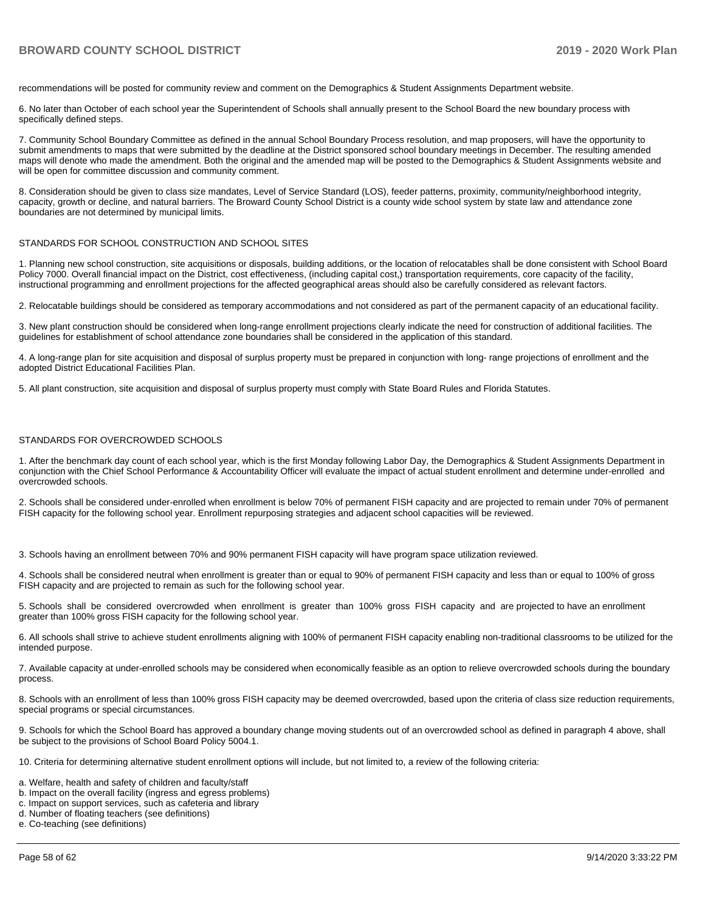recommendations will be posted for community review and comment on the Demographics & Student Assignments Department website.

6. No later than October of each school year the Superintendent of Schools shall annually present to the School Board the new boundary process with specifically defined steps.

7. Community School Boundary Committee as defined in the annual School Boundary Process resolution, and map proposers, will have the opportunity to submit amendments to maps that were submitted by the deadline at the District sponsored school boundary meetings in December. The resulting amended maps will denote who made the amendment. Both the original and the amended map will be posted to the Demographics & Student Assignments website and will be open for committee discussion and community comment.

8. Consideration should be given to class size mandates, Level of Service Standard (LOS), feeder patterns, proximity, community/neighborhood integrity, capacity, growth or decline, and natural barriers. The Broward County School District is a county wide school system by state law and attendance zone boundaries are not determined by municipal limits.

STANDARDS FOR SCHOOL CONSTRUCTION AND SCHOOL SITES

1. Planning new school construction, site acquisitions or disposals, building additions, or the location of relocatables shall be done consistent with School Board Policy 7000. Overall financial impact on the District, cost effectiveness, (including capital cost,) transportation requirements, core capacity of the facility, instructional programming and enrollment projections for the affected geographical areas should also be carefully considered as relevant factors.

2. Relocatable buildings should be considered as temporary accommodations and not considered as part of the permanent capacity of an educational facility.

3. New plant construction should be considered when long-range enrollment projections clearly indicate the need for construction of additional facilities. The guidelines for establishment of school attendance zone boundaries shall be considered in the application of this standard.

4. A long-range plan for site acquisition and disposal of surplus property must be prepared in conjunction with long- range projections of enrollment and the adopted District Educational Facilities Plan.

5. All plant construction, site acquisition and disposal of surplus property must comply with State Board Rules and Florida Statutes.

STANDARDS FOR OVERCROWDED SCHOOLS

1. After the benchmark day count of each school year, which is the first Monday following Labor Day, the Demographics & Student Assignments Department in conjunction with the Chief School Performance & Accountability Officer will evaluate the impact of actual student enrollment and determine under-enrolled and overcrowded schools.

2. Schools shall be considered under-enrolled when enrollment is below 70% of permanent FISH capacity and are projected to remain under 70% of permanent FISH capacity for the following school year. Enrollment repurposing strategies and adjacent school capacities will be reviewed.

3. Schools having an enrollment between 70% and 90% permanent FISH capacity will have program space utilization reviewed.

4. Schools shall be considered neutral when enrollment is greater than or equal to 90% of permanent FISH capacity and less than or equal to 100% of gross FISH capacity and are projected to remain as such for the following school year.

5. Schools shall be considered overcrowded when enrollment is greater than 100% gross FISH capacity and are projected to have an enrollment greater than 100% gross FISH capacity for the following school year.

6. All schools shall strive to achieve student enrollments aligning with 100% of permanent FISH capacity enabling non-traditional classrooms to be utilized for the intended purpose.

7. Available capacity at under-enrolled schools may be considered when economically feasible as an option to relieve overcrowded schools during the boundary process.

8. Schools with an enrollment of less than 100% gross FISH capacity may be deemed overcrowded, based upon the criteria of class size reduction requirements, special programs or special circumstances.

9. Schools for which the School Board has approved a boundary change moving students out of an overcrowded school as defined in paragraph 4 above, shall be subject to the provisions of School Board Policy 5004.1.

10. Criteria for determining alternative student enrollment options will include, but not limited to, a review of the following criteria:

a. Welfare, health and safety of children and faculty/staff
b. Impact on the overall facility (ingress and egress problems)
c. Impact on support services, such as cafeteria and library
d. Number of floating teachers (see definitions)
e. Co-teaching (see definitions)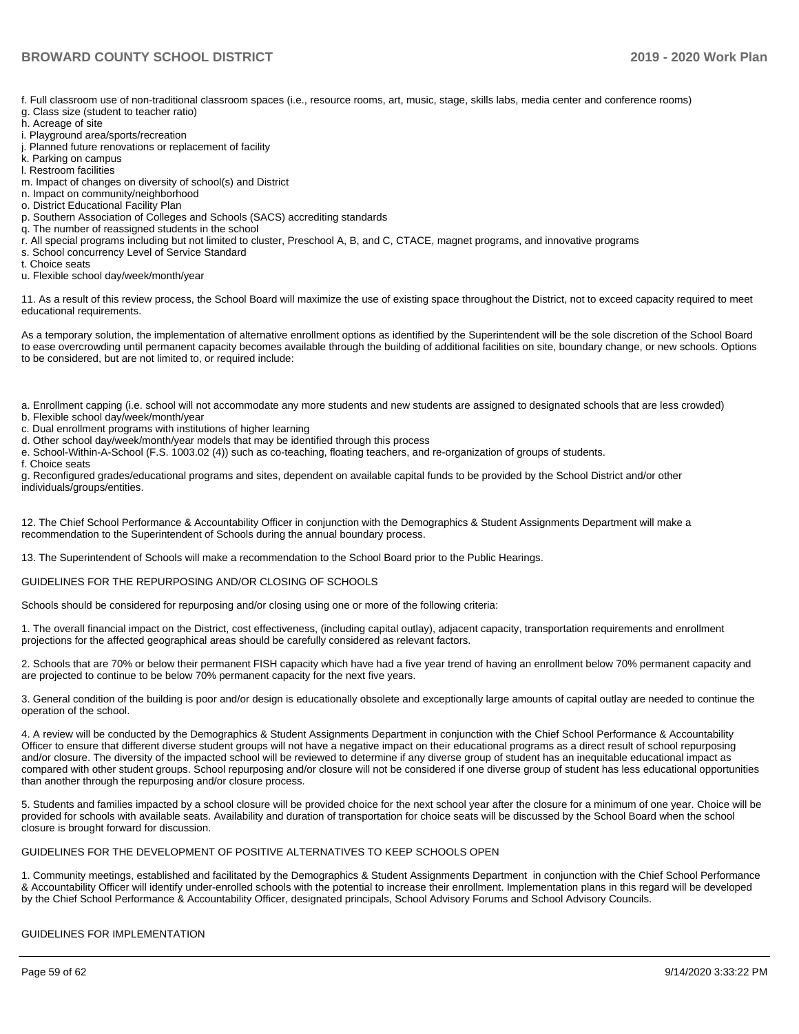f. Full classroom use of non-traditional classroom spaces (i.e., resource rooms, art, music, stage, skills labs, media center and conference rooms)
g. Class size (student to teacher ratio)
h. Acreage of site
i. Playground area/sports/recreation
j. Planned future renovations or replacement of facility
k. Parking on campus
l. Restroom facilities
m. Impact of changes on diversity of school(s) and District
n. Impact on community/neighborhood
o. District Educational Facility Plan
p. Southern Association of Colleges and Schools (SACS) accrediting standards
q. The number of reassigned students in the school
r. All special programs including but not limited to cluster, Preschool A, B, and C, CTACE, magnet programs, and innovative programs
s. School concurrency Level of Service Standard
t. Choice seats
u. Flexible school day/week/month/year

11. As a result of this review process, the School Board will maximize the use of existing space throughout the District, not to exceed capacity required to meet educational requirements.

As a temporary solution, the implementation of alternative enrollment options as identified by the Superintendent will be the sole discretion of the School Board to ease overcrowding until permanent capacity becomes available through the building of additional facilities on site, boundary change, or new schools. Options to be considered, but are not limited to, or required include:

a. Enrollment capping (i.e. school will not accommodate any more students and new students are assigned to designated schools that are less crowded)
b. Flexible school day/week/month/year
c. Dual enrollment programs with institutions of higher learning
d. Other school day/week/month/year models that may be identified through this process
e. School-Within-A-School (F.S. 1003.02 (4)) such as co-teaching, floating teachers, and re-organization of groups of students.
f. Choice seats
g. Reconfigured grades/educational programs and sites, dependent on available capital funds to be provided by the School District and/or other individuals/groups/entities.

12. The Chief School Performance & Accountability Officer in conjunction with the Demographics & Student Assignments Department will make a recommendation to the Superintendent of Schools during the annual boundary process.

13. The Superintendent of Schools will make a recommendation to the School Board prior to the Public Hearings.

GUIDELINES FOR THE REPURPOSING AND/OR CLOSING OF SCHOOLS

Schools should be considered for repurposing and/or closing using one or more of the following criteria:

1. The overall financial impact on the District, cost effectiveness, (including capital outlay), adjacent capacity, transportation requirements and enrollment projections for the affected geographical areas should be carefully considered as relevant factors.

2. Schools that are 70% or below their permanent FISH capacity which have had a five year trend of having an enrollment below 70% permanent capacity and are projected to continue to be below 70% permanent capacity for the next five years.

3. General condition of the building is poor and/or design is educationally obsolete and exceptionally large amounts of capital outlay are needed to continue the operation of the school.

4. A review will be conducted by the Demographics & Student Assignments Department in conjunction with the Chief School Performance & Accountability Officer to ensure that different diverse student groups will not have a negative impact on their educational programs as a direct result of school repurposing and/or closure. The diversity of the impacted school will be reviewed to determine if any diverse group of student has an inequitable educational impact as compared with other student groups. School repurposing and/or closure will not be considered if one diverse group of student has less educational opportunities than another through the repurposing and/or closure process.

5. Students and families impacted by a school closure will be provided choice for the next school year after the closure for a minimum of one year. Choice will be provided for schools with available seats. Availability and duration of transportation for choice seats will be discussed by the School Board when the school closure is brought forward for discussion.

GUIDELINES FOR THE DEVELOPMENT OF POSITIVE ALTERNATIVES TO KEEP SCHOOLS OPEN

1. Community meetings, established and facilitated by the Demographics & Student Assignments Department in conjunction with the Chief School Performance & Accountability Officer will identify under-enrolled schools with the potential to increase their enrollment. Implementation plans in this regard will be developed by the Chief School Performance & Accountability Officer, designated principals, School Advisory Forums and School Advisory Councils.

GUIDELINES FOR IMPLEMENTATION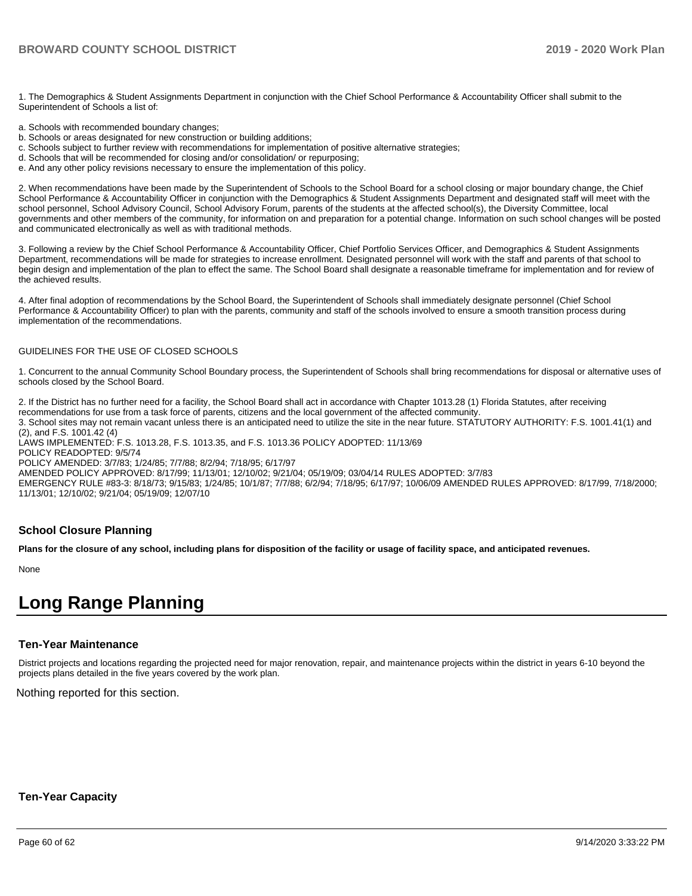1. The Demographics & Student Assignments Department in conjunction with the Chief School Performance & Accountability Officer shall submit to the Superintendent of Schools a list of:

a. Schools with recommended boundary changes;
b. Schools or areas designated for new construction or building additions;
c. Schools subject to further review with recommendations for implementation of positive alternative strategies;
d. Schools that will be recommended for closing and/or consolidation/ or repurposing;
e. And any other policy revisions necessary to ensure the implementation of this policy.

2. When recommendations have been made by the Superintendent of Schools to the School Board for a school closing or major boundary change, the Chief School Performance & Accountability Officer in conjunction with the Demographics & Student Assignments Department and designated staff will meet with the school personnel, School Advisory Council, School Advisory Forum, parents of the students at the affected school(s), the Diversity Committee, local governments and other members of the community, for information on and preparation for a potential change. Information on such school changes will be posted and communicated electronically as well as with traditional methods.

3. Following a review by the Chief School Performance & Accountability Officer, Chief Portfolio Services Officer, and Demographics & Student Assignments Department, recommendations will be made for strategies to increase enrollment. Designated personnel will work with the staff and parents of that school to begin design and implementation of the plan to effect the same. The School Board shall designate a reasonable timeframe for implementation and for review of the achieved results.

4. After final adoption of recommendations by the School Board, the Superintendent of Schools shall immediately designate personnel (Chief School Performance & Accountability Officer) to plan with the parents, community and staff of the schools involved to ensure a smooth transition process during implementation of the recommendations.

GUIDELINES FOR THE USE OF CLOSED SCHOOLS

1. Concurrent to the annual Community School Boundary process, the Superintendent of Schools shall bring recommendations for disposal or alternative uses of schools closed by the School Board.

2. If the District has no further need for a facility, the School Board shall act in accordance with Chapter 1013.28 (1) Florida Statutes, after receiving recommendations for use from a task force of parents, citizens and the local government of the affected community.
3. School sites may not remain vacant unless there is an anticipated need to utilize the site in the near future. STATUTORY AUTHORITY: F.S. 1001.41(1) and (2), and F.S. 1001.42 (4)
LAWS IMPLEMENTED: F.S. 1013.28, F.S. 1013.35, and F.S. 1013.36 POLICY ADOPTED: 11/13/69
POLICY READOPTED: 9/5/74
POLICY AMENDED: 3/7/83; 1/24/85; 7/7/88; 8/2/94; 7/18/95; 6/17/97
AMENDED POLICY APPROVED: 8/17/99; 11/13/01; 12/10/02; 9/21/04; 05/19/09; 03/04/14 RULES ADOPTED: 3/7/83
EMERGENCY RULE #83-3: 8/18/73; 9/15/83; 1/24/85; 10/1/87; 7/7/88; 6/2/94; 7/18/95; 6/17/97; 10/06/09 AMENDED RULES APPROVED: 8/17/99, 7/18/2000; 11/13/01; 12/10/02; 9/21/04; 05/19/09; 12/07/10

### School Closure Planning

**Plans for the closure of any school, including plans for disposition of the facility or usage of facility space, and anticipated revenues.**

None

# Long Range Planning

### Ten-Year Maintenance

District projects and locations regarding the projected need for major renovation, repair, and maintenance projects within the district in years 6-10 beyond the projects plans detailed in the five years covered by the work plan.

Nothing reported for this section.

### Ten-Year Capacity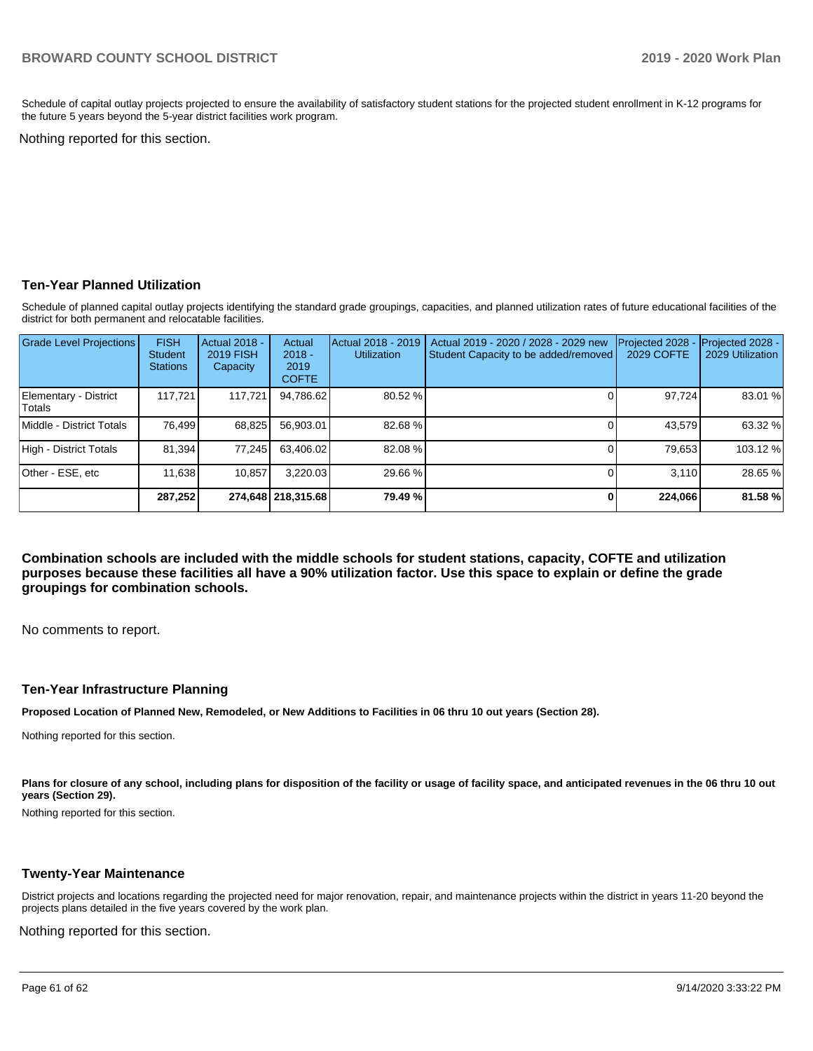Schedule of capital outlay projects projected to ensure the availability of satisfactory student stations for the projected student enrollment in K-12 programs for the future 5 years beyond the 5-year district facilities work program.

Nothing reported for this section.

## Ten-Year Planned Utilization

Schedule of planned capital outlay projects identifying the standard grade groupings, capacities, and planned utilization rates of future educational facilities of the district for both permanent and relocatable facilities.

| Grade Level Projections | FISH Student Stations | Actual 2018 - 2019 FISH Capacity | Actual 2018 - 2019 COFTE | Actual 2018 - 2019 Utilization | Actual 2019 - 2020 / 2028 - 2029 new Student Capacity to be added/removed | Projected 2028 - 2029 COFTE | Projected 2028 - 2029 Utilization |
|---|---|---|---|---|---|---|---|
| Elementary - District Totals | 117,721 | 117,721 | 94,786.62 | 80.52 % | 0 | 97,724 | 83.01 % |
| Middle - District Totals | 76,499 | 68,825 | 56,903.01 | 82.68 % | 0 | 43,579 | 63.32 % |
| High - District Totals | 81,394 | 77,245 | 63,406.02 | 82.08 % | 0 | 79,653 | 103.12 % |
| Other - ESE, etc | 11,638 | 10,857 | 3,220.03 | 29.66 % | 0 | 3,110 | 28.65 % |
| | **287,252** | **274,648** | **218,315.68** | **79.49 %** | **0** | **224,066** | **81.58 %** |

**Combination schools are included with the middle schools for student stations, capacity, COFTE and utilization purposes because these facilities all have a 90% utilization factor. Use this space to explain or define the grade groupings for combination schools.**

No comments to report.

## Ten-Year Infrastructure Planning

**Proposed Location of Planned New, Remodeled, or New Additions to Facilities in 06 thru 10 out years (Section 28).**

Nothing reported for this section.

**Plans for closure of any school, including plans for disposition of the facility or usage of facility space, and anticipated revenues in the 06 thru 10 out years (Section 29).**

Nothing reported for this section.

## Twenty-Year Maintenance

District projects and locations regarding the projected need for major renovation, repair, and maintenance projects within the district in years 11-20 beyond the projects plans detailed in the five years covered by the work plan.

Nothing reported for this section.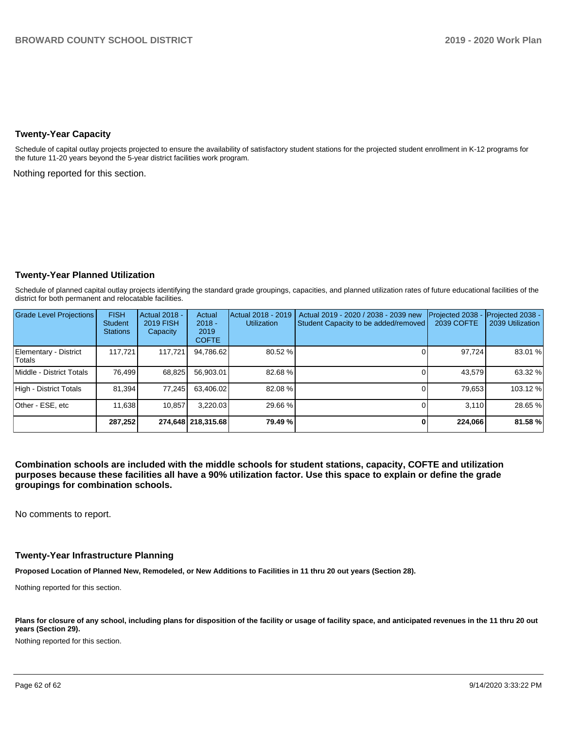### Twenty-Year Capacity

Schedule of capital outlay projects projected to ensure the availability of satisfactory student stations for the projected student enrollment in K-12 programs for the future 11-20 years beyond the 5-year district facilities work program.

Nothing reported for this section.

### Twenty-Year Planned Utilization

Schedule of planned capital outlay projects identifying the standard grade groupings, capacities, and planned utilization rates of future educational facilities of the district for both permanent and relocatable facilities.

| Grade Level Projections | FISH Student Stations | Actual 2018 - 2019 FISH Capacity | Actual 2018 - 2019 COFTE | Actual 2018 - 2019 Utilization | Actual 2019 - 2020 / 2038 - 2039 new Student Capacity to be added/removed | Projected 2038 - 2039 COFTE | Projected 2038 - 2039 Utilization |
|---|---|---|---|---|---|---|---|
| Elementary - District Totals | 117,721 | 117,721 | 94,786.62 | 80.52 % | 0 | 97,724 | 83.01 % |
| Middle - District Totals | 76,499 | 68,825 | 56,903.01 | 82.68 % | 0 | 43,579 | 63.32 % |
| High - District Totals | 81,394 | 77,245 | 63,406.02 | 82.08 % | 0 | 79,653 | 103.12 % |
| Other - ESE, etc | 11,638 | 10,857 | 3,220.03 | 29.66 % | 0 | 3,110 | 28.65 % |
| | **287,252** | **274,648** | **218,315.68** | **79.49 %** | **0** | **224,066** | **81.58 %** |

**Combination schools are included with the middle schools for student stations, capacity, COFTE and utilization purposes because these facilities all have a 90% utilization factor. Use this space to explain or define the grade groupings for combination schools.**

No comments to report.

### Twenty-Year Infrastructure Planning

**Proposed Location of Planned New, Remodeled, or New Additions to Facilities in 11 thru 20 out years (Section 28).**

Nothing reported for this section.

**Plans for closure of any school, including plans for disposition of the facility or usage of facility space, and anticipated revenues in the 11 thru 20 out years (Section 29).**

Nothing reported for this section.